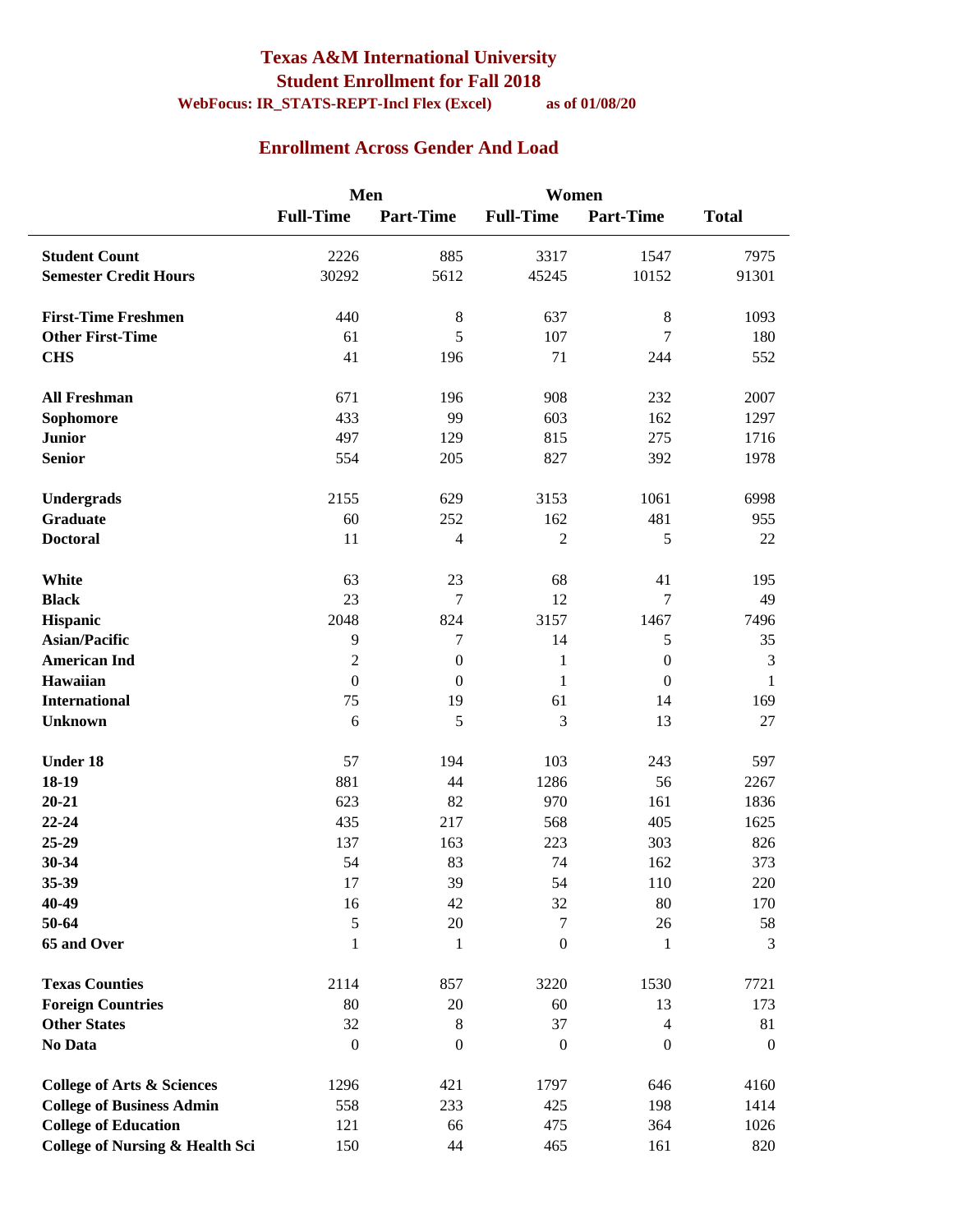# Texas A&M International University

## Student Enrollment for Fall 2018

**WebFocus: IR_STATS-REPT-Incl Flex (Excel)** **as of 01/08/20**

## Enrollment Across Gender And Load

| | Men | | Women | | |
|---|---|---|---|---|---|
| | **Full-Time** | **Part-Time** | **Full-Time** | **Part-Time** | **Total** |
| **Student Count** | 2226 | 885 | 3317 | 1547 | 7975 |
| **Semester Credit Hours** | 30292 | 5612 | 45245 | 10152 | 91301 |
| **First-Time Freshmen** | 440 | 8 | 637 | 8 | 1093 |
| **Other First-Time** | 61 | 5 | 107 | 7 | 180 |
| **CHS** | 41 | 196 | 71 | 244 | 552 |
| **All Freshman** | 671 | 196 | 908 | 232 | 2007 |
| **Sophomore** | 433 | 99 | 603 | 162 | 1297 |
| **Junior** | 497 | 129 | 815 | 275 | 1716 |
| **Senior** | 554 | 205 | 827 | 392 | 1978 |
| **Undergrads** | 2155 | 629 | 3153 | 1061 | 6998 |
| **Graduate** | 60 | 252 | 162 | 481 | 955 |
| **Doctoral** | 11 | 4 | 2 | 5 | 22 |
| **White** | 63 | 23 | 68 | 41 | 195 |
| **Black** | 23 | 7 | 12 | 7 | 49 |
| **Hispanic** | 2048 | 824 | 3157 | 1467 | 7496 |
| **Asian/Pacific** | 9 | 7 | 14 | 5 | 35 |
| **American Ind** | 2 | 0 | 1 | 0 | 3 |
| **Hawaiian** | 0 | 0 | 1 | 0 | 1 |
| **International** | 75 | 19 | 61 | 14 | 169 |
| **Unknown** | 6 | 5 | 3 | 13 | 27 |
| **Under 18** | 57 | 194 | 103 | 243 | 597 |
| **18-19** | 881 | 44 | 1286 | 56 | 2267 |
| **20-21** | 623 | 82 | 970 | 161 | 1836 |
| **22-24** | 435 | 217 | 568 | 405 | 1625 |
| **25-29** | 137 | 163 | 223 | 303 | 826 |
| **30-34** | 54 | 83 | 74 | 162 | 373 |
| **35-39** | 17 | 39 | 54 | 110 | 220 |
| **40-49** | 16 | 42 | 32 | 80 | 170 |
| **50-64** | 5 | 20 | 7 | 26 | 58 |
| **65 and Over** | 1 | 1 | 0 | 1 | 3 |
| **Texas Counties** | 2114 | 857 | 3220 | 1530 | 7721 |
| **Foreign Countries** | 80 | 20 | 60 | 13 | 173 |
| **Other States** | 32 | 8 | 37 | 4 | 81 |
| **No Data** | 0 | 0 | 0 | 0 | 0 |
| **College of Arts & Sciences** | 1296 | 421 | 1797 | 646 | 4160 |
| **College of Business Admin** | 558 | 233 | 425 | 198 | 1414 |
| **College of Education** | 121 | 66 | 475 | 364 | 1026 |
| **College of Nursing & Health Sci** | 150 | 44 | 465 | 161 | 820 |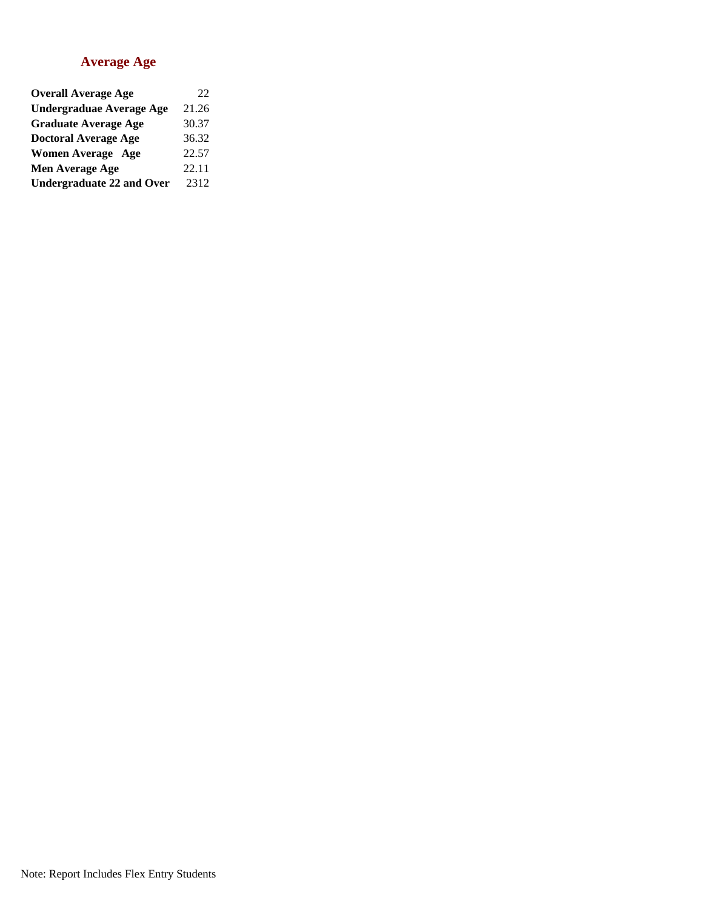## Average Age

| | |
|---|---|
| **Overall Average Age** | 22 |
| **Undergraduae Average Age** | 21.26 |
| **Graduate Average Age** | 30.37 |
| **Doctoral Average Age** | 36.32 |
| **Women Average Age** | 22.57 |
| **Men Average Age** | 22.11 |
| **Undergraduate 22 and Over** | 2312 |

Note: Report Includes Flex Entry Students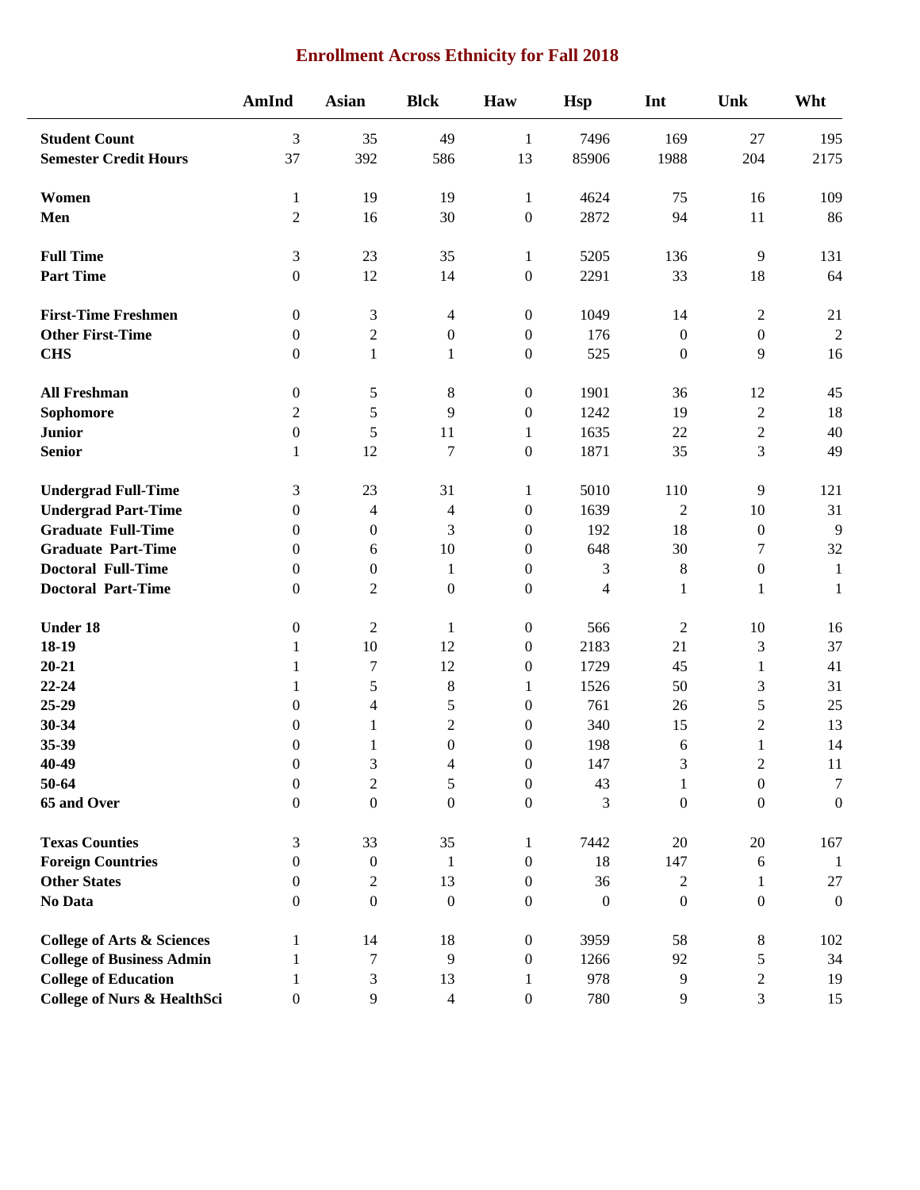# Enrollment Across Ethnicity for Fall 2018

| | AmInd | Asian | Blck | Haw | Hsp | Int | Unk | Wht |
|---|---|---|---|---|---|---|---|---|
| **Student Count** | 3 | 35 | 49 | 1 | 7496 | 169 | 27 | 195 |
| **Semester Credit Hours** | 37 | 392 | 586 | 13 | 85906 | 1988 | 204 | 2175 |
| **Women** | 1 | 19 | 19 | 1 | 4624 | 75 | 16 | 109 |
| **Men** | 2 | 16 | 30 | 0 | 2872 | 94 | 11 | 86 |
| **Full Time** | 3 | 23 | 35 | 1 | 5205 | 136 | 9 | 131 |
| **Part Time** | 0 | 12 | 14 | 0 | 2291 | 33 | 18 | 64 |
| **First-Time Freshmen** | 0 | 3 | 4 | 0 | 1049 | 14 | 2 | 21 |
| **Other First-Time** | 0 | 2 | 0 | 0 | 176 | 0 | 0 | 2 |
| **CHS** | 0 | 1 | 1 | 0 | 525 | 0 | 9 | 16 |
| **All Freshman** | 0 | 5 | 8 | 0 | 1901 | 36 | 12 | 45 |
| **Sophomore** | 2 | 5 | 9 | 0 | 1242 | 19 | 2 | 18 |
| **Junior** | 0 | 5 | 11 | 1 | 1635 | 22 | 2 | 40 |
| **Senior** | 1 | 12 | 7 | 0 | 1871 | 35 | 3 | 49 |
| **Undergrad Full-Time** | 3 | 23 | 31 | 1 | 5010 | 110 | 9 | 121 |
| **Undergrad Part-Time** | 0 | 4 | 4 | 0 | 1639 | 2 | 10 | 31 |
| **Graduate Full-Time** | 0 | 0 | 3 | 0 | 192 | 18 | 0 | 9 |
| **Graduate Part-Time** | 0 | 6 | 10 | 0 | 648 | 30 | 7 | 32 |
| **Doctoral Full-Time** | 0 | 0 | 1 | 0 | 3 | 8 | 0 | 1 |
| **Doctoral Part-Time** | 0 | 2 | 0 | 0 | 4 | 1 | 1 | 1 |
| **Under 18** | 0 | 2 | 1 | 0 | 566 | 2 | 10 | 16 |
| **18-19** | 1 | 10 | 12 | 0 | 2183 | 21 | 3 | 37 |
| **20-21** | 1 | 7 | 12 | 0 | 1729 | 45 | 1 | 41 |
| **22-24** | 1 | 5 | 8 | 1 | 1526 | 50 | 3 | 31 |
| **25-29** | 0 | 4 | 5 | 0 | 761 | 26 | 5 | 25 |
| **30-34** | 0 | 1 | 2 | 0 | 340 | 15 | 2 | 13 |
| **35-39** | 0 | 1 | 0 | 0 | 198 | 6 | 1 | 14 |
| **40-49** | 0 | 3 | 4 | 0 | 147 | 3 | 2 | 11 |
| **50-64** | 0 | 2 | 5 | 0 | 43 | 1 | 0 | 7 |
| **65 and Over** | 0 | 0 | 0 | 0 | 3 | 0 | 0 | 0 |
| **Texas Counties** | 3 | 33 | 35 | 1 | 7442 | 20 | 20 | 167 |
| **Foreign Countries** | 0 | 0 | 1 | 0 | 18 | 147 | 6 | 1 |
| **Other States** | 0 | 2 | 13 | 0 | 36 | 2 | 1 | 27 |
| **No Data** | 0 | 0 | 0 | 0 | 0 | 0 | 0 | 0 |
| **College of Arts & Sciences** | 1 | 14 | 18 | 0 | 3959 | 58 | 8 | 102 |
| **College of Business Admin** | 1 | 7 | 9 | 0 | 1266 | 92 | 5 | 34 |
| **College of Education** | 1 | 3 | 13 | 1 | 978 | 9 | 2 | 19 |
| **College of Nurs & HealthSci** | 0 | 9 | 4 | 0 | 780 | 9 | 3 | 15 |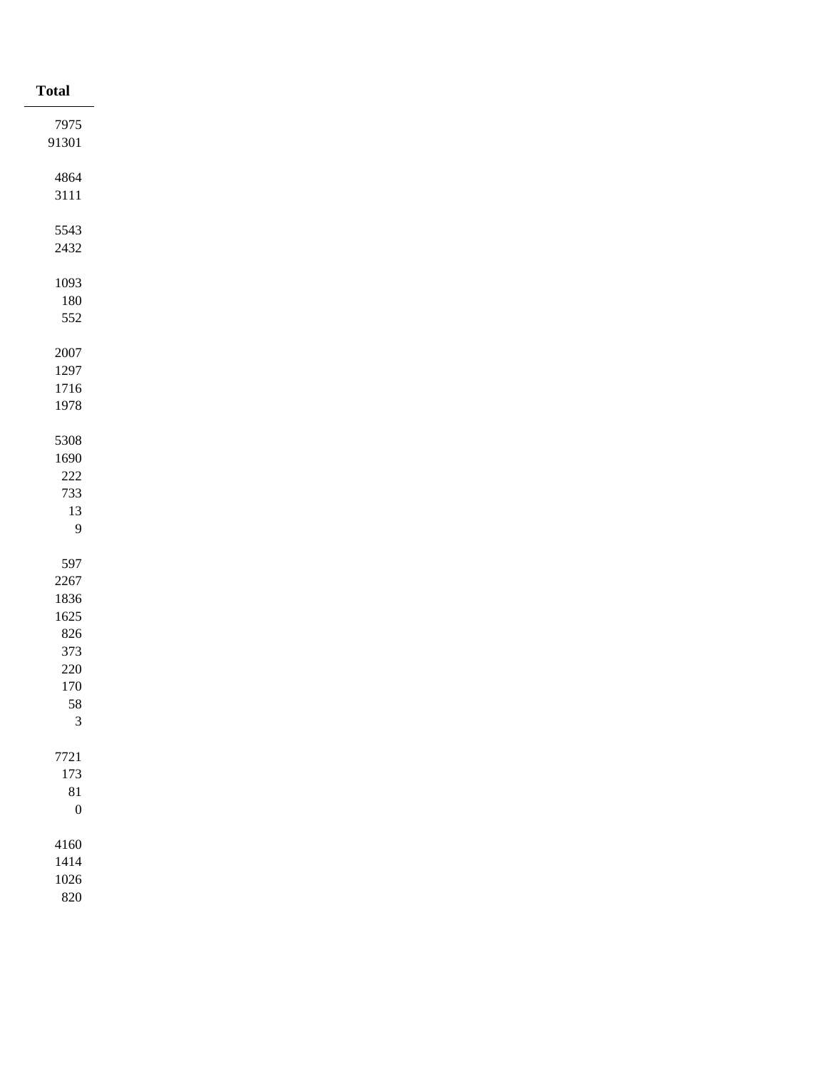| Total |
|---|
| 7975 |
| 91301 |
| |
| 4864 |
| 3111 |
| |
| 5543 |
| 2432 |
| |
| 1093 |
| 180 |
| 552 |
| |
| 2007 |
| 1297 |
| 1716 |
| 1978 |
| |
| 5308 |
| 1690 |
| 222 |
| 733 |
| 13 |
| 9 |
| |
| 597 |
| 2267 |
| 1836 |
| 1625 |
| 826 |
| 373 |
| 220 |
| 170 |
| 58 |
| 3 |
| |
| 7721 |
| 173 |
| 81 |
| 0 |
| |
| 4160 |
| 1414 |
| 1026 |
| 820 |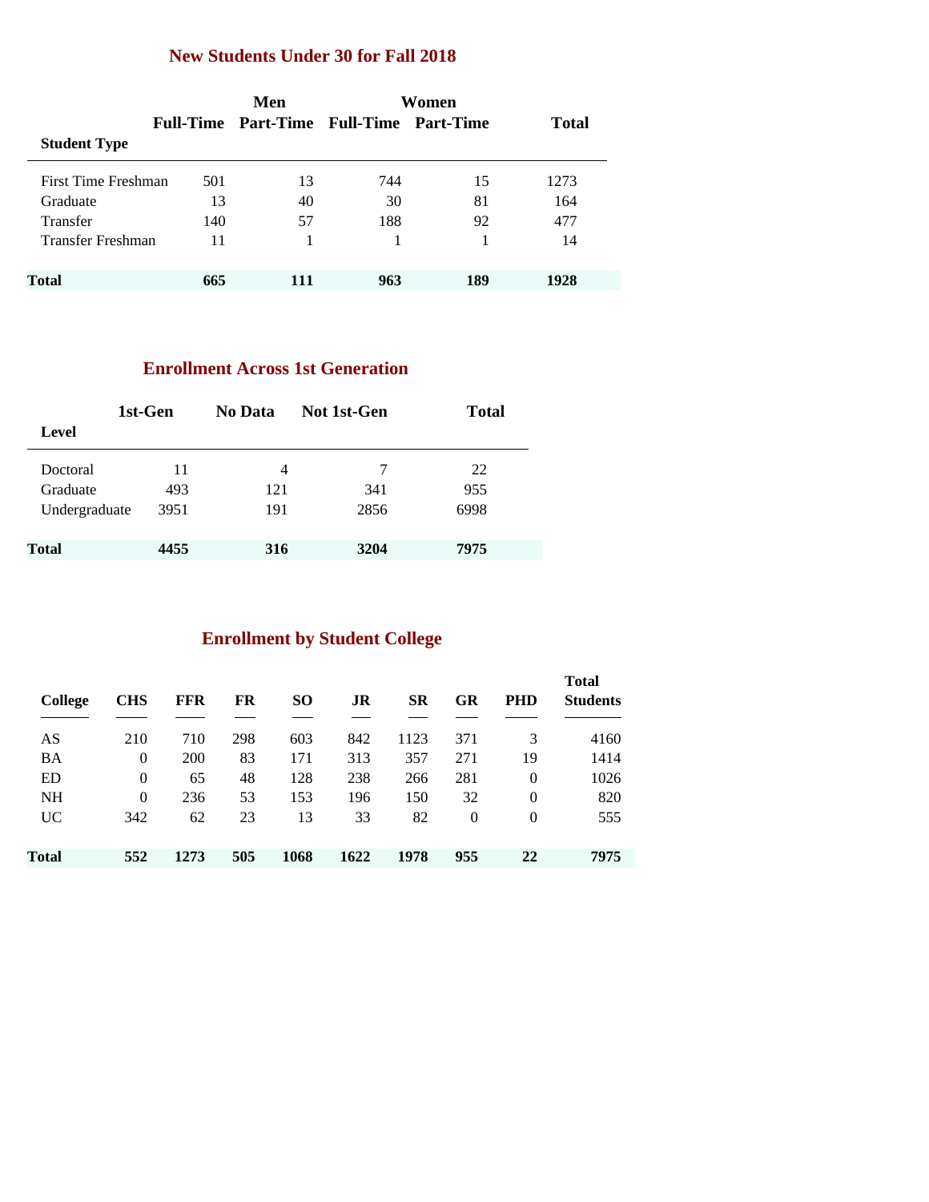## New Students Under 30 for Fall 2018

| Student Type | Men | | Women | | Total |
|---|---|---|---|---|---|
| | Full-Time | Part-Time | Full-Time | Part-Time | |
| First Time Freshman | 501 | 13 | 744 | 15 | 1273 |
| Graduate | 13 | 40 | 30 | 81 | 164 |
| Transfer | 140 | 57 | 188 | 92 | 477 |
| Transfer Freshman | 11 | 1 | 1 | 1 | 14 |
| **Total** | **665** | **111** | **963** | **189** | **1928** |

## Enrollment Across 1st Generation

| Level | 1st-Gen | No Data | Not 1st-Gen | Total |
|---|---|---|---|---|
| Doctoral | 11 | 4 | 7 | 22 |
| Graduate | 493 | 121 | 341 | 955 |
| Undergraduate | 3951 | 191 | 2856 | 6998 |
| **Total** | **4455** | **316** | **3204** | **7975** |

## Enrollment by Student College

| College | CHS | FFR | FR | SO | JR | SR | GR | PHD | Total Students |
|---|---|---|---|---|---|---|---|---|---|
| AS | 210 | 710 | 298 | 603 | 842 | 1123 | 371 | 3 | 4160 |
| BA | 0 | 200 | 83 | 171 | 313 | 357 | 271 | 19 | 1414 |
| ED | 0 | 65 | 48 | 128 | 238 | 266 | 281 | 0 | 1026 |
| NH | 0 | 236 | 53 | 153 | 196 | 150 | 32 | 0 | 820 |
| UC | 342 | 62 | 23 | 13 | 33 | 82 | 0 | 0 | 555 |
| **Total** | **552** | **1273** | **505** | **1068** | **1622** | **1978** | **955** | **22** | **7975** |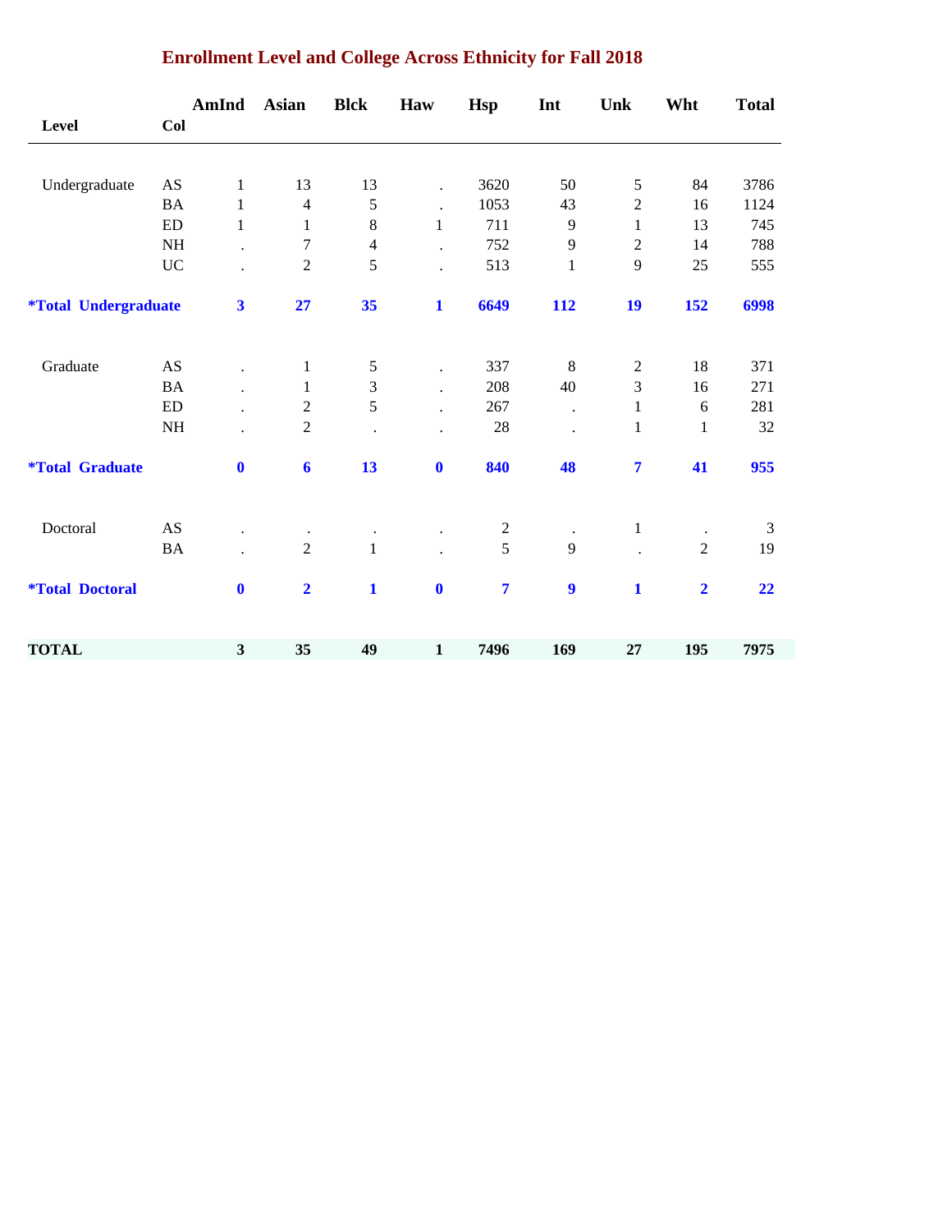## Enrollment Level and College Across Ethnicity for Fall 2018

| Level | Col | AmInd | Asian | Blck | Haw | Hsp | Int | Unk | Wht | Total |
|---|---|---|---|---|---|---|---|---|---|---|
| Undergraduate | AS | 1 | 13 | 13 | . | 3620 | 50 | 5 | 84 | 3786 |
| | BA | 1 | 4 | 5 | . | 1053 | 43 | 2 | 16 | 1124 |
| | ED | 1 | 1 | 8 | 1 | 711 | 9 | 1 | 13 | 745 |
| | NH | . | 7 | 4 | . | 752 | 9 | 2 | 14 | 788 |
| | UC | . | 2 | 5 | . | 513 | 1 | 9 | 25 | 555 |
| **\*Total Undergraduate** | | **3** | **27** | **35** | **1** | **6649** | **112** | **19** | **152** | **6998** |
| Graduate | AS | . | 1 | 5 | . | 337 | 8 | 2 | 18 | 371 |
| | BA | . | 1 | 3 | . | 208 | 40 | 3 | 16 | 271 |
| | ED | . | 2 | 5 | . | 267 | . | 1 | 6 | 281 |
| | NH | . | 2 | . | . | 28 | . | 1 | 1 | 32 |
| **\*Total Graduate** | | **0** | **6** | **13** | **0** | **840** | **48** | **7** | **41** | **955** |
| Doctoral | AS | . | . | . | . | 2 | . | 1 | . | 3 |
| | BA | . | 2 | 1 | . | 5 | 9 | . | 2 | 19 |
| **\*Total Doctoral** | | **0** | **2** | **1** | **0** | **7** | **9** | **1** | **2** | **22** |
| **TOTAL** | | **3** | **35** | **49** | **1** | **7496** | **169** | **27** | **195** | **7975** |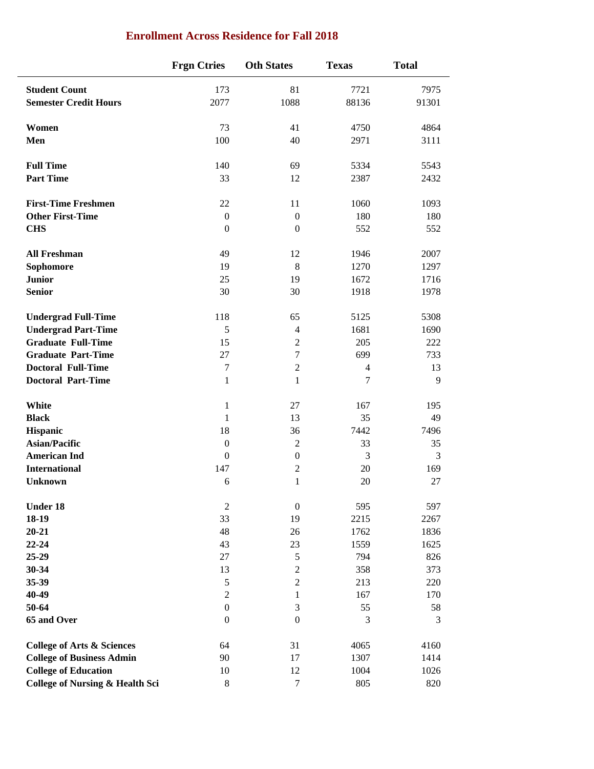## Enrollment Across Residence for Fall 2018

| | Frgn Ctries | Oth States | Texas | Total |
|---|---|---|---|---|
| **Student Count** | 173 | 81 | 7721 | 7975 |
| **Semester Credit Hours** | 2077 | 1088 | 88136 | 91301 |
| | | | | |
| **Women** | 73 | 41 | 4750 | 4864 |
| **Men** | 100 | 40 | 2971 | 3111 |
| | | | | |
| **Full Time** | 140 | 69 | 5334 | 5543 |
| **Part Time** | 33 | 12 | 2387 | 2432 |
| | | | | |
| **First-Time Freshmen** | 22 | 11 | 1060 | 1093 |
| **Other First-Time** | 0 | 0 | 180 | 180 |
| **CHS** | 0 | 0 | 552 | 552 |
| | | | | |
| **All Freshman** | 49 | 12 | 1946 | 2007 |
| **Sophomore** | 19 | 8 | 1270 | 1297 |
| **Junior** | 25 | 19 | 1672 | 1716 |
| **Senior** | 30 | 30 | 1918 | 1978 |
| | | | | |
| **Undergrad Full-Time** | 118 | 65 | 5125 | 5308 |
| **Undergrad Part-Time** | 5 | 4 | 1681 | 1690 |
| **Graduate Full-Time** | 15 | 2 | 205 | 222 |
| **Graduate Part-Time** | 27 | 7 | 699 | 733 |
| **Doctoral Full-Time** | 7 | 2 | 4 | 13 |
| **Doctoral Part-Time** | 1 | 1 | 7 | 9 |
| | | | | |
| **White** | 1 | 27 | 167 | 195 |
| **Black** | 1 | 13 | 35 | 49 |
| **Hispanic** | 18 | 36 | 7442 | 7496 |
| **Asian/Pacific** | 0 | 2 | 33 | 35 |
| **American Ind** | 0 | 0 | 3 | 3 |
| **International** | 147 | 2 | 20 | 169 |
| **Unknown** | 6 | 1 | 20 | 27 |
| | | | | |
| **Under 18** | 2 | 0 | 595 | 597 |
| **18-19** | 33 | 19 | 2215 | 2267 |
| **20-21** | 48 | 26 | 1762 | 1836 |
| **22-24** | 43 | 23 | 1559 | 1625 |
| **25-29** | 27 | 5 | 794 | 826 |
| **30-34** | 13 | 2 | 358 | 373 |
| **35-39** | 5 | 2 | 213 | 220 |
| **40-49** | 2 | 1 | 167 | 170 |
| **50-64** | 0 | 3 | 55 | 58 |
| **65 and Over** | 0 | 0 | 3 | 3 |
| | | | | |
| **College of Arts & Sciences** | 64 | 31 | 4065 | 4160 |
| **College of Business Admin** | 90 | 17 | 1307 | 1414 |
| **College of Education** | 10 | 12 | 1004 | 1026 |
| **College of Nursing & Health Sci** | 8 | 7 | 805 | 820 |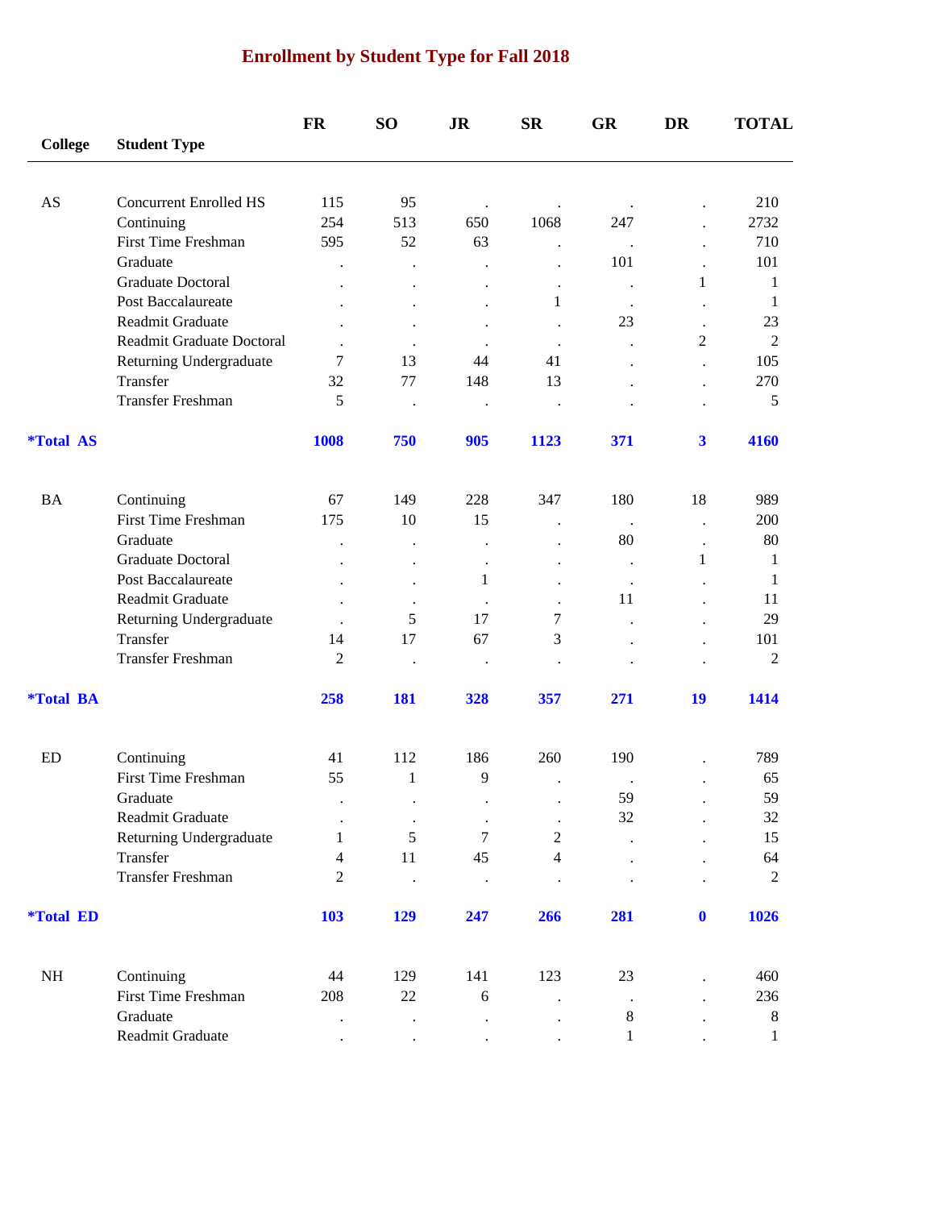# Enrollment by Student Type for Fall 2018

| College | Student Type | FR | SO | JR | SR | GR | DR | TOTAL |
|---|---|---|---|---|---|---|---|---|
| AS | Concurrent Enrolled HS | 115 | 95 | . | . | . | . | 210 |
| | Continuing | 254 | 513 | 650 | 1068 | 247 | . | 2732 |
| | First Time Freshman | 595 | 52 | 63 | . | . | . | 710 |
| | Graduate | . | . | . | . | 101 | . | 101 |
| | Graduate Doctoral | . | . | . | . | . | 1 | 1 |
| | Post Baccalaureate | . | . | . | 1 | . | . | 1 |
| | Readmit Graduate | . | . | . | . | 23 | . | 23 |
| | Readmit Graduate Doctoral | . | . | . | . | . | 2 | 2 |
| | Returning Undergraduate | 7 | 13 | 44 | 41 | . | . | 105 |
| | Transfer | 32 | 77 | 148 | 13 | . | . | 270 |
| | Transfer Freshman | 5 | . | . | . | . | . | 5 |
| ***Total AS** | | **1008** | **750** | **905** | **1123** | **371** | **3** | **4160** |
| BA | Continuing | 67 | 149 | 228 | 347 | 180 | 18 | 989 |
| | First Time Freshman | 175 | 10 | 15 | . | . | . | 200 |
| | Graduate | . | . | . | . | 80 | . | 80 |
| | Graduate Doctoral | . | . | . | . | . | 1 | 1 |
| | Post Baccalaureate | . | . | 1 | . | . | . | 1 |
| | Readmit Graduate | . | . | . | . | 11 | . | 11 |
| | Returning Undergraduate | . | 5 | 17 | 7 | . | . | 29 |
| | Transfer | 14 | 17 | 67 | 3 | . | . | 101 |
| | Transfer Freshman | 2 | . | . | . | . | . | 2 |
| ***Total BA** | | **258** | **181** | **328** | **357** | **271** | **19** | **1414** |
| ED | Continuing | 41 | 112 | 186 | 260 | 190 | . | 789 |
| | First Time Freshman | 55 | 1 | 9 | . | . | . | 65 |
| | Graduate | . | . | . | . | 59 | . | 59 |
| | Readmit Graduate | . | . | . | . | 32 | . | 32 |
| | Returning Undergraduate | 1 | 5 | 7 | 2 | . | . | 15 |
| | Transfer | 4 | 11 | 45 | 4 | . | . | 64 |
| | Transfer Freshman | 2 | . | . | . | . | . | 2 |
| ***Total ED** | | **103** | **129** | **247** | **266** | **281** | **0** | **1026** |
| NH | Continuing | 44 | 129 | 141 | 123 | 23 | . | 460 |
| | First Time Freshman | 208 | 22 | 6 | . | . | . | 236 |
| | Graduate | . | . | . | . | 8 | . | 8 |
| | Readmit Graduate | . | . | . | . | 1 | . | 1 |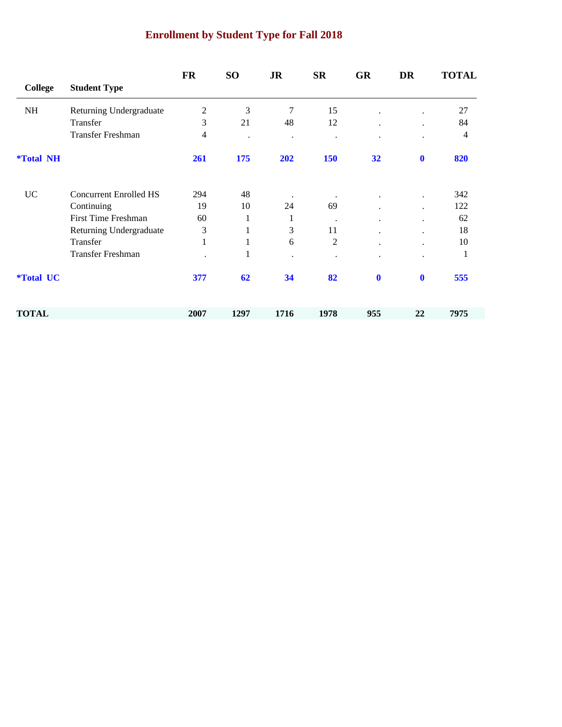## Enrollment by Student Type for Fall 2018

| College | Student Type | FR | SO | JR | SR | GR | DR | TOTAL |
|---|---|---|---|---|---|---|---|---|
| NH | Returning Undergraduate | 2 | 3 | 7 | 15 | . | . | 27 |
| | Transfer | 3 | 21 | 48 | 12 | . | . | 84 |
| | Transfer Freshman | 4 | . | . | . | . | . | 4 |
| **\*Total NH** | | **261** | **175** | **202** | **150** | **32** | **0** | **820** |
| UC | Concurrent Enrolled HS | 294 | 48 | . | . | . | . | 342 |
| | Continuing | 19 | 10 | 24 | 69 | . | . | 122 |
| | First Time Freshman | 60 | 1 | 1 | . | . | . | 62 |
| | Returning Undergraduate | 3 | 1 | 3 | 11 | . | . | 18 |
| | Transfer | 1 | 1 | 6 | 2 | . | . | 10 |
| | Transfer Freshman | . | 1 | . | . | . | . | 1 |
| **\*Total UC** | | **377** | **62** | **34** | **82** | **0** | **0** | **555** |
| **TOTAL** | | **2007** | **1297** | **1716** | **1978** | **955** | **22** | **7975** |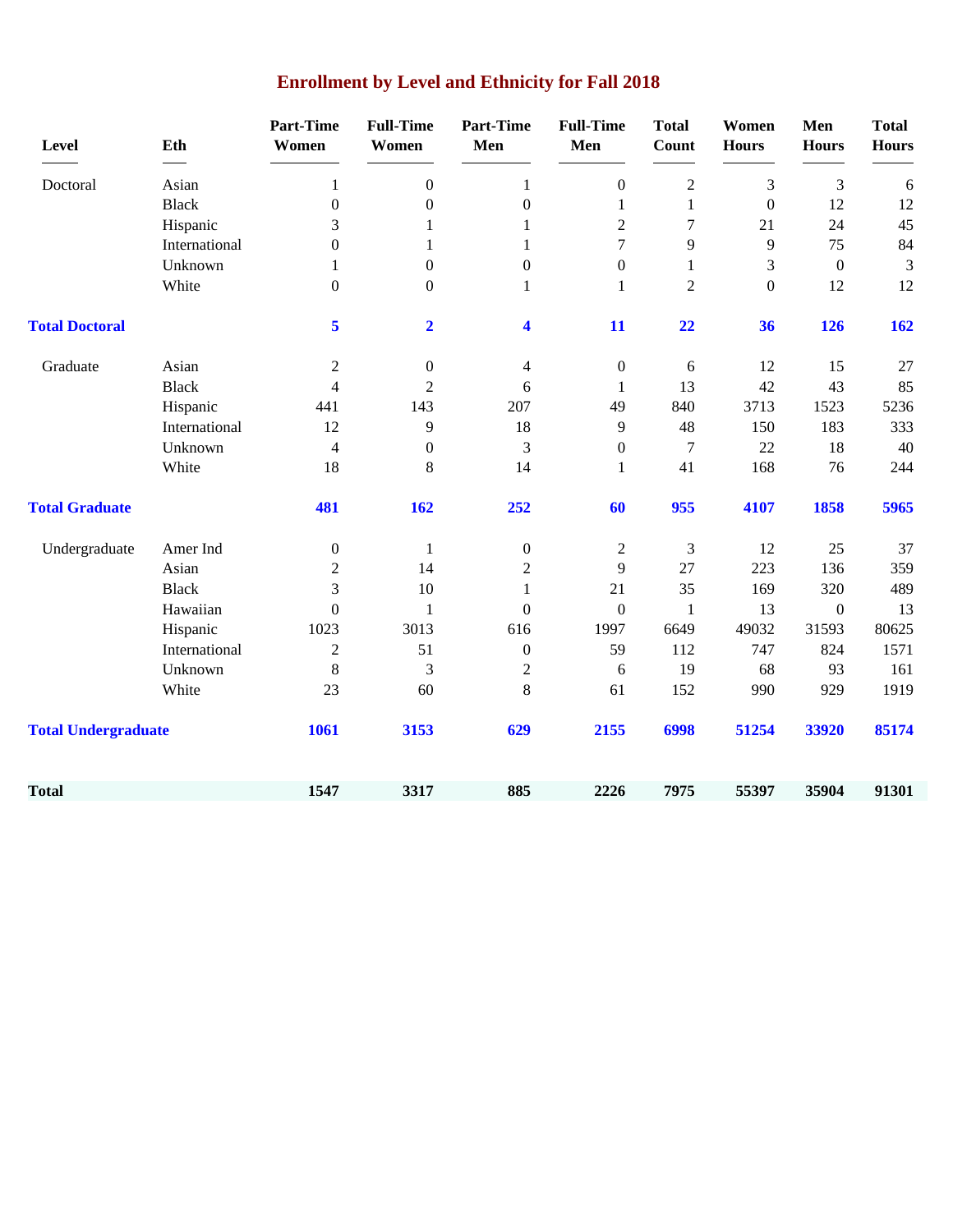# Enrollment by Level and Ethnicity for Fall 2018

| Level | Eth | Part-Time Women | Full-Time Women | Part-Time Men | Full-Time Men | Total Count | Women Hours | Men Hours | Total Hours |
|---|---|---|---|---|---|---|---|---|---|
| Doctoral | Asian | 1 | 0 | 1 | 0 | 2 | 3 | 3 | 6 |
| | Black | 0 | 0 | 0 | 1 | 1 | 0 | 12 | 12 |
| | Hispanic | 3 | 1 | 1 | 2 | 7 | 21 | 24 | 45 |
| | International | 0 | 1 | 1 | 7 | 9 | 9 | 75 | 84 |
| | Unknown | 1 | 0 | 0 | 0 | 1 | 3 | 0 | 3 |
| | White | 0 | 0 | 1 | 1 | 2 | 0 | 12 | 12 |
| **Total Doctoral** | | **5** | **2** | **4** | **11** | **22** | **36** | **126** | **162** |
| Graduate | Asian | 2 | 0 | 4 | 0 | 6 | 12 | 15 | 27 |
| | Black | 4 | 2 | 6 | 1 | 13 | 42 | 43 | 85 |
| | Hispanic | 441 | 143 | 207 | 49 | 840 | 3713 | 1523 | 5236 |
| | International | 12 | 9 | 18 | 9 | 48 | 150 | 183 | 333 |
| | Unknown | 4 | 0 | 3 | 0 | 7 | 22 | 18 | 40 |
| | White | 18 | 8 | 14 | 1 | 41 | 168 | 76 | 244 |
| **Total Graduate** | | **481** | **162** | **252** | **60** | **955** | **4107** | **1858** | **5965** |
| Undergraduate | Amer Ind | 0 | 1 | 0 | 2 | 3 | 12 | 25 | 37 |
| | Asian | 2 | 14 | 2 | 9 | 27 | 223 | 136 | 359 |
| | Black | 3 | 10 | 1 | 21 | 35 | 169 | 320 | 489 |
| | Hawaiian | 0 | 1 | 0 | 0 | 1 | 13 | 0 | 13 |
| | Hispanic | 1023 | 3013 | 616 | 1997 | 6649 | 49032 | 31593 | 80625 |
| | International | 2 | 51 | 0 | 59 | 112 | 747 | 824 | 1571 |
| | Unknown | 8 | 3 | 2 | 6 | 19 | 68 | 93 | 161 |
| | White | 23 | 60 | 8 | 61 | 152 | 990 | 929 | 1919 |
| **Total Undergraduate** | | **1061** | **3153** | **629** | **2155** | **6998** | **51254** | **33920** | **85174** |
| **Total** | | **1547** | **3317** | **885** | **2226** | **7975** | **55397** | **35904** | **91301** |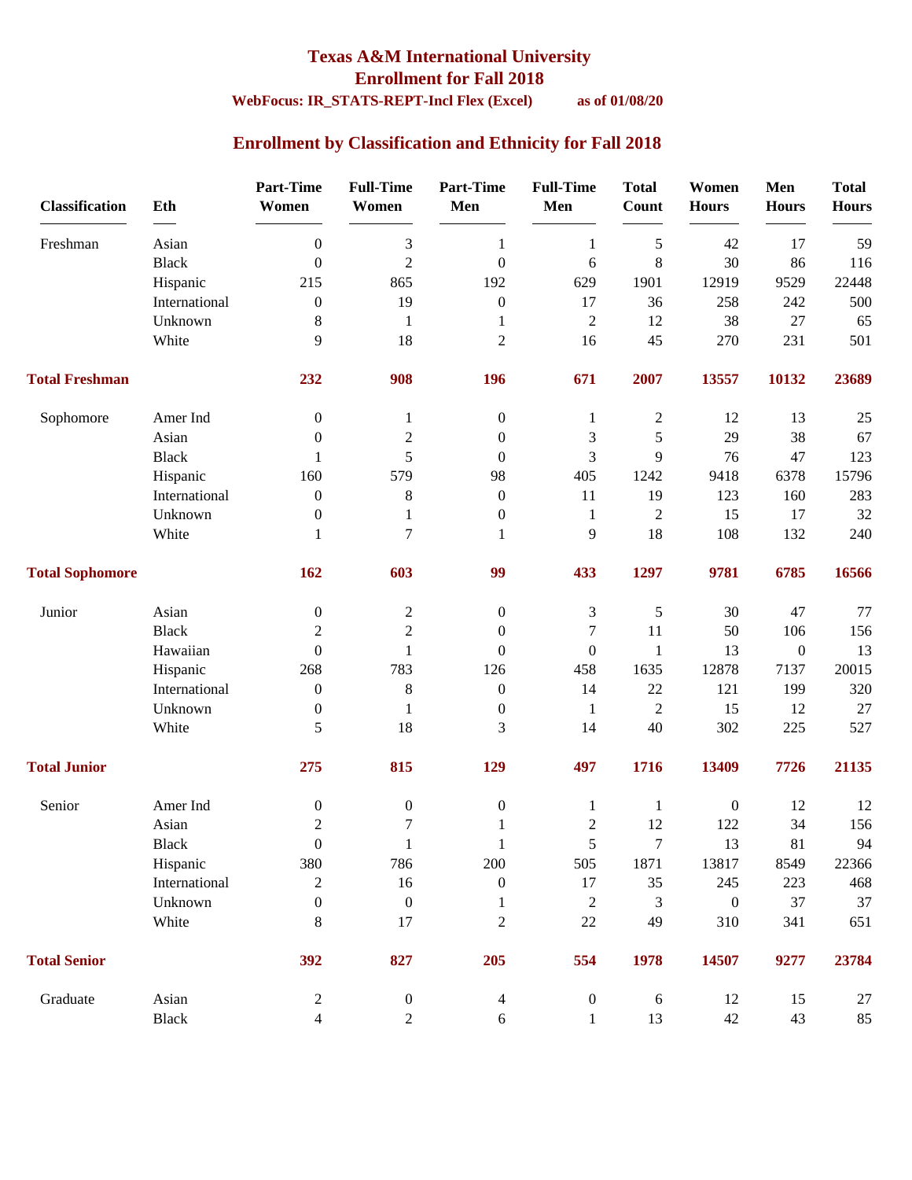# Texas A&M International University

## Enrollment for Fall 2018

**WebFocus: IR_STATS-REPT-Incl Flex (Excel)** **as of 01/08/20**

## Enrollment by Classification and Ethnicity for Fall 2018

| Classification | Eth | Part-Time Women | Full-Time Women | Part-Time Men | Full-Time Men | Total Count | Women Hours | Men Hours | Total Hours |
|---|---|---|---|---|---|---|---|---|---|
| Freshman | Asian | 0 | 3 | 1 | 1 | 5 | 42 | 17 | 59 |
| | Black | 0 | 2 | 0 | 6 | 8 | 30 | 86 | 116 |
| | Hispanic | 215 | 865 | 192 | 629 | 1901 | 12919 | 9529 | 22448 |
| | International | 0 | 19 | 0 | 17 | 36 | 258 | 242 | 500 |
| | Unknown | 8 | 1 | 1 | 2 | 12 | 38 | 27 | 65 |
| | White | 9 | 18 | 2 | 16 | 45 | 270 | 231 | 501 |
| **Total Freshman** | | **232** | **908** | **196** | **671** | **2007** | **13557** | **10132** | **23689** |
| Sophomore | Amer Ind | 0 | 1 | 0 | 1 | 2 | 12 | 13 | 25 |
| | Asian | 0 | 2 | 0 | 3 | 5 | 29 | 38 | 67 |
| | Black | 1 | 5 | 0 | 3 | 9 | 76 | 47 | 123 |
| | Hispanic | 160 | 579 | 98 | 405 | 1242 | 9418 | 6378 | 15796 |
| | International | 0 | 8 | 0 | 11 | 19 | 123 | 160 | 283 |
| | Unknown | 0 | 1 | 0 | 1 | 2 | 15 | 17 | 32 |
| | White | 1 | 7 | 1 | 9 | 18 | 108 | 132 | 240 |
| **Total Sophomore** | | **162** | **603** | **99** | **433** | **1297** | **9781** | **6785** | **16566** |
| Junior | Asian | 0 | 2 | 0 | 3 | 5 | 30 | 47 | 77 |
| | Black | 2 | 2 | 0 | 7 | 11 | 50 | 106 | 156 |
| | Hawaiian | 0 | 1 | 0 | 0 | 1 | 13 | 0 | 13 |
| | Hispanic | 268 | 783 | 126 | 458 | 1635 | 12878 | 7137 | 20015 |
| | International | 0 | 8 | 0 | 14 | 22 | 121 | 199 | 320 |
| | Unknown | 0 | 1 | 0 | 1 | 2 | 15 | 12 | 27 |
| | White | 5 | 18 | 3 | 14 | 40 | 302 | 225 | 527 |
| **Total Junior** | | **275** | **815** | **129** | **497** | **1716** | **13409** | **7726** | **21135** |
| Senior | Amer Ind | 0 | 0 | 0 | 1 | 1 | 0 | 12 | 12 |
| | Asian | 2 | 7 | 1 | 2 | 12 | 122 | 34 | 156 |
| | Black | 0 | 1 | 1 | 5 | 7 | 13 | 81 | 94 |
| | Hispanic | 380 | 786 | 200 | 505 | 1871 | 13817 | 8549 | 22366 |
| | International | 2 | 16 | 0 | 17 | 35 | 245 | 223 | 468 |
| | Unknown | 0 | 0 | 1 | 2 | 3 | 0 | 37 | 37 |
| | White | 8 | 17 | 2 | 22 | 49 | 310 | 341 | 651 |
| **Total Senior** | | **392** | **827** | **205** | **554** | **1978** | **14507** | **9277** | **23784** |
| Graduate | Asian | 2 | 0 | 4 | 0 | 6 | 12 | 15 | 27 |
| | Black | 4 | 2 | 6 | 1 | 13 | 42 | 43 | 85 |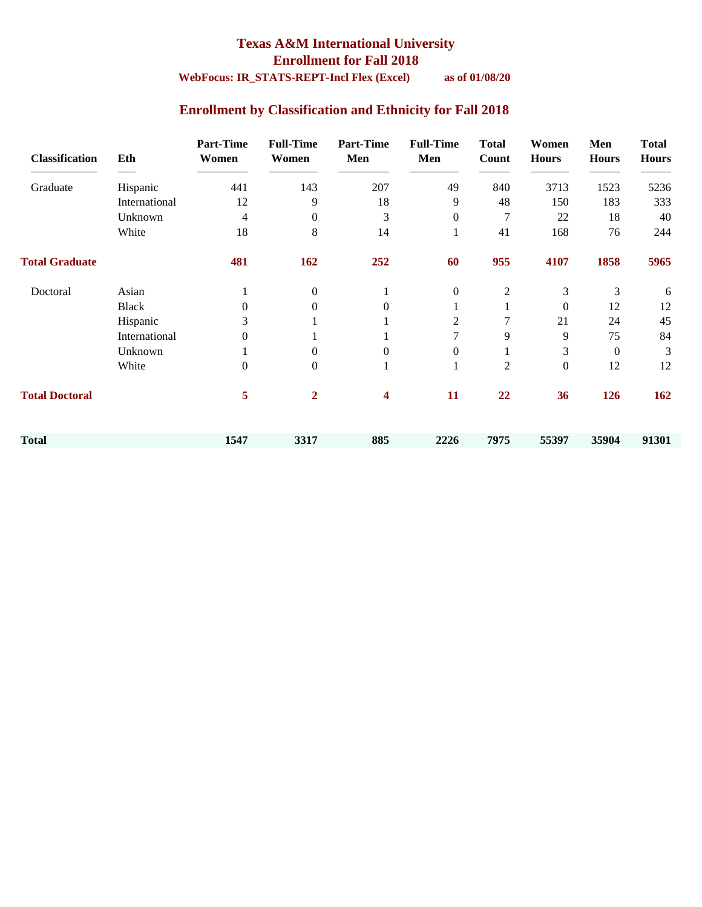# Texas A&M International University
## Enrollment for Fall 2018

**WebFocus: IR_STATS-REPT-Incl Flex (Excel)** **as of 01/08/20**

## Enrollment by Classification and Ethnicity for Fall 2018

| Classification | Eth | Part-Time Women | Full-Time Women | Part-Time Men | Full-Time Men | Total Count | Women Hours | Men Hours | Total Hours |
|---|---|---|---|---|---|---|---|---|---|
| Graduate | Hispanic | 441 | 143 | 207 | 49 | 840 | 3713 | 1523 | 5236 |
| | International | 12 | 9 | 18 | 9 | 48 | 150 | 183 | 333 |
| | Unknown | 4 | 0 | 3 | 0 | 7 | 22 | 18 | 40 |
| | White | 18 | 8 | 14 | 1 | 41 | 168 | 76 | 244 |
| **Total Graduate** | | **481** | **162** | **252** | **60** | **955** | **4107** | **1858** | **5965** |
| Doctoral | Asian | 1 | 0 | 1 | 0 | 2 | 3 | 3 | 6 |
| | Black | 0 | 0 | 0 | 1 | 1 | 0 | 12 | 12 |
| | Hispanic | 3 | 1 | 1 | 2 | 7 | 21 | 24 | 45 |
| | International | 0 | 1 | 1 | 7 | 9 | 9 | 75 | 84 |
| | Unknown | 1 | 0 | 0 | 0 | 1 | 3 | 0 | 3 |
| | White | 0 | 0 | 1 | 1 | 2 | 0 | 12 | 12 |
| **Total Doctoral** | | **5** | **2** | **4** | **11** | **22** | **36** | **126** | **162** |
| **Total** | | **1547** | **3317** | **885** | **2226** | **7975** | **55397** | **35904** | **91301** |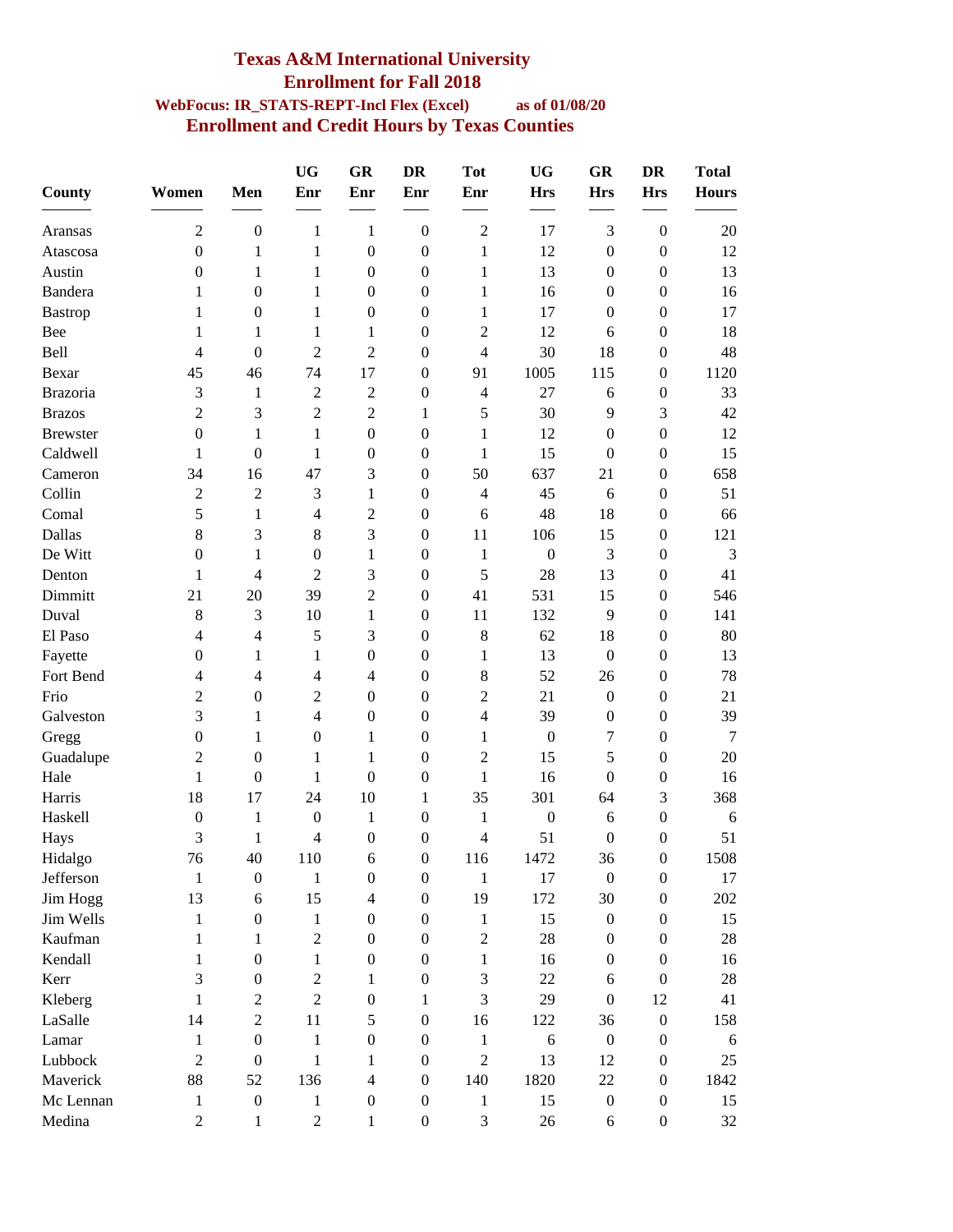# Texas A&M International University

## Enrollment for Fall 2018

**WebFocus: IR_STATS-REPT-Incl Flex (Excel)** **as of 01/08/20**

## Enrollment and Credit Hours by Texas Counties

| County | Women | Men | UG Enr | GR Enr | DR Enr | Tot Enr | UG Hrs | GR Hrs | DR Hrs | Total Hours |
|---|---|---|---|---|---|---|---|---|---|---|
| Aransas | 2 | 0 | 1 | 1 | 0 | 2 | 17 | 3 | 0 | 20 |
| Atascosa | 0 | 1 | 1 | 0 | 0 | 1 | 12 | 0 | 0 | 12 |
| Austin | 0 | 1 | 1 | 0 | 0 | 1 | 13 | 0 | 0 | 13 |
| Bandera | 1 | 0 | 1 | 0 | 0 | 1 | 16 | 0 | 0 | 16 |
| Bastrop | 1 | 0 | 1 | 0 | 0 | 1 | 17 | 0 | 0 | 17 |
| Bee | 1 | 1 | 1 | 1 | 0 | 2 | 12 | 6 | 0 | 18 |
| Bell | 4 | 0 | 2 | 2 | 0 | 4 | 30 | 18 | 0 | 48 |
| Bexar | 45 | 46 | 74 | 17 | 0 | 91 | 1005 | 115 | 0 | 1120 |
| Brazoria | 3 | 1 | 2 | 2 | 0 | 4 | 27 | 6 | 0 | 33 |
| Brazos | 2 | 3 | 2 | 2 | 1 | 5 | 30 | 9 | 3 | 42 |
| Brewster | 0 | 1 | 1 | 0 | 0 | 1 | 12 | 0 | 0 | 12 |
| Caldwell | 1 | 0 | 1 | 0 | 0 | 1 | 15 | 0 | 0 | 15 |
| Cameron | 34 | 16 | 47 | 3 | 0 | 50 | 637 | 21 | 0 | 658 |
| Collin | 2 | 2 | 3 | 1 | 0 | 4 | 45 | 6 | 0 | 51 |
| Comal | 5 | 1 | 4 | 2 | 0 | 6 | 48 | 18 | 0 | 66 |
| Dallas | 8 | 3 | 8 | 3 | 0 | 11 | 106 | 15 | 0 | 121 |
| De Witt | 0 | 1 | 0 | 1 | 0 | 1 | 0 | 3 | 0 | 3 |
| Denton | 1 | 4 | 2 | 3 | 0 | 5 | 28 | 13 | 0 | 41 |
| Dimmitt | 21 | 20 | 39 | 2 | 0 | 41 | 531 | 15 | 0 | 546 |
| Duval | 8 | 3 | 10 | 1 | 0 | 11 | 132 | 9 | 0 | 141 |
| El Paso | 4 | 4 | 5 | 3 | 0 | 8 | 62 | 18 | 0 | 80 |
| Fayette | 0 | 1 | 1 | 0 | 0 | 1 | 13 | 0 | 0 | 13 |
| Fort Bend | 4 | 4 | 4 | 4 | 0 | 8 | 52 | 26 | 0 | 78 |
| Frio | 2 | 0 | 2 | 0 | 0 | 2 | 21 | 0 | 0 | 21 |
| Galveston | 3 | 1 | 4 | 0 | 0 | 4 | 39 | 0 | 0 | 39 |
| Gregg | 0 | 1 | 0 | 1 | 0 | 1 | 0 | 7 | 0 | 7 |
| Guadalupe | 2 | 0 | 1 | 1 | 0 | 2 | 15 | 5 | 0 | 20 |
| Hale | 1 | 0 | 1 | 0 | 0 | 1 | 16 | 0 | 0 | 16 |
| Harris | 18 | 17 | 24 | 10 | 1 | 35 | 301 | 64 | 3 | 368 |
| Haskell | 0 | 1 | 0 | 1 | 0 | 1 | 0 | 6 | 0 | 6 |
| Hays | 3 | 1 | 4 | 0 | 0 | 4 | 51 | 0 | 0 | 51 |
| Hidalgo | 76 | 40 | 110 | 6 | 0 | 116 | 1472 | 36 | 0 | 1508 |
| Jefferson | 1 | 0 | 1 | 0 | 0 | 1 | 17 | 0 | 0 | 17 |
| Jim Hogg | 13 | 6 | 15 | 4 | 0 | 19 | 172 | 30 | 0 | 202 |
| Jim Wells | 1 | 0 | 1 | 0 | 0 | 1 | 15 | 0 | 0 | 15 |
| Kaufman | 1 | 1 | 2 | 0 | 0 | 2 | 28 | 0 | 0 | 28 |
| Kendall | 1 | 0 | 1 | 0 | 0 | 1 | 16 | 0 | 0 | 16 |
| Kerr | 3 | 0 | 2 | 1 | 0 | 3 | 22 | 6 | 0 | 28 |
| Kleberg | 1 | 2 | 2 | 0 | 1 | 3 | 29 | 0 | 12 | 41 |
| LaSalle | 14 | 2 | 11 | 5 | 0 | 16 | 122 | 36 | 0 | 158 |
| Lamar | 1 | 0 | 1 | 0 | 0 | 1 | 6 | 0 | 0 | 6 |
| Lubbock | 2 | 0 | 1 | 1 | 0 | 2 | 13 | 12 | 0 | 25 |
| Maverick | 88 | 52 | 136 | 4 | 0 | 140 | 1820 | 22 | 0 | 1842 |
| Mc Lennan | 1 | 0 | 1 | 0 | 0 | 1 | 15 | 0 | 0 | 15 |
| Medina | 2 | 1 | 2 | 1 | 0 | 3 | 26 | 6 | 0 | 32 |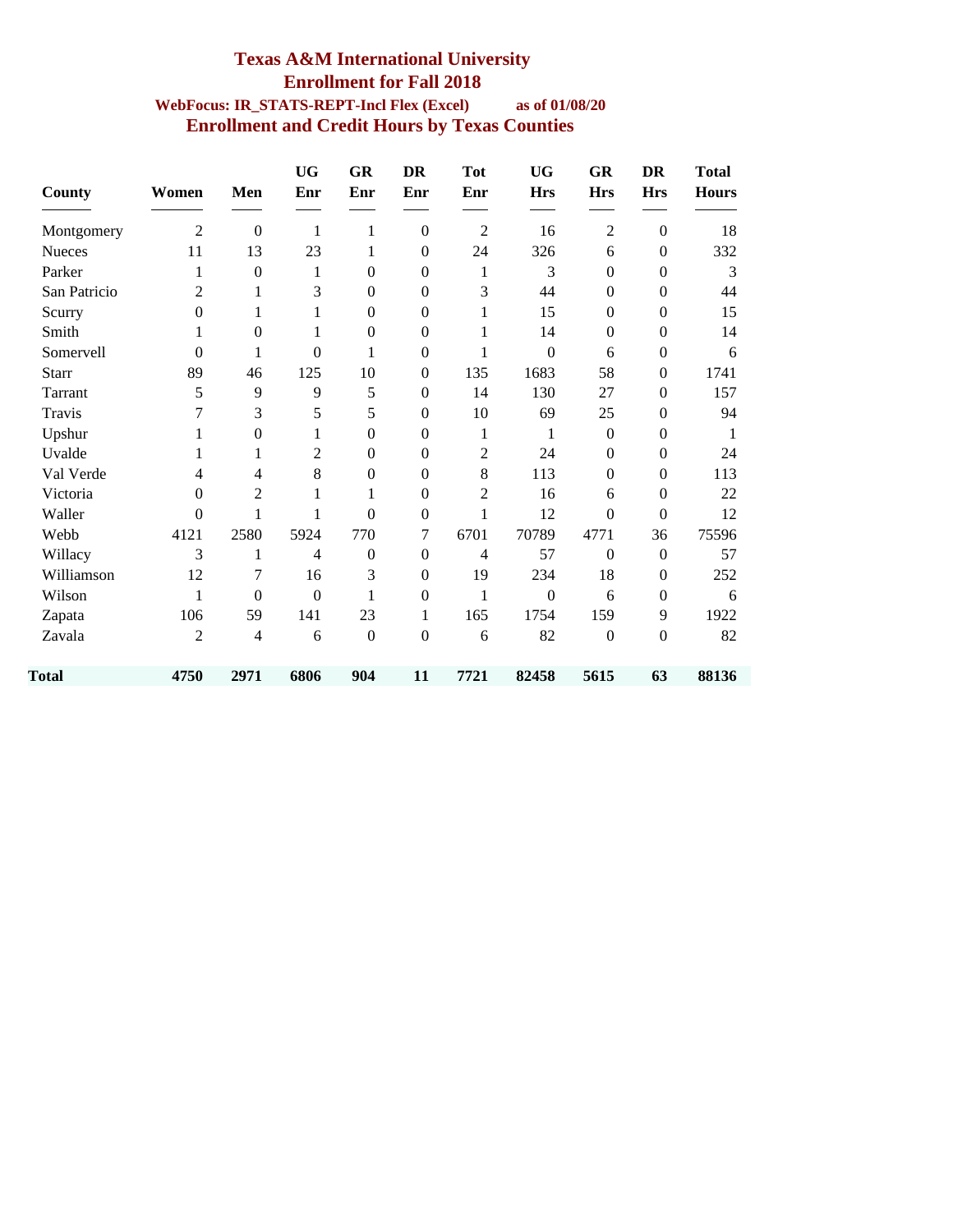# Texas A&M International University

## Enrollment for Fall 2018

**WebFocus: IR_STATS-REPT-Incl Flex (Excel) as of 01/08/20**

## Enrollment and Credit Hours by Texas Counties

| County | Women | Men | UG Enr | GR Enr | DR Enr | Tot Enr | UG Hrs | GR Hrs | DR Hrs | Total Hours |
|---|---|---|---|---|---|---|---|---|---|---|
| Montgomery | 2 | 0 | 1 | 1 | 0 | 2 | 16 | 2 | 0 | 18 |
| Nueces | 11 | 13 | 23 | 1 | 0 | 24 | 326 | 6 | 0 | 332 |
| Parker | 1 | 0 | 1 | 0 | 0 | 1 | 3 | 0 | 0 | 3 |
| San Patricio | 2 | 1 | 3 | 0 | 0 | 3 | 44 | 0 | 0 | 44 |
| Scurry | 0 | 1 | 1 | 0 | 0 | 1 | 15 | 0 | 0 | 15 |
| Smith | 1 | 0 | 1 | 0 | 0 | 1 | 14 | 0 | 0 | 14 |
| Somervell | 0 | 1 | 0 | 1 | 0 | 1 | 0 | 6 | 0 | 6 |
| Starr | 89 | 46 | 125 | 10 | 0 | 135 | 1683 | 58 | 0 | 1741 |
| Tarrant | 5 | 9 | 9 | 5 | 0 | 14 | 130 | 27 | 0 | 157 |
| Travis | 7 | 3 | 5 | 5 | 0 | 10 | 69 | 25 | 0 | 94 |
| Upshur | 1 | 0 | 1 | 0 | 0 | 1 | 1 | 0 | 0 | 1 |
| Uvalde | 1 | 1 | 2 | 0 | 0 | 2 | 24 | 0 | 0 | 24 |
| Val Verde | 4 | 4 | 8 | 0 | 0 | 8 | 113 | 0 | 0 | 113 |
| Victoria | 0 | 2 | 1 | 1 | 0 | 2 | 16 | 6 | 0 | 22 |
| Waller | 0 | 1 | 1 | 0 | 0 | 1 | 12 | 0 | 0 | 12 |
| Webb | 4121 | 2580 | 5924 | 770 | 7 | 6701 | 70789 | 4771 | 36 | 75596 |
| Willacy | 3 | 1 | 4 | 0 | 0 | 4 | 57 | 0 | 0 | 57 |
| Williamson | 12 | 7 | 16 | 3 | 0 | 19 | 234 | 18 | 0 | 252 |
| Wilson | 1 | 0 | 0 | 1 | 0 | 1 | 0 | 6 | 0 | 6 |
| Zapata | 106 | 59 | 141 | 23 | 1 | 165 | 1754 | 159 | 9 | 1922 |
| Zavala | 2 | 4 | 6 | 0 | 0 | 6 | 82 | 0 | 0 | 82 |
| **Total** | **4750** | **2971** | **6806** | **904** | **11** | **7721** | **82458** | **5615** | **63** | **88136** |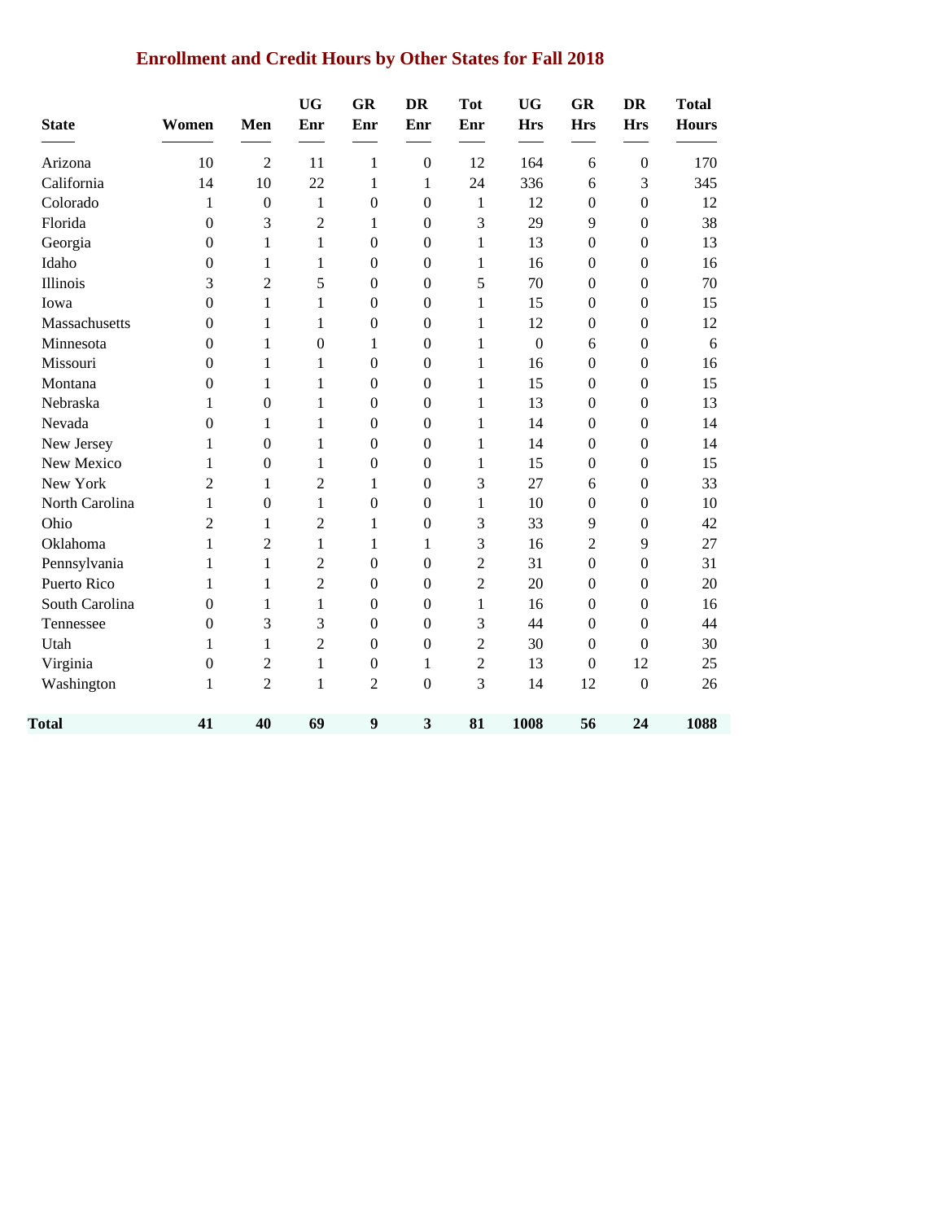# Enrollment and Credit Hours by Other States for Fall 2018

| State | Women | Men | UG Enr | GR Enr | DR Enr | Tot Enr | UG Hrs | GR Hrs | DR Hrs | Total Hours |
|---|---|---|---|---|---|---|---|---|---|---|
| Arizona | 10 | 2 | 11 | 1 | 0 | 12 | 164 | 6 | 0 | 170 |
| California | 14 | 10 | 22 | 1 | 1 | 24 | 336 | 6 | 3 | 345 |
| Colorado | 1 | 0 | 1 | 0 | 0 | 1 | 12 | 0 | 0 | 12 |
| Florida | 0 | 3 | 2 | 1 | 0 | 3 | 29 | 9 | 0 | 38 |
| Georgia | 0 | 1 | 1 | 0 | 0 | 1 | 13 | 0 | 0 | 13 |
| Idaho | 0 | 1 | 1 | 0 | 0 | 1 | 16 | 0 | 0 | 16 |
| Illinois | 3 | 2 | 5 | 0 | 0 | 5 | 70 | 0 | 0 | 70 |
| Iowa | 0 | 1 | 1 | 0 | 0 | 1 | 15 | 0 | 0 | 15 |
| Massachusetts | 0 | 1 | 1 | 0 | 0 | 1 | 12 | 0 | 0 | 12 |
| Minnesota | 0 | 1 | 0 | 1 | 0 | 1 | 0 | 6 | 0 | 6 |
| Missouri | 0 | 1 | 1 | 0 | 0 | 1 | 16 | 0 | 0 | 16 |
| Montana | 0 | 1 | 1 | 0 | 0 | 1 | 15 | 0 | 0 | 15 |
| Nebraska | 1 | 0 | 1 | 0 | 0 | 1 | 13 | 0 | 0 | 13 |
| Nevada | 0 | 1 | 1 | 0 | 0 | 1 | 14 | 0 | 0 | 14 |
| New Jersey | 1 | 0 | 1 | 0 | 0 | 1 | 14 | 0 | 0 | 14 |
| New Mexico | 1 | 0 | 1 | 0 | 0 | 1 | 15 | 0 | 0 | 15 |
| New York | 2 | 1 | 2 | 1 | 0 | 3 | 27 | 6 | 0 | 33 |
| North Carolina | 1 | 0 | 1 | 0 | 0 | 1 | 10 | 0 | 0 | 10 |
| Ohio | 2 | 1 | 2 | 1 | 0 | 3 | 33 | 9 | 0 | 42 |
| Oklahoma | 1 | 2 | 1 | 1 | 1 | 3 | 16 | 2 | 9 | 27 |
| Pennsylvania | 1 | 1 | 2 | 0 | 0 | 2 | 31 | 0 | 0 | 31 |
| Puerto Rico | 1 | 1 | 2 | 0 | 0 | 2 | 20 | 0 | 0 | 20 |
| South Carolina | 0 | 1 | 1 | 0 | 0 | 1 | 16 | 0 | 0 | 16 |
| Tennessee | 0 | 3 | 3 | 0 | 0 | 3 | 44 | 0 | 0 | 44 |
| Utah | 1 | 1 | 2 | 0 | 0 | 2 | 30 | 0 | 0 | 30 |
| Virginia | 0 | 2 | 1 | 0 | 1 | 2 | 13 | 0 | 12 | 25 |
| Washington | 1 | 2 | 1 | 2 | 0 | 3 | 14 | 12 | 0 | 26 |
| **Total** | **41** | **40** | **69** | **9** | **3** | **81** | **1008** | **56** | **24** | **1088** |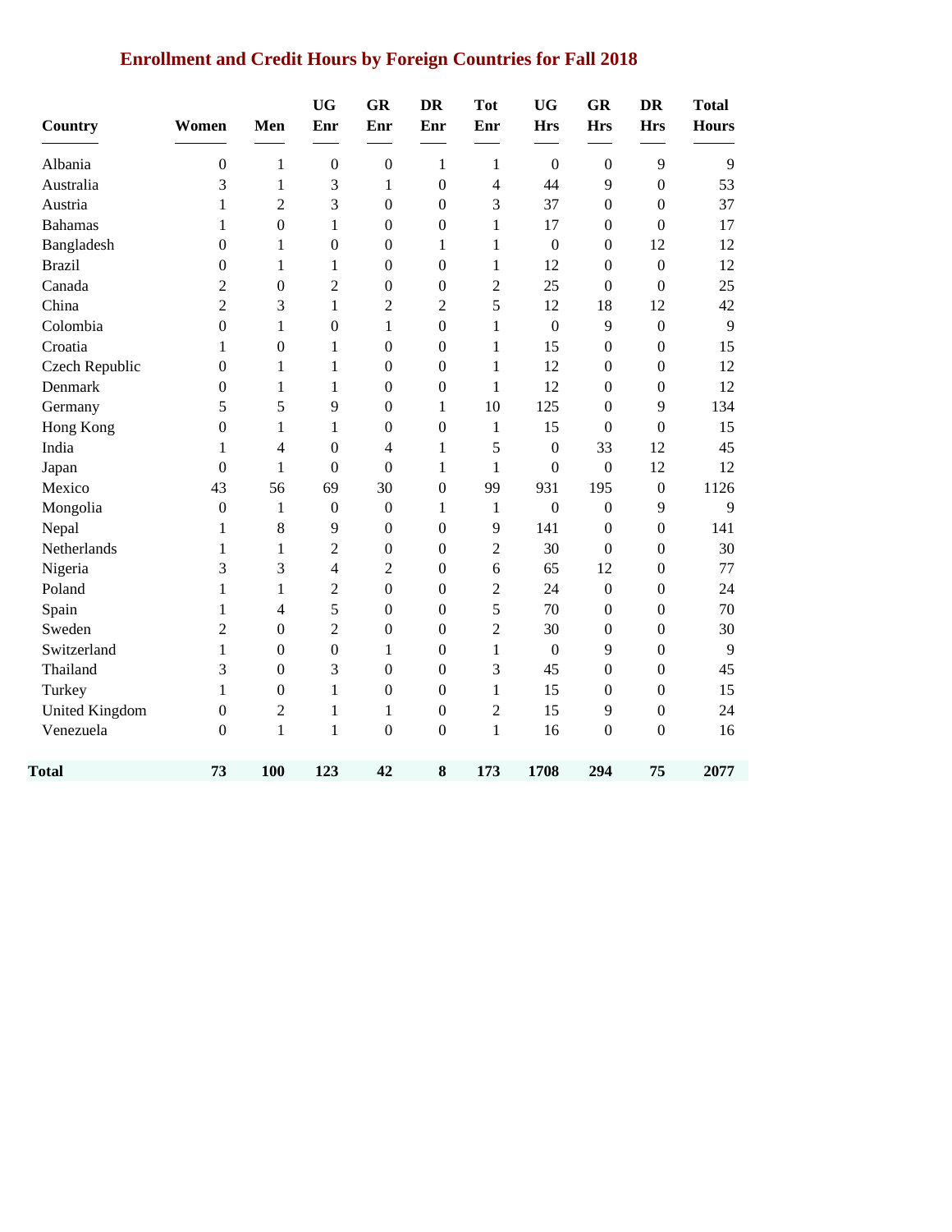## Enrollment and Credit Hours by Foreign Countries for Fall 2018

| Country | Women | Men | UG Enr | GR Enr | DR Enr | Tot Enr | UG Hrs | GR Hrs | DR Hrs | Total Hours |
|---|---|---|---|---|---|---|---|---|---|---|
| Albania | 0 | 1 | 0 | 0 | 1 | 1 | 0 | 0 | 9 | 9 |
| Australia | 3 | 1 | 3 | 1 | 0 | 4 | 44 | 9 | 0 | 53 |
| Austria | 1 | 2 | 3 | 0 | 0 | 3 | 37 | 0 | 0 | 37 |
| Bahamas | 1 | 0 | 1 | 0 | 0 | 1 | 17 | 0 | 0 | 17 |
| Bangladesh | 0 | 1 | 0 | 0 | 1 | 1 | 0 | 0 | 12 | 12 |
| Brazil | 0 | 1 | 1 | 0 | 0 | 1 | 12 | 0 | 0 | 12 |
| Canada | 2 | 0 | 2 | 0 | 0 | 2 | 25 | 0 | 0 | 25 |
| China | 2 | 3 | 1 | 2 | 2 | 5 | 12 | 18 | 12 | 42 |
| Colombia | 0 | 1 | 0 | 1 | 0 | 1 | 0 | 9 | 0 | 9 |
| Croatia | 1 | 0 | 1 | 0 | 0 | 1 | 15 | 0 | 0 | 15 |
| Czech Republic | 0 | 1 | 1 | 0 | 0 | 1 | 12 | 0 | 0 | 12 |
| Denmark | 0 | 1 | 1 | 0 | 0 | 1 | 12 | 0 | 0 | 12 |
| Germany | 5 | 5 | 9 | 0 | 1 | 10 | 125 | 0 | 9 | 134 |
| Hong Kong | 0 | 1 | 1 | 0 | 0 | 1 | 15 | 0 | 0 | 15 |
| India | 1 | 4 | 0 | 4 | 1 | 5 | 0 | 33 | 12 | 45 |
| Japan | 0 | 1 | 0 | 0 | 1 | 1 | 0 | 0 | 12 | 12 |
| Mexico | 43 | 56 | 69 | 30 | 0 | 99 | 931 | 195 | 0 | 1126 |
| Mongolia | 0 | 1 | 0 | 0 | 1 | 1 | 0 | 0 | 9 | 9 |
| Nepal | 1 | 8 | 9 | 0 | 0 | 9 | 141 | 0 | 0 | 141 |
| Netherlands | 1 | 1 | 2 | 0 | 0 | 2 | 30 | 0 | 0 | 30 |
| Nigeria | 3 | 3 | 4 | 2 | 0 | 6 | 65 | 12 | 0 | 77 |
| Poland | 1 | 1 | 2 | 0 | 0 | 2 | 24 | 0 | 0 | 24 |
| Spain | 1 | 4 | 5 | 0 | 0 | 5 | 70 | 0 | 0 | 70 |
| Sweden | 2 | 0 | 2 | 0 | 0 | 2 | 30 | 0 | 0 | 30 |
| Switzerland | 1 | 0 | 0 | 1 | 0 | 1 | 0 | 9 | 0 | 9 |
| Thailand | 3 | 0 | 3 | 0 | 0 | 3 | 45 | 0 | 0 | 45 |
| Turkey | 1 | 0 | 1 | 0 | 0 | 1 | 15 | 0 | 0 | 15 |
| United Kingdom | 0 | 2 | 1 | 1 | 0 | 2 | 15 | 9 | 0 | 24 |
| Venezuela | 0 | 1 | 1 | 0 | 0 | 1 | 16 | 0 | 0 | 16 |
| **Total** | **73** | **100** | **123** | **42** | **8** | **173** | **1708** | **294** | **75** | **2077** |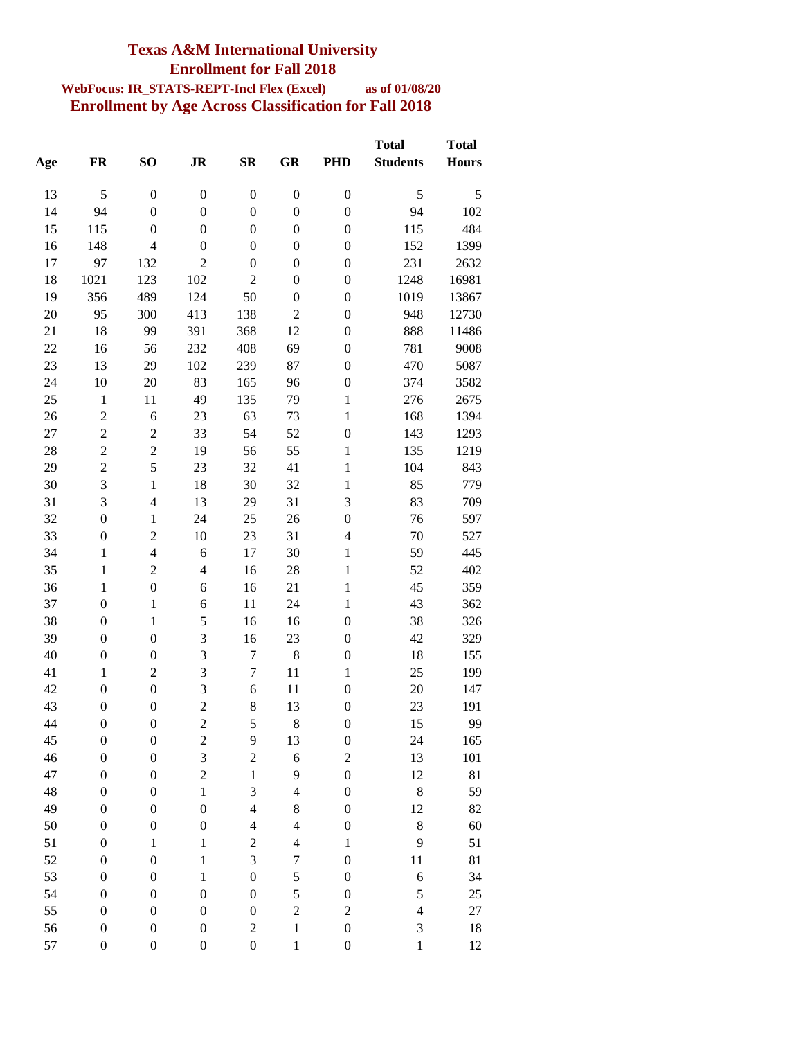# Texas A&M International University

## Enrollment for Fall 2018

**WebFocus: IR_STATS-REPT-Incl Flex (Excel)** **as of 01/08/20**

## Enrollment by Age Across Classification for Fall 2018

| Age | FR | SO | JR | SR | GR | PHD | Total Students | Total Hours |
|---|---|---|---|---|---|---|---|---|
| 13 | 5 | 0 | 0 | 0 | 0 | 0 | 5 | 5 |
| 14 | 94 | 0 | 0 | 0 | 0 | 0 | 94 | 102 |
| 15 | 115 | 0 | 0 | 0 | 0 | 0 | 115 | 484 |
| 16 | 148 | 4 | 0 | 0 | 0 | 0 | 152 | 1399 |
| 17 | 97 | 132 | 2 | 0 | 0 | 0 | 231 | 2632 |
| 18 | 1021 | 123 | 102 | 2 | 0 | 0 | 1248 | 16981 |
| 19 | 356 | 489 | 124 | 50 | 0 | 0 | 1019 | 13867 |
| 20 | 95 | 300 | 413 | 138 | 2 | 0 | 948 | 12730 |
| 21 | 18 | 99 | 391 | 368 | 12 | 0 | 888 | 11486 |
| 22 | 16 | 56 | 232 | 408 | 69 | 0 | 781 | 9008 |
| 23 | 13 | 29 | 102 | 239 | 87 | 0 | 470 | 5087 |
| 24 | 10 | 20 | 83 | 165 | 96 | 0 | 374 | 3582 |
| 25 | 1 | 11 | 49 | 135 | 79 | 1 | 276 | 2675 |
| 26 | 2 | 6 | 23 | 63 | 73 | 1 | 168 | 1394 |
| 27 | 2 | 2 | 33 | 54 | 52 | 0 | 143 | 1293 |
| 28 | 2 | 2 | 19 | 56 | 55 | 1 | 135 | 1219 |
| 29 | 2 | 5 | 23 | 32 | 41 | 1 | 104 | 843 |
| 30 | 3 | 1 | 18 | 30 | 32 | 1 | 85 | 779 |
| 31 | 3 | 4 | 13 | 29 | 31 | 3 | 83 | 709 |
| 32 | 0 | 1 | 24 | 25 | 26 | 0 | 76 | 597 |
| 33 | 0 | 2 | 10 | 23 | 31 | 4 | 70 | 527 |
| 34 | 1 | 4 | 6 | 17 | 30 | 1 | 59 | 445 |
| 35 | 1 | 2 | 4 | 16 | 28 | 1 | 52 | 402 |
| 36 | 1 | 0 | 6 | 16 | 21 | 1 | 45 | 359 |
| 37 | 0 | 1 | 6 | 11 | 24 | 1 | 43 | 362 |
| 38 | 0 | 1 | 5 | 16 | 16 | 0 | 38 | 326 |
| 39 | 0 | 0 | 3 | 16 | 23 | 0 | 42 | 329 |
| 40 | 0 | 0 | 3 | 7 | 8 | 0 | 18 | 155 |
| 41 | 1 | 2 | 3 | 7 | 11 | 1 | 25 | 199 |
| 42 | 0 | 0 | 3 | 6 | 11 | 0 | 20 | 147 |
| 43 | 0 | 0 | 2 | 8 | 13 | 0 | 23 | 191 |
| 44 | 0 | 0 | 2 | 5 | 8 | 0 | 15 | 99 |
| 45 | 0 | 0 | 2 | 9 | 13 | 0 | 24 | 165 |
| 46 | 0 | 0 | 3 | 2 | 6 | 2 | 13 | 101 |
| 47 | 0 | 0 | 2 | 1 | 9 | 0 | 12 | 81 |
| 48 | 0 | 0 | 1 | 3 | 4 | 0 | 8 | 59 |
| 49 | 0 | 0 | 0 | 4 | 8 | 0 | 12 | 82 |
| 50 | 0 | 0 | 0 | 4 | 4 | 0 | 8 | 60 |
| 51 | 0 | 1 | 1 | 2 | 4 | 1 | 9 | 51 |
| 52 | 0 | 0 | 1 | 3 | 7 | 0 | 11 | 81 |
| 53 | 0 | 0 | 1 | 0 | 5 | 0 | 6 | 34 |
| 54 | 0 | 0 | 0 | 0 | 5 | 0 | 5 | 25 |
| 55 | 0 | 0 | 0 | 0 | 2 | 2 | 4 | 27 |
| 56 | 0 | 0 | 0 | 2 | 1 | 0 | 3 | 18 |
| 57 | 0 | 0 | 0 | 0 | 1 | 0 | 1 | 12 |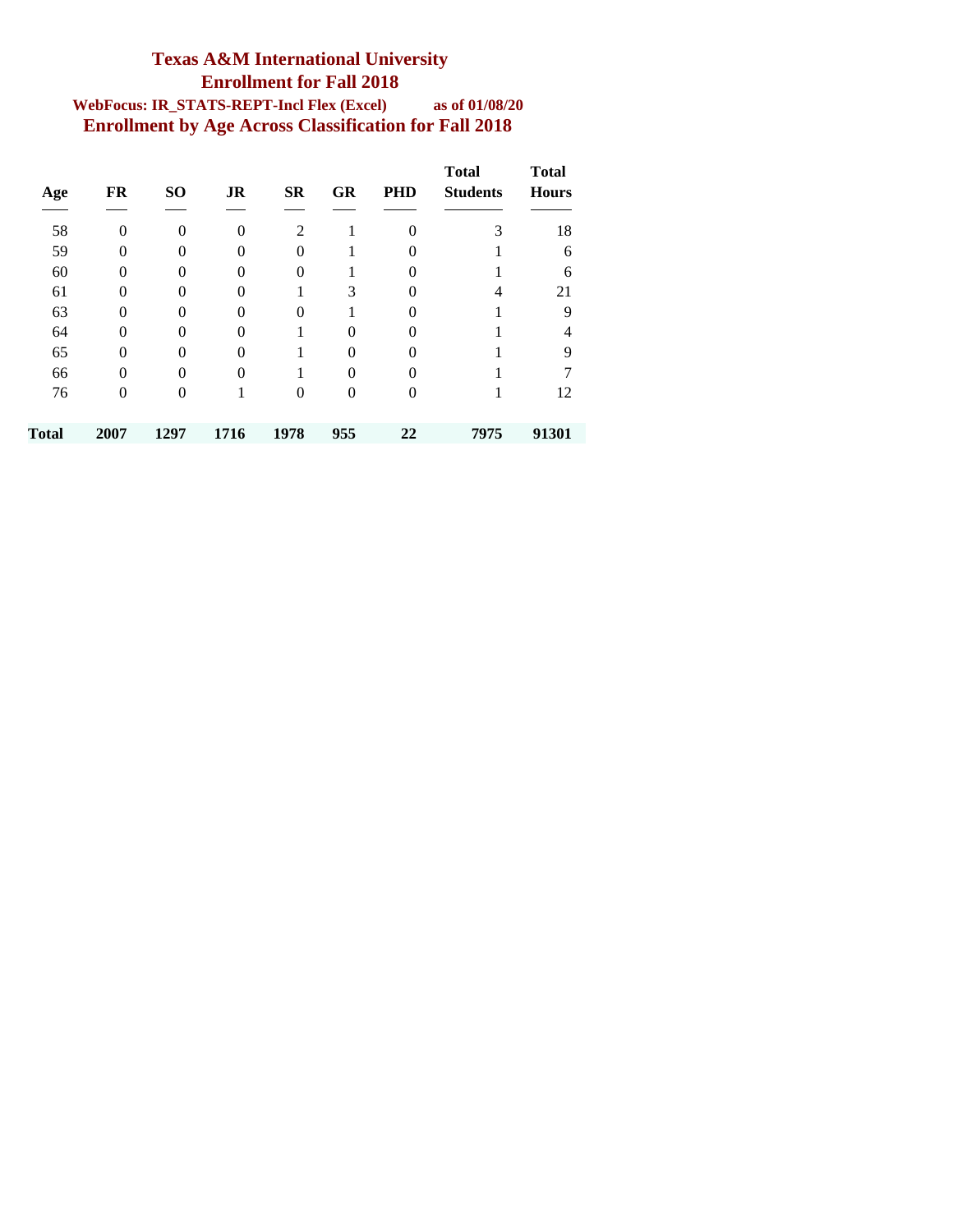# Texas A&M International University

## Enrollment for Fall 2018

**WebFocus: IR_STATS-REPT-Incl Flex (Excel)** **as of 01/08/20**

## Enrollment by Age Across Classification for Fall 2018

| Age | FR | SO | JR | SR | GR | PHD | Total Students | Total Hours |
|---|---|---|---|---|---|---|---|---|
| 58 | 0 | 0 | 0 | 2 | 1 | 0 | 3 | 18 |
| 59 | 0 | 0 | 0 | 0 | 1 | 0 | 1 | 6 |
| 60 | 0 | 0 | 0 | 0 | 1 | 0 | 1 | 6 |
| 61 | 0 | 0 | 0 | 1 | 3 | 0 | 4 | 21 |
| 63 | 0 | 0 | 0 | 0 | 1 | 0 | 1 | 9 |
| 64 | 0 | 0 | 0 | 1 | 0 | 0 | 1 | 4 |
| 65 | 0 | 0 | 0 | 1 | 0 | 0 | 1 | 9 |
| 66 | 0 | 0 | 0 | 1 | 0 | 0 | 1 | 7 |
| 76 | 0 | 0 | 1 | 0 | 0 | 0 | 1 | 12 |
| **Total** | **2007** | **1297** | **1716** | **1978** | **955** | **22** | **7975** | **91301** |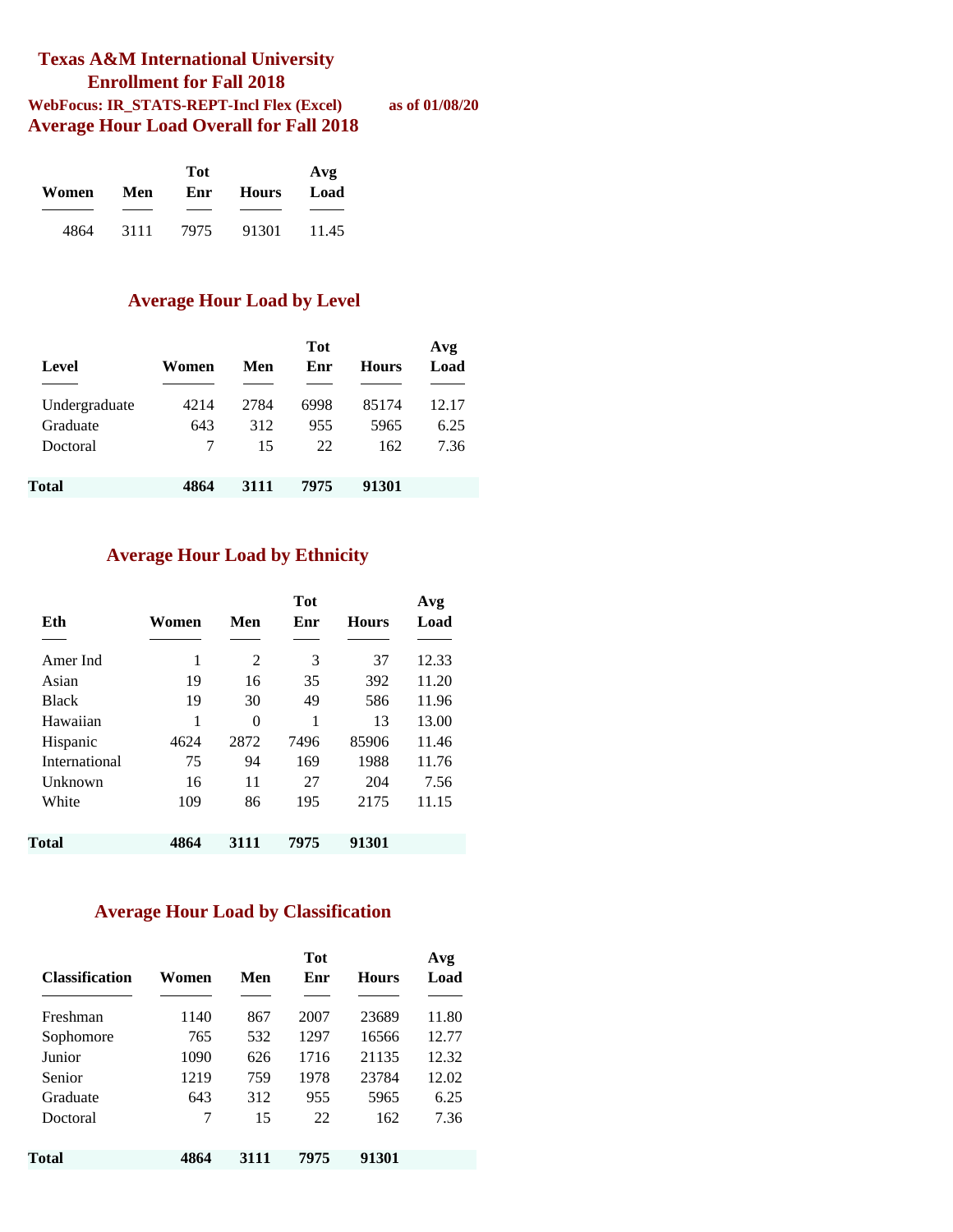# Texas A&M International University

## Enrollment for Fall 2018

**WebFocus: IR_STATS-REPT-Incl Flex (Excel)** **as of 01/08/20**

## Average Hour Load Overall for Fall 2018

| Women | Men | Tot Enr | Hours | Avg Load |
|---|---|---|---|---|
| 4864 | 3111 | 7975 | 91301 | 11.45 |

## Average Hour Load by Level

| Level | Women | Men | Tot Enr | Hours | Avg Load |
|---|---|---|---|---|---|
| Undergraduate | 4214 | 2784 | 6998 | 85174 | 12.17 |
| Graduate | 643 | 312 | 955 | 5965 | 6.25 |
| Doctoral | 7 | 15 | 22 | 162 | 7.36 |
| **Total** | **4864** | **3111** | **7975** | **91301** | |

## Average Hour Load by Ethnicity

| Eth | Women | Men | Tot Enr | Hours | Avg Load |
|---|---|---|---|---|---|
| Amer Ind | 1 | 2 | 3 | 37 | 12.33 |
| Asian | 19 | 16 | 35 | 392 | 11.20 |
| Black | 19 | 30 | 49 | 586 | 11.96 |
| Hawaiian | 1 | 0 | 1 | 13 | 13.00 |
| Hispanic | 4624 | 2872 | 7496 | 85906 | 11.46 |
| International | 75 | 94 | 169 | 1988 | 11.76 |
| Unknown | 16 | 11 | 27 | 204 | 7.56 |
| White | 109 | 86 | 195 | 2175 | 11.15 |
| **Total** | **4864** | **3111** | **7975** | **91301** | |

## Average Hour Load by Classification

| Classification | Women | Men | Tot Enr | Hours | Avg Load |
|---|---|---|---|---|---|
| Freshman | 1140 | 867 | 2007 | 23689 | 11.80 |
| Sophomore | 765 | 532 | 1297 | 16566 | 12.77 |
| Junior | 1090 | 626 | 1716 | 21135 | 12.32 |
| Senior | 1219 | 759 | 1978 | 23784 | 12.02 |
| Graduate | 643 | 312 | 955 | 5965 | 6.25 |
| Doctoral | 7 | 15 | 22 | 162 | 7.36 |
| **Total** | **4864** | **3111** | **7975** | **91301** | |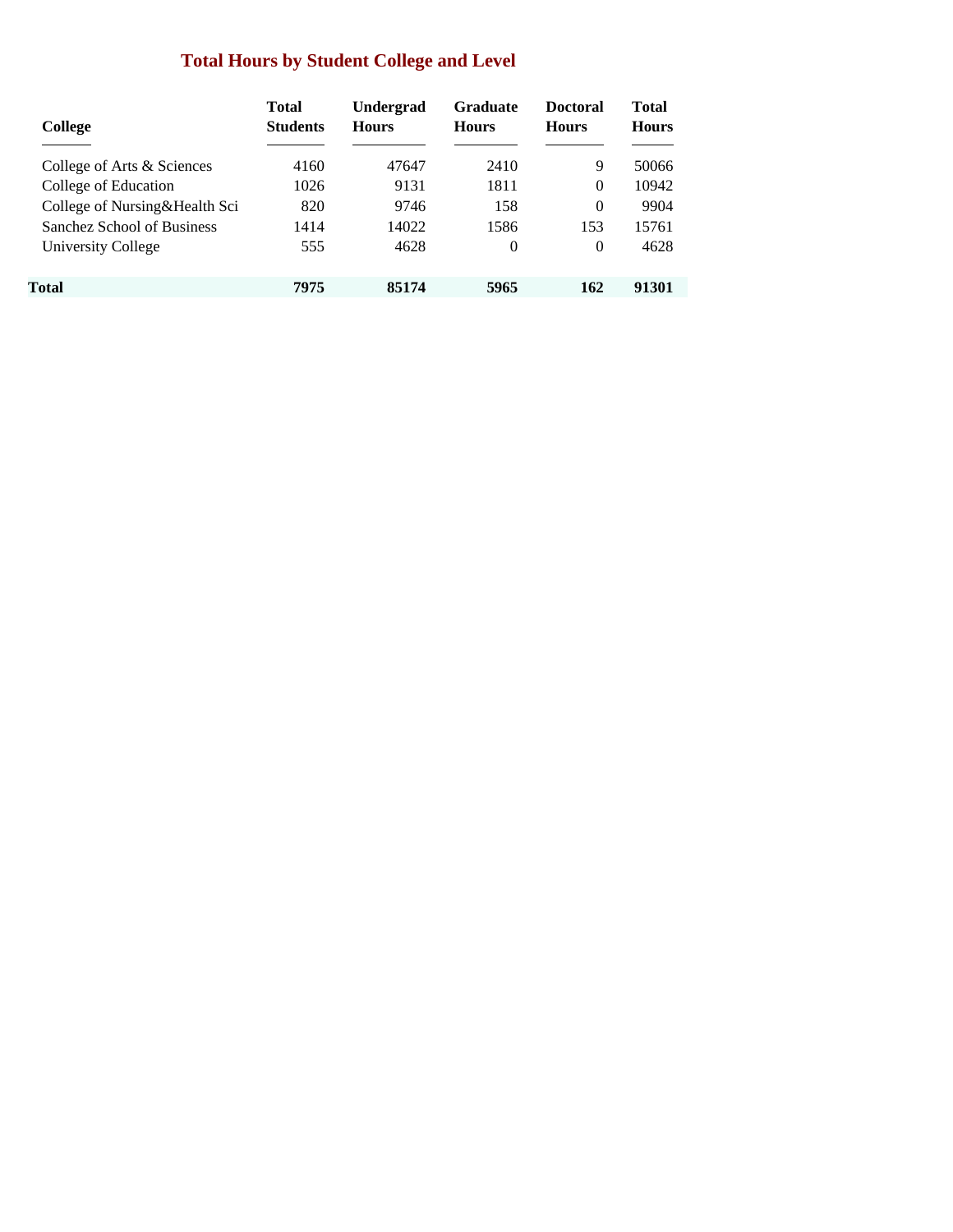## Total Hours by Student College and Level

| College | Total Students | Undergrad Hours | Graduate Hours | Doctoral Hours | Total Hours |
|---|---|---|---|---|---|
| College of Arts & Sciences | 4160 | 47647 | 2410 | 9 | 50066 |
| College of Education | 1026 | 9131 | 1811 | 0 | 10942 |
| College of Nursing&Health Sci | 820 | 9746 | 158 | 0 | 9904 |
| Sanchez School of Business | 1414 | 14022 | 1586 | 153 | 15761 |
| University College | 555 | 4628 | 0 | 0 | 4628 |
| **Total** | **7975** | **85174** | **5965** | **162** | **91301** |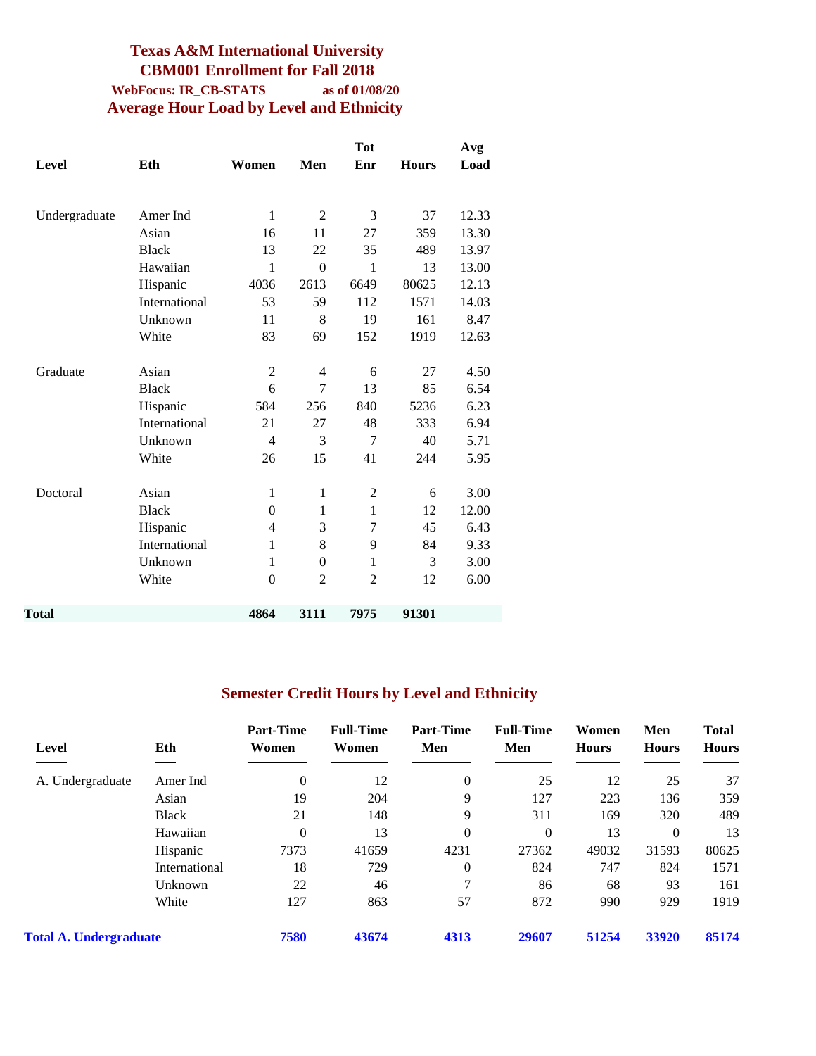# Texas A&M International University
## CBM001 Enrollment for Fall 2018

**WebFocus: IR_CB-STATS** **as of 01/08/20**

## Average Hour Load by Level and Ethnicity

| Level | Eth | Women | Men | Tot Enr | Hours | Avg Load |
|---|---|---|---|---|---|---|
| Undergraduate | Amer Ind | 1 | 2 | 3 | 37 | 12.33 |
| | Asian | 16 | 11 | 27 | 359 | 13.30 |
| | Black | 13 | 22 | 35 | 489 | 13.97 |
| | Hawaiian | 1 | 0 | 1 | 13 | 13.00 |
| | Hispanic | 4036 | 2613 | 6649 | 80625 | 12.13 |
| | International | 53 | 59 | 112 | 1571 | 14.03 |
| | Unknown | 11 | 8 | 19 | 161 | 8.47 |
| | White | 83 | 69 | 152 | 1919 | 12.63 |
| Graduate | Asian | 2 | 4 | 6 | 27 | 4.50 |
| | Black | 6 | 7 | 13 | 85 | 6.54 |
| | Hispanic | 584 | 256 | 840 | 5236 | 6.23 |
| | International | 21 | 27 | 48 | 333 | 6.94 |
| | Unknown | 4 | 3 | 7 | 40 | 5.71 |
| | White | 26 | 15 | 41 | 244 | 5.95 |
| Doctoral | Asian | 1 | 1 | 2 | 6 | 3.00 |
| | Black | 0 | 1 | 1 | 12 | 12.00 |
| | Hispanic | 4 | 3 | 7 | 45 | 6.43 |
| | International | 1 | 8 | 9 | 84 | 9.33 |
| | Unknown | 1 | 0 | 1 | 3 | 3.00 |
| | White | 0 | 2 | 2 | 12 | 6.00 |
| **Total** | | **4864** | **3111** | **7975** | **91301** | |

## Semester Credit Hours by Level and Ethnicity

| Level | Eth | Part-Time Women | Full-Time Women | Part-Time Men | Full-Time Men | Women Hours | Men Hours | Total Hours |
|---|---|---|---|---|---|---|---|---|
| A. Undergraduate | Amer Ind | 0 | 12 | 0 | 25 | 12 | 25 | 37 |
| | Asian | 19 | 204 | 9 | 127 | 223 | 136 | 359 |
| | Black | 21 | 148 | 9 | 311 | 169 | 320 | 489 |
| | Hawaiian | 0 | 13 | 0 | 0 | 13 | 0 | 13 |
| | Hispanic | 7373 | 41659 | 4231 | 27362 | 49032 | 31593 | 80625 |
| | International | 18 | 729 | 0 | 824 | 747 | 824 | 1571 |
| | Unknown | 22 | 46 | 7 | 86 | 68 | 93 | 161 |
| | White | 127 | 863 | 57 | 872 | 990 | 929 | 1919 |
| **Total A. Undergraduate** | | **7580** | **43674** | **4313** | **29607** | **51254** | **33920** | **85174** |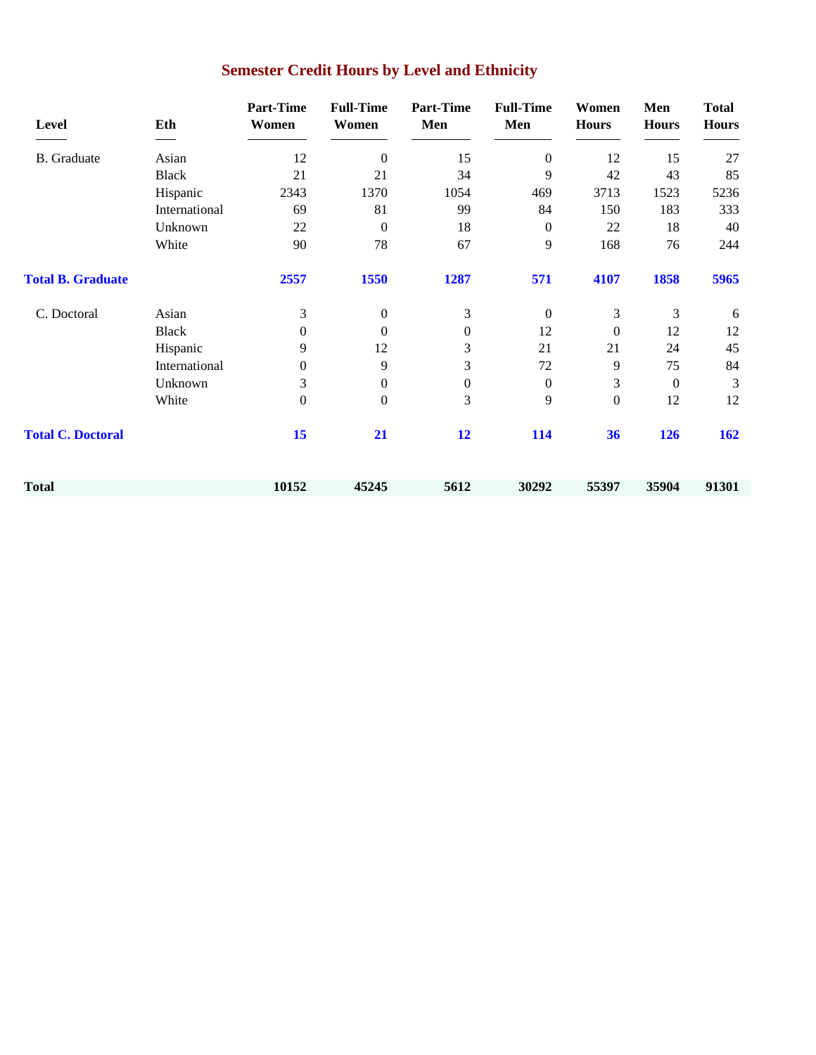## Semester Credit Hours by Level and Ethnicity

| Level | Eth | Part-Time Women | Full-Time Women | Part-Time Men | Full-Time Men | Women Hours | Men Hours | Total Hours |
|---|---|---|---|---|---|---|---|---|
| B. Graduate | Asian | 12 | 0 | 15 | 0 | 12 | 15 | 27 |
| | Black | 21 | 21 | 34 | 9 | 42 | 43 | 85 |
| | Hispanic | 2343 | 1370 | 1054 | 469 | 3713 | 1523 | 5236 |
| | International | 69 | 81 | 99 | 84 | 150 | 183 | 333 |
| | Unknown | 22 | 0 | 18 | 0 | 22 | 18 | 40 |
| | White | 90 | 78 | 67 | 9 | 168 | 76 | 244 |
| **Total B. Graduate** | | **2557** | **1550** | **1287** | **571** | **4107** | **1858** | **5965** |
| C. Doctoral | Asian | 3 | 0 | 3 | 0 | 3 | 3 | 6 |
| | Black | 0 | 0 | 0 | 12 | 0 | 12 | 12 |
| | Hispanic | 9 | 12 | 3 | 21 | 21 | 24 | 45 |
| | International | 0 | 9 | 3 | 72 | 9 | 75 | 84 |
| | Unknown | 3 | 0 | 0 | 0 | 3 | 0 | 3 |
| | White | 0 | 0 | 3 | 9 | 0 | 12 | 12 |
| **Total C. Doctoral** | | **15** | **21** | **12** | **114** | **36** | **126** | **162** |
| **Total** | | **10152** | **45245** | **5612** | **30292** | **55397** | **35904** | **91301** |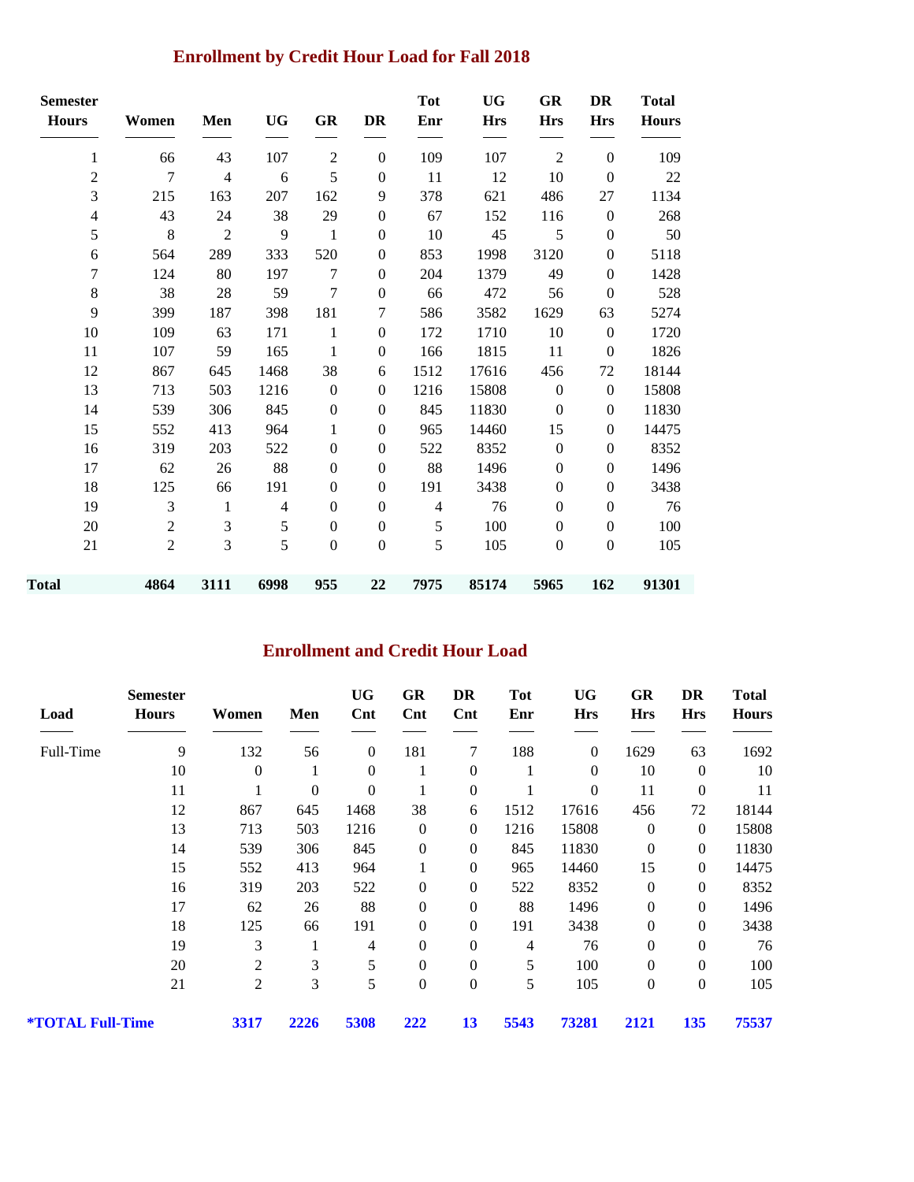## Enrollment by Credit Hour Load for Fall 2018

| Semester Hours | Women | Men | UG | GR | DR | Tot Enr | UG Hrs | GR Hrs | DR Hrs | Total Hours |
|---|---|---|---|---|---|---|---|---|---|---|
| 1 | 66 | 43 | 107 | 2 | 0 | 109 | 107 | 2 | 0 | 109 |
| 2 | 7 | 4 | 6 | 5 | 0 | 11 | 12 | 10 | 0 | 22 |
| 3 | 215 | 163 | 207 | 162 | 9 | 378 | 621 | 486 | 27 | 1134 |
| 4 | 43 | 24 | 38 | 29 | 0 | 67 | 152 | 116 | 0 | 268 |
| 5 | 8 | 2 | 9 | 1 | 0 | 10 | 45 | 5 | 0 | 50 |
| 6 | 564 | 289 | 333 | 520 | 0 | 853 | 1998 | 3120 | 0 | 5118 |
| 7 | 124 | 80 | 197 | 7 | 0 | 204 | 1379 | 49 | 0 | 1428 |
| 8 | 38 | 28 | 59 | 7 | 0 | 66 | 472 | 56 | 0 | 528 |
| 9 | 399 | 187 | 398 | 181 | 7 | 586 | 3582 | 1629 | 63 | 5274 |
| 10 | 109 | 63 | 171 | 1 | 0 | 172 | 1710 | 10 | 0 | 1720 |
| 11 | 107 | 59 | 165 | 1 | 0 | 166 | 1815 | 11 | 0 | 1826 |
| 12 | 867 | 645 | 1468 | 38 | 6 | 1512 | 17616 | 456 | 72 | 18144 |
| 13 | 713 | 503 | 1216 | 0 | 0 | 1216 | 15808 | 0 | 0 | 15808 |
| 14 | 539 | 306 | 845 | 0 | 0 | 845 | 11830 | 0 | 0 | 11830 |
| 15 | 552 | 413 | 964 | 1 | 0 | 965 | 14460 | 15 | 0 | 14475 |
| 16 | 319 | 203 | 522 | 0 | 0 | 522 | 8352 | 0 | 0 | 8352 |
| 17 | 62 | 26 | 88 | 0 | 0 | 88 | 1496 | 0 | 0 | 1496 |
| 18 | 125 | 66 | 191 | 0 | 0 | 191 | 3438 | 0 | 0 | 3438 |
| 19 | 3 | 1 | 4 | 0 | 0 | 4 | 76 | 0 | 0 | 76 |
| 20 | 2 | 3 | 5 | 0 | 0 | 5 | 100 | 0 | 0 | 100 |
| 21 | 2 | 3 | 5 | 0 | 0 | 5 | 105 | 0 | 0 | 105 |
| **Total** | **4864** | **3111** | **6998** | **955** | **22** | **7975** | **85174** | **5965** | **162** | **91301** |

## Enrollment and Credit Hour Load

| Load | Semester Hours | Women | Men | UG Cnt | GR Cnt | DR Cnt | Tot Enr | UG Hrs | GR Hrs | DR Hrs | Total Hours |
|---|---|---|---|---|---|---|---|---|---|---|---|
| Full-Time | 9 | 132 | 56 | 0 | 181 | 7 | 188 | 0 | 1629 | 63 | 1692 |
| | 10 | 0 | 1 | 0 | 1 | 0 | 1 | 0 | 10 | 0 | 10 |
| | 11 | 1 | 0 | 0 | 1 | 0 | 1 | 0 | 11 | 0 | 11 |
| | 12 | 867 | 645 | 1468 | 38 | 6 | 1512 | 17616 | 456 | 72 | 18144 |
| | 13 | 713 | 503 | 1216 | 0 | 0 | 1216 | 15808 | 0 | 0 | 15808 |
| | 14 | 539 | 306 | 845 | 0 | 0 | 845 | 11830 | 0 | 0 | 11830 |
| | 15 | 552 | 413 | 964 | 1 | 0 | 965 | 14460 | 15 | 0 | 14475 |
| | 16 | 319 | 203 | 522 | 0 | 0 | 522 | 8352 | 0 | 0 | 8352 |
| | 17 | 62 | 26 | 88 | 0 | 0 | 88 | 1496 | 0 | 0 | 1496 |
| | 18 | 125 | 66 | 191 | 0 | 0 | 191 | 3438 | 0 | 0 | 3438 |
| | 19 | 3 | 1 | 4 | 0 | 0 | 4 | 76 | 0 | 0 | 76 |
| | 20 | 2 | 3 | 5 | 0 | 0 | 5 | 100 | 0 | 0 | 100 |
| | 21 | 2 | 3 | 5 | 0 | 0 | 5 | 105 | 0 | 0 | 105 |
| ***TOTAL Full-Time** | | **3317** | **2226** | **5308** | **222** | **13** | **5543** | **73281** | **2121** | **135** | **75537** |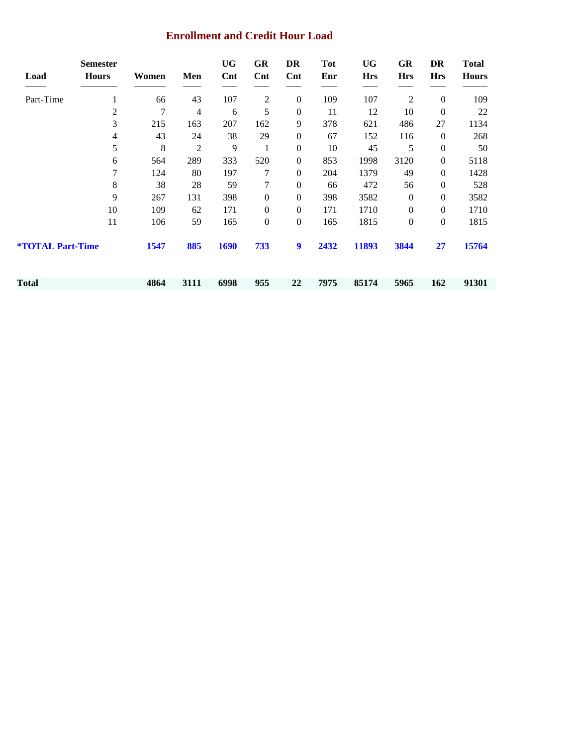## Enrollment and Credit Hour Load

| Load | Semester Hours | Women | Men | UG Cnt | GR Cnt | DR Cnt | Tot Enr | UG Hrs | GR Hrs | DR Hrs | Total Hours |
|---|---|---|---|---|---|---|---|---|---|---|---|
| Part-Time | 1 | 66 | 43 | 107 | 2 | 0 | 109 | 107 | 2 | 0 | 109 |
| | 2 | 7 | 4 | 6 | 5 | 0 | 11 | 12 | 10 | 0 | 22 |
| | 3 | 215 | 163 | 207 | 162 | 9 | 378 | 621 | 486 | 27 | 1134 |
| | 4 | 43 | 24 | 38 | 29 | 0 | 67 | 152 | 116 | 0 | 268 |
| | 5 | 8 | 2 | 9 | 1 | 0 | 10 | 45 | 5 | 0 | 50 |
| | 6 | 564 | 289 | 333 | 520 | 0 | 853 | 1998 | 3120 | 0 | 5118 |
| | 7 | 124 | 80 | 197 | 7 | 0 | 204 | 1379 | 49 | 0 | 1428 |
| | 8 | 38 | 28 | 59 | 7 | 0 | 66 | 472 | 56 | 0 | 528 |
| | 9 | 267 | 131 | 398 | 0 | 0 | 398 | 3582 | 0 | 0 | 3582 |
| | 10 | 109 | 62 | 171 | 0 | 0 | 171 | 1710 | 0 | 0 | 1710 |
| | 11 | 106 | 59 | 165 | 0 | 0 | 165 | 1815 | 0 | 0 | 1815 |
| **\*TOTAL Part-Time** | | **1547** | **885** | **1690** | **733** | **9** | **2432** | **11893** | **3844** | **27** | **15764** |
| **Total** | | **4864** | **3111** | **6998** | **955** | **22** | **7975** | **85174** | **5965** | **162** | **91301** |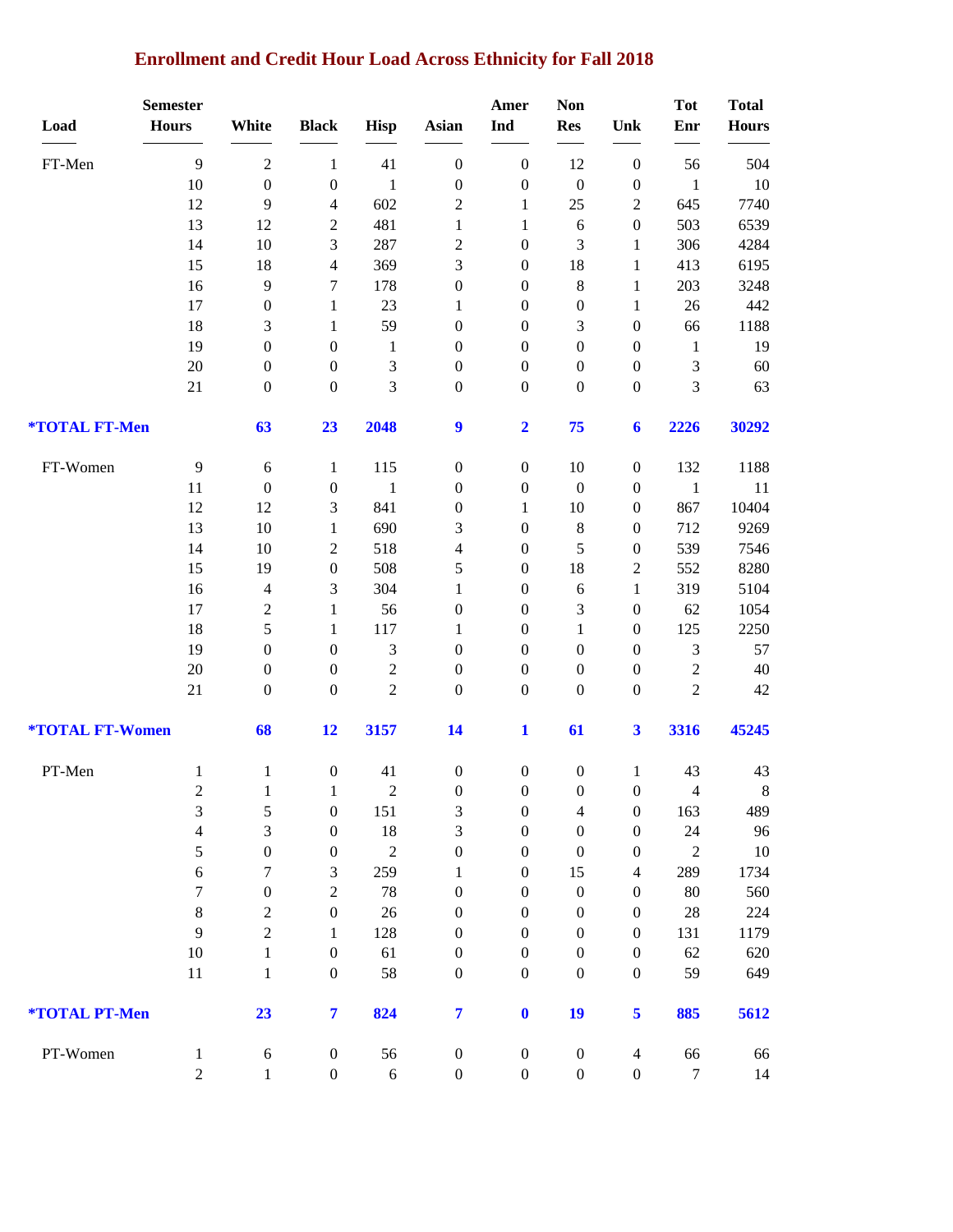# Enrollment and Credit Hour Load Across Ethnicity for Fall 2018

| Load | Semester Hours | White | Black | Hisp | Asian | Amer Ind | Non Res | Unk | Tot Enr | Total Hours |
|---|---|---|---|---|---|---|---|---|---|---|
| FT-Men | 9 | 2 | 1 | 41 | 0 | 0 | 12 | 0 | 56 | 504 |
| | 10 | 0 | 0 | 1 | 0 | 0 | 0 | 0 | 1 | 10 |
| | 12 | 9 | 4 | 602 | 2 | 1 | 25 | 2 | 645 | 7740 |
| | 13 | 12 | 2 | 481 | 1 | 1 | 6 | 0 | 503 | 6539 |
| | 14 | 10 | 3 | 287 | 2 | 0 | 3 | 1 | 306 | 4284 |
| | 15 | 18 | 4 | 369 | 3 | 0 | 18 | 1 | 413 | 6195 |
| | 16 | 9 | 7 | 178 | 0 | 0 | 8 | 1 | 203 | 3248 |
| | 17 | 0 | 1 | 23 | 1 | 0 | 0 | 1 | 26 | 442 |
| | 18 | 3 | 1 | 59 | 0 | 0 | 3 | 0 | 66 | 1188 |
| | 19 | 0 | 0 | 1 | 0 | 0 | 0 | 0 | 1 | 19 |
| | 20 | 0 | 0 | 3 | 0 | 0 | 0 | 0 | 3 | 60 |
| | 21 | 0 | 0 | 3 | 0 | 0 | 0 | 0 | 3 | 63 |
| **\*TOTAL FT-Men** | | **63** | **23** | **2048** | **9** | **2** | **75** | **6** | **2226** | **30292** |
| FT-Women | 9 | 6 | 1 | 115 | 0 | 0 | 10 | 0 | 132 | 1188 |
| | 11 | 0 | 0 | 1 | 0 | 0 | 0 | 0 | 1 | 11 |
| | 12 | 12 | 3 | 841 | 0 | 1 | 10 | 0 | 867 | 10404 |
| | 13 | 10 | 1 | 690 | 3 | 0 | 8 | 0 | 712 | 9269 |
| | 14 | 10 | 2 | 518 | 4 | 0 | 5 | 0 | 539 | 7546 |
| | 15 | 19 | 0 | 508 | 5 | 0 | 18 | 2 | 552 | 8280 |
| | 16 | 4 | 3 | 304 | 1 | 0 | 6 | 1 | 319 | 5104 |
| | 17 | 2 | 1 | 56 | 0 | 0 | 3 | 0 | 62 | 1054 |
| | 18 | 5 | 1 | 117 | 1 | 0 | 1 | 0 | 125 | 2250 |
| | 19 | 0 | 0 | 3 | 0 | 0 | 0 | 0 | 3 | 57 |
| | 20 | 0 | 0 | 2 | 0 | 0 | 0 | 0 | 2 | 40 |
| | 21 | 0 | 0 | 2 | 0 | 0 | 0 | 0 | 2 | 42 |
| **\*TOTAL FT-Women** | | **68** | **12** | **3157** | **14** | **1** | **61** | **3** | **3316** | **45245** |
| PT-Men | 1 | 1 | 0 | 41 | 0 | 0 | 0 | 1 | 43 | 43 |
| | 2 | 1 | 1 | 2 | 0 | 0 | 0 | 0 | 4 | 8 |
| | 3 | 5 | 0 | 151 | 3 | 0 | 4 | 0 | 163 | 489 |
| | 4 | 3 | 0 | 18 | 3 | 0 | 0 | 0 | 24 | 96 |
| | 5 | 0 | 0 | 2 | 0 | 0 | 0 | 0 | 2 | 10 |
| | 6 | 7 | 3 | 259 | 1 | 0 | 15 | 4 | 289 | 1734 |
| | 7 | 0 | 2 | 78 | 0 | 0 | 0 | 0 | 80 | 560 |
| | 8 | 2 | 0 | 26 | 0 | 0 | 0 | 0 | 28 | 224 |
| | 9 | 2 | 1 | 128 | 0 | 0 | 0 | 0 | 131 | 1179 |
| | 10 | 1 | 0 | 61 | 0 | 0 | 0 | 0 | 62 | 620 |
| | 11 | 1 | 0 | 58 | 0 | 0 | 0 | 0 | 59 | 649 |
| **\*TOTAL PT-Men** | | **23** | **7** | **824** | **7** | **0** | **19** | **5** | **885** | **5612** |
| PT-Women | 1 | 6 | 0 | 56 | 0 | 0 | 0 | 4 | 66 | 66 |
| | 2 | 1 | 0 | 6 | 0 | 0 | 0 | 0 | 7 | 14 |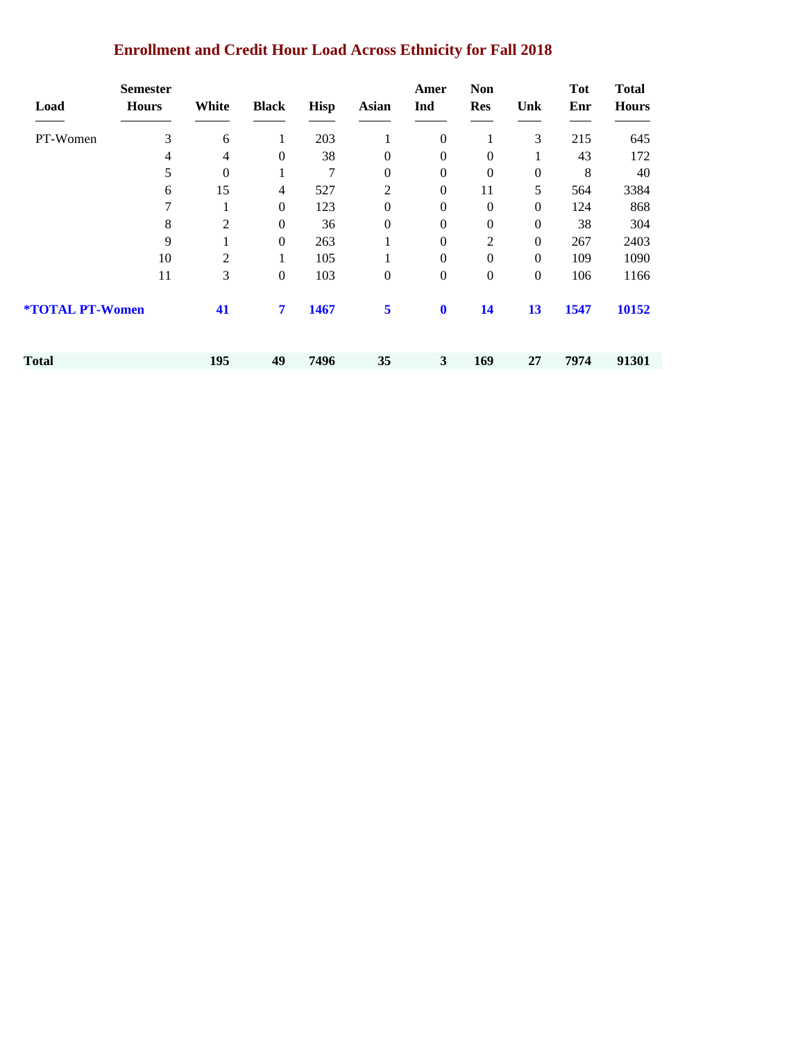## Enrollment and Credit Hour Load Across Ethnicity for Fall 2018

| Load | Semester Hours | White | Black | Hisp | Asian | Amer Ind | Non Res | Unk | Tot Enr | Total Hours |
|---|---|---|---|---|---|---|---|---|---|---|
| PT-Women | 3 | 6 | 1 | 203 | 1 | 0 | 1 | 3 | 215 | 645 |
| | 4 | 4 | 0 | 38 | 0 | 0 | 0 | 1 | 43 | 172 |
| | 5 | 0 | 1 | 7 | 0 | 0 | 0 | 0 | 8 | 40 |
| | 6 | 15 | 4 | 527 | 2 | 0 | 11 | 5 | 564 | 3384 |
| | 7 | 1 | 0 | 123 | 0 | 0 | 0 | 0 | 124 | 868 |
| | 8 | 2 | 0 | 36 | 0 | 0 | 0 | 0 | 38 | 304 |
| | 9 | 1 | 0 | 263 | 1 | 0 | 2 | 0 | 267 | 2403 |
| | 10 | 2 | 1 | 105 | 1 | 0 | 0 | 0 | 109 | 1090 |
| | 11 | 3 | 0 | 103 | 0 | 0 | 0 | 0 | 106 | 1166 |
| **\*TOTAL PT-Women** | | **41** | **7** | **1467** | **5** | **0** | **14** | **13** | **1547** | **10152** |
| **Total** | | **195** | **49** | **7496** | **35** | **3** | **169** | **27** | **7974** | **91301** |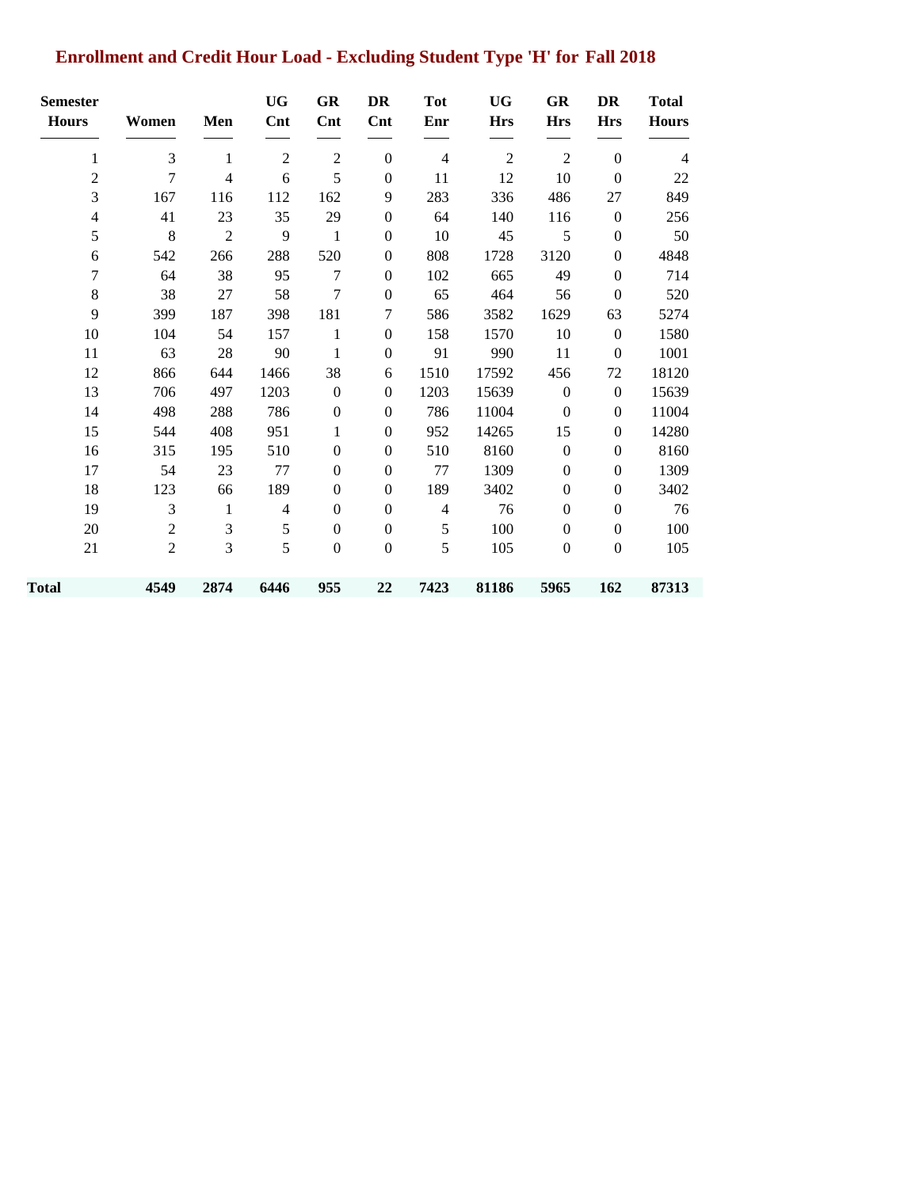## Enrollment and Credit Hour Load - Excluding Student Type 'H' for Fall 2018

| Semester Hours | Women | Men | UG Cnt | GR Cnt | DR Cnt | Tot Enr | UG Hrs | GR Hrs | DR Hrs | Total Hours |
|---|---|---|---|---|---|---|---|---|---|---|
| 1 | 3 | 1 | 2 | 2 | 0 | 4 | 2 | 2 | 0 | 4 |
| 2 | 7 | 4 | 6 | 5 | 0 | 11 | 12 | 10 | 0 | 22 |
| 3 | 167 | 116 | 112 | 162 | 9 | 283 | 336 | 486 | 27 | 849 |
| 4 | 41 | 23 | 35 | 29 | 0 | 64 | 140 | 116 | 0 | 256 |
| 5 | 8 | 2 | 9 | 1 | 0 | 10 | 45 | 5 | 0 | 50 |
| 6 | 542 | 266 | 288 | 520 | 0 | 808 | 1728 | 3120 | 0 | 4848 |
| 7 | 64 | 38 | 95 | 7 | 0 | 102 | 665 | 49 | 0 | 714 |
| 8 | 38 | 27 | 58 | 7 | 0 | 65 | 464 | 56 | 0 | 520 |
| 9 | 399 | 187 | 398 | 181 | 7 | 586 | 3582 | 1629 | 63 | 5274 |
| 10 | 104 | 54 | 157 | 1 | 0 | 158 | 1570 | 10 | 0 | 1580 |
| 11 | 63 | 28 | 90 | 1 | 0 | 91 | 990 | 11 | 0 | 1001 |
| 12 | 866 | 644 | 1466 | 38 | 6 | 1510 | 17592 | 456 | 72 | 18120 |
| 13 | 706 | 497 | 1203 | 0 | 0 | 1203 | 15639 | 0 | 0 | 15639 |
| 14 | 498 | 288 | 786 | 0 | 0 | 786 | 11004 | 0 | 0 | 11004 |
| 15 | 544 | 408 | 951 | 1 | 0 | 952 | 14265 | 15 | 0 | 14280 |
| 16 | 315 | 195 | 510 | 0 | 0 | 510 | 8160 | 0 | 0 | 8160 |
| 17 | 54 | 23 | 77 | 0 | 0 | 77 | 1309 | 0 | 0 | 1309 |
| 18 | 123 | 66 | 189 | 0 | 0 | 189 | 3402 | 0 | 0 | 3402 |
| 19 | 3 | 1 | 4 | 0 | 0 | 4 | 76 | 0 | 0 | 76 |
| 20 | 2 | 3 | 5 | 0 | 0 | 5 | 100 | 0 | 0 | 100 |
| 21 | 2 | 3 | 5 | 0 | 0 | 5 | 105 | 0 | 0 | 105 |
| **Total** | **4549** | **2874** | **6446** | **955** | **22** | **7423** | **81186** | **5965** | **162** | **87313** |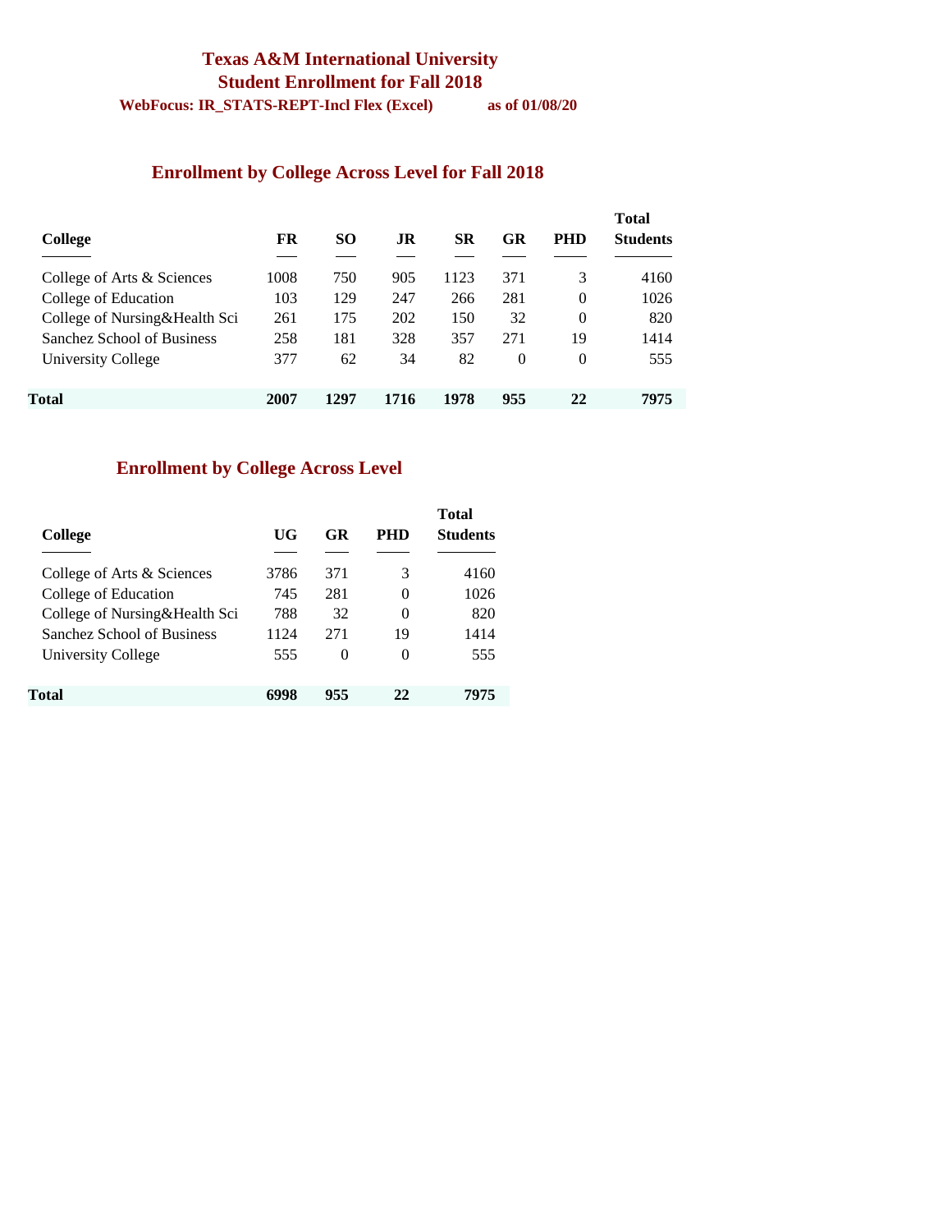# Texas A&M International University
## Student Enrollment for Fall 2018
**WebFocus: IR_STATS-REPT-Incl Flex (Excel)** **as of 01/08/20**

## Enrollment by College Across Level for Fall 2018

| College | FR | SO | JR | SR | GR | PHD | Total Students |
|---|---|---|---|---|---|---|---|
| College of Arts & Sciences | 1008 | 750 | 905 | 1123 | 371 | 3 | 4160 |
| College of Education | 103 | 129 | 247 | 266 | 281 | 0 | 1026 |
| College of Nursing&Health Sci | 261 | 175 | 202 | 150 | 32 | 0 | 820 |
| Sanchez School of Business | 258 | 181 | 328 | 357 | 271 | 19 | 1414 |
| University College | 377 | 62 | 34 | 82 | 0 | 0 | 555 |
| **Total** | **2007** | **1297** | **1716** | **1978** | **955** | **22** | **7975** |

## Enrollment by College Across Level

| College | UG | GR | PHD | Total Students |
|---|---|---|---|---|
| College of Arts & Sciences | 3786 | 371 | 3 | 4160 |
| College of Education | 745 | 281 | 0 | 1026 |
| College of Nursing&Health Sci | 788 | 32 | 0 | 820 |
| Sanchez School of Business | 1124 | 271 | 19 | 1414 |
| University College | 555 | 0 | 0 | 555 |
| **Total** | **6998** | **955** | **22** | **7975** |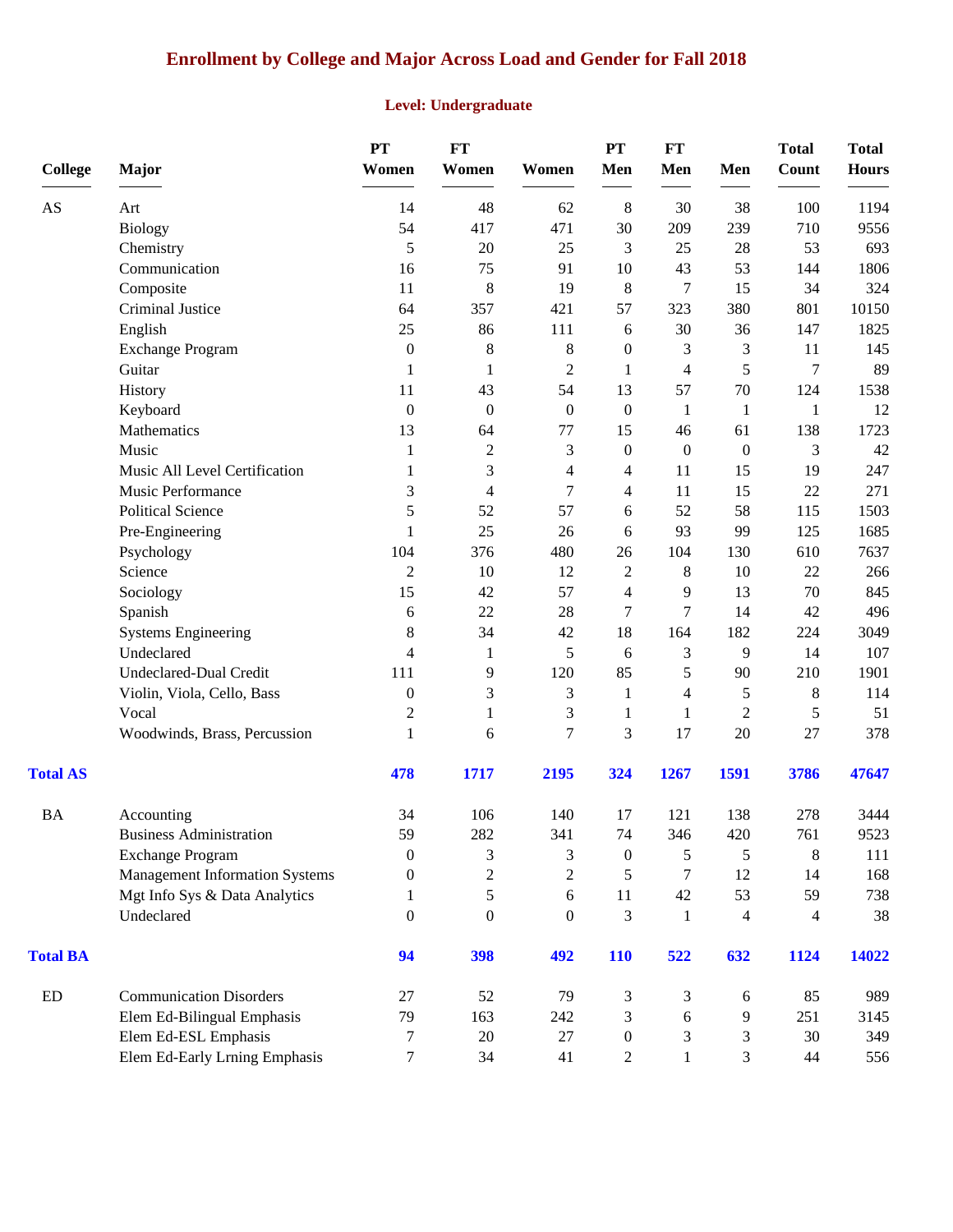# Enrollment by College and Major Across Load and Gender for Fall 2018

## Level: Undergraduate

| College | Major | PT Women | FT Women | Women | PT Men | FT Men | Men | Total Count | Total Hours |
|---|---|---|---|---|---|---|---|---|---|
| AS | Art | 14 | 48 | 62 | 8 | 30 | 38 | 100 | 1194 |
| | Biology | 54 | 417 | 471 | 30 | 209 | 239 | 710 | 9556 |
| | Chemistry | 5 | 20 | 25 | 3 | 25 | 28 | 53 | 693 |
| | Communication | 16 | 75 | 91 | 10 | 43 | 53 | 144 | 1806 |
| | Composite | 11 | 8 | 19 | 8 | 7 | 15 | 34 | 324 |
| | Criminal Justice | 64 | 357 | 421 | 57 | 323 | 380 | 801 | 10150 |
| | English | 25 | 86 | 111 | 6 | 30 | 36 | 147 | 1825 |
| | Exchange Program | 0 | 8 | 8 | 0 | 3 | 3 | 11 | 145 |
| | Guitar | 1 | 1 | 2 | 1 | 4 | 5 | 7 | 89 |
| | History | 11 | 43 | 54 | 13 | 57 | 70 | 124 | 1538 |
| | Keyboard | 0 | 0 | 0 | 0 | 1 | 1 | 1 | 12 |
| | Mathematics | 13 | 64 | 77 | 15 | 46 | 61 | 138 | 1723 |
| | Music | 1 | 2 | 3 | 0 | 0 | 0 | 3 | 42 |
| | Music All Level Certification | 1 | 3 | 4 | 4 | 11 | 15 | 19 | 247 |
| | Music Performance | 3 | 4 | 7 | 4 | 11 | 15 | 22 | 271 |
| | Political Science | 5 | 52 | 57 | 6 | 52 | 58 | 115 | 1503 |
| | Pre-Engineering | 1 | 25 | 26 | 6 | 93 | 99 | 125 | 1685 |
| | Psychology | 104 | 376 | 480 | 26 | 104 | 130 | 610 | 7637 |
| | Science | 2 | 10 | 12 | 2 | 8 | 10 | 22 | 266 |
| | Sociology | 15 | 42 | 57 | 4 | 9 | 13 | 70 | 845 |
| | Spanish | 6 | 22 | 28 | 7 | 7 | 14 | 42 | 496 |
| | Systems Engineering | 8 | 34 | 42 | 18 | 164 | 182 | 224 | 3049 |
| | Undeclared | 4 | 1 | 5 | 6 | 3 | 9 | 14 | 107 |
| | Undeclared-Dual Credit | 111 | 9 | 120 | 85 | 5 | 90 | 210 | 1901 |
| | Violin, Viola, Cello, Bass | 0 | 3 | 3 | 1 | 4 | 5 | 8 | 114 |
| | Vocal | 2 | 1 | 3 | 1 | 1 | 2 | 5 | 51 |
| | Woodwinds, Brass, Percussion | 1 | 6 | 7 | 3 | 17 | 20 | 27 | 378 |
| **Total AS** | | **478** | **1717** | **2195** | **324** | **1267** | **1591** | **3786** | **47647** |
| BA | Accounting | 34 | 106 | 140 | 17 | 121 | 138 | 278 | 3444 |
| | Business Administration | 59 | 282 | 341 | 74 | 346 | 420 | 761 | 9523 |
| | Exchange Program | 0 | 3 | 3 | 0 | 5 | 5 | 8 | 111 |
| | Management Information Systems | 0 | 2 | 2 | 5 | 7 | 12 | 14 | 168 |
| | Mgt Info Sys & Data Analytics | 1 | 5 | 6 | 11 | 42 | 53 | 59 | 738 |
| | Undeclared | 0 | 0 | 0 | 3 | 1 | 4 | 4 | 38 |
| **Total BA** | | **94** | **398** | **492** | **110** | **522** | **632** | **1124** | **14022** |
| ED | Communication Disorders | 27 | 52 | 79 | 3 | 3 | 6 | 85 | 989 |
| | Elem Ed-Bilingual Emphasis | 79 | 163 | 242 | 3 | 6 | 9 | 251 | 3145 |
| | Elem Ed-ESL Emphasis | 7 | 20 | 27 | 0 | 3 | 3 | 30 | 349 |
| | Elem Ed-Early Lrning Emphasis | 7 | 34 | 41 | 2 | 1 | 3 | 44 | 556 |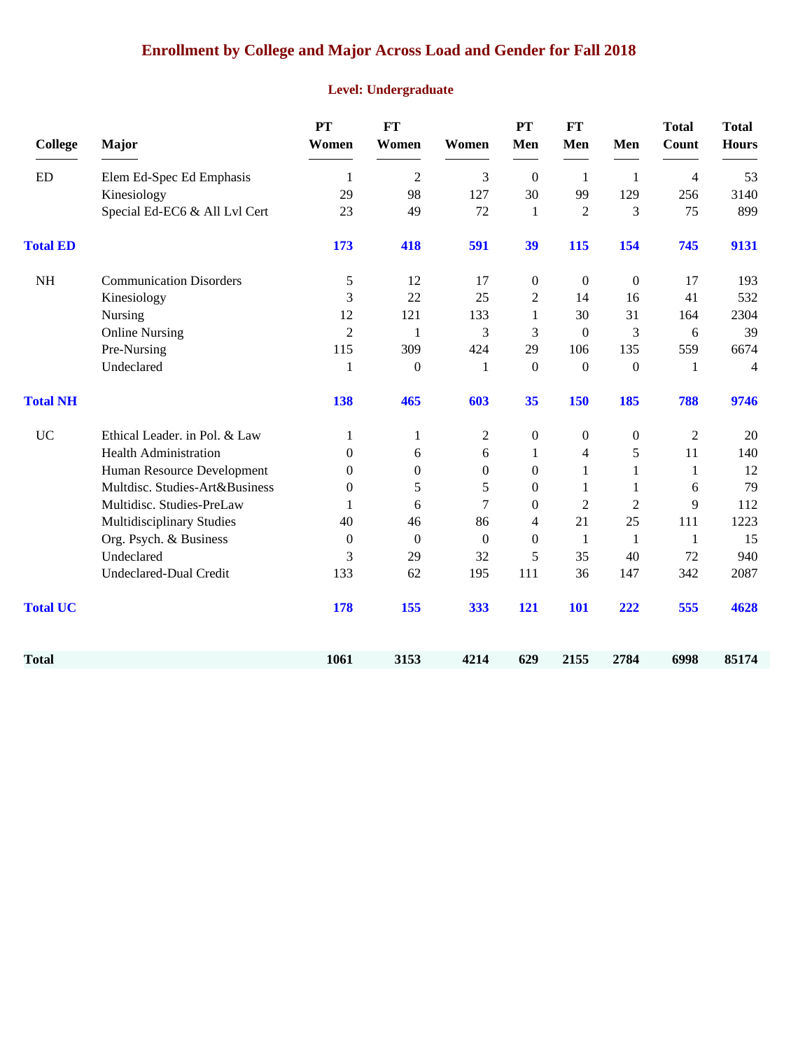# Enrollment by College and Major Across Load and Gender for Fall 2018

## Level: Undergraduate

| College | Major | PT Women | FT Women | Women | PT Men | FT Men | Men | Total Count | Total Hours |
|---|---|---|---|---|---|---|---|---|---|
| ED | Elem Ed-Spec Ed Emphasis | 1 | 2 | 3 | 0 | 1 | 1 | 4 | 53 |
| | Kinesiology | 29 | 98 | 127 | 30 | 99 | 129 | 256 | 3140 |
| | Special Ed-EC6 & All Lvl Cert | 23 | 49 | 72 | 1 | 2 | 3 | 75 | 899 |
| **Total ED** | | **173** | **418** | **591** | **39** | **115** | **154** | **745** | **9131** |
| NH | Communication Disorders | 5 | 12 | 17 | 0 | 0 | 0 | 17 | 193 |
| | Kinesiology | 3 | 22 | 25 | 2 | 14 | 16 | 41 | 532 |
| | Nursing | 12 | 121 | 133 | 1 | 30 | 31 | 164 | 2304 |
| | Online Nursing | 2 | 1 | 3 | 3 | 0 | 3 | 6 | 39 |
| | Pre-Nursing | 115 | 309 | 424 | 29 | 106 | 135 | 559 | 6674 |
| | Undeclared | 1 | 0 | 1 | 0 | 0 | 0 | 1 | 4 |
| **Total NH** | | **138** | **465** | **603** | **35** | **150** | **185** | **788** | **9746** |
| UC | Ethical Leader. in Pol. & Law | 1 | 1 | 2 | 0 | 0 | 0 | 2 | 20 |
| | Health Administration | 0 | 6 | 6 | 1 | 4 | 5 | 11 | 140 |
| | Human Resource Development | 0 | 0 | 0 | 0 | 1 | 1 | 1 | 12 |
| | Multdisc. Studies-Art&Business | 0 | 5 | 5 | 0 | 1 | 1 | 6 | 79 |
| | Multidisc. Studies-PreLaw | 1 | 6 | 7 | 0 | 2 | 2 | 9 | 112 |
| | Multidisciplinary Studies | 40 | 46 | 86 | 4 | 21 | 25 | 111 | 1223 |
| | Org. Psych. & Business | 0 | 0 | 0 | 0 | 1 | 1 | 1 | 15 |
| | Undeclared | 3 | 29 | 32 | 5 | 35 | 40 | 72 | 940 |
| | Undeclared-Dual Credit | 133 | 62 | 195 | 111 | 36 | 147 | 342 | 2087 |
| **Total UC** | | **178** | **155** | **333** | **121** | **101** | **222** | **555** | **4628** |
| **Total** | | **1061** | **3153** | **4214** | **629** | **2155** | **2784** | **6998** | **85174** |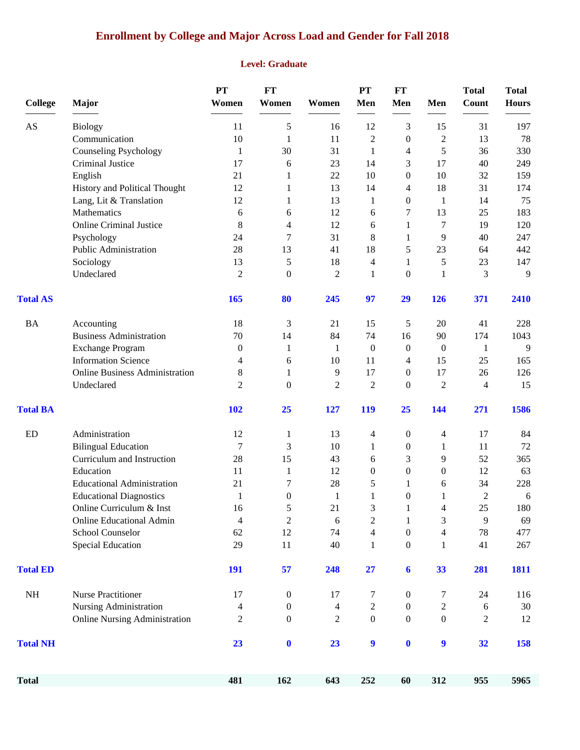# Enrollment by College and Major Across Load and Gender for Fall 2018

## Level: Graduate

| College | Major | PT Women | FT Women | Women | PT Men | FT Men | Men | Total Count | Total Hours |
|---|---|---|---|---|---|---|---|---|---|
| AS | Biology | 11 | 5 | 16 | 12 | 3 | 15 | 31 | 197 |
| | Communication | 10 | 1 | 11 | 2 | 0 | 2 | 13 | 78 |
| | Counseling Psychology | 1 | 30 | 31 | 1 | 4 | 5 | 36 | 330 |
| | Criminal Justice | 17 | 6 | 23 | 14 | 3 | 17 | 40 | 249 |
| | English | 21 | 1 | 22 | 10 | 0 | 10 | 32 | 159 |
| | History and Political Thought | 12 | 1 | 13 | 14 | 4 | 18 | 31 | 174 |
| | Lang, Lit & Translation | 12 | 1 | 13 | 1 | 0 | 1 | 14 | 75 |
| | Mathematics | 6 | 6 | 12 | 6 | 7 | 13 | 25 | 183 |
| | Online Criminal Justice | 8 | 4 | 12 | 6 | 1 | 7 | 19 | 120 |
| | Psychology | 24 | 7 | 31 | 8 | 1 | 9 | 40 | 247 |
| | Public Administration | 28 | 13 | 41 | 18 | 5 | 23 | 64 | 442 |
| | Sociology | 13 | 5 | 18 | 4 | 1 | 5 | 23 | 147 |
| | Undeclared | 2 | 0 | 2 | 1 | 0 | 1 | 3 | 9 |
| **Total AS** | | **165** | **80** | **245** | **97** | **29** | **126** | **371** | **2410** |
| BA | Accounting | 18 | 3 | 21 | 15 | 5 | 20 | 41 | 228 |
| | Business Administration | 70 | 14 | 84 | 74 | 16 | 90 | 174 | 1043 |
| | Exchange Program | 0 | 1 | 1 | 0 | 0 | 0 | 1 | 9 |
| | Information Science | 4 | 6 | 10 | 11 | 4 | 15 | 25 | 165 |
| | Online Business Administration | 8 | 1 | 9 | 17 | 0 | 17 | 26 | 126 |
| | Undeclared | 2 | 0 | 2 | 2 | 0 | 2 | 4 | 15 |
| **Total BA** | | **102** | **25** | **127** | **119** | **25** | **144** | **271** | **1586** |
| ED | Administration | 12 | 1 | 13 | 4 | 0 | 4 | 17 | 84 |
| | Bilingual Education | 7 | 3 | 10 | 1 | 0 | 1 | 11 | 72 |
| | Curriculum and Instruction | 28 | 15 | 43 | 6 | 3 | 9 | 52 | 365 |
| | Education | 11 | 1 | 12 | 0 | 0 | 0 | 12 | 63 |
| | Educational Administration | 21 | 7 | 28 | 5 | 1 | 6 | 34 | 228 |
| | Educational Diagnostics | 1 | 0 | 1 | 1 | 0 | 1 | 2 | 6 |
| | Online Curriculum & Inst | 16 | 5 | 21 | 3 | 1 | 4 | 25 | 180 |
| | Online Educational Admin | 4 | 2 | 6 | 2 | 1 | 3 | 9 | 69 |
| | School Counselor | 62 | 12 | 74 | 4 | 0 | 4 | 78 | 477 |
| | Special Education | 29 | 11 | 40 | 1 | 0 | 1 | 41 | 267 |
| **Total ED** | | **191** | **57** | **248** | **27** | **6** | **33** | **281** | **1811** |
| NH | Nurse Practitioner | 17 | 0 | 17 | 7 | 0 | 7 | 24 | 116 |
| | Nursing Administration | 4 | 0 | 4 | 2 | 0 | 2 | 6 | 30 |
| | Online Nursing Administration | 2 | 0 | 2 | 0 | 0 | 0 | 2 | 12 |
| **Total NH** | | **23** | **0** | **23** | **9** | **0** | **9** | **32** | **158** |
| **Total** | | **481** | **162** | **643** | **252** | **60** | **312** | **955** | **5965** |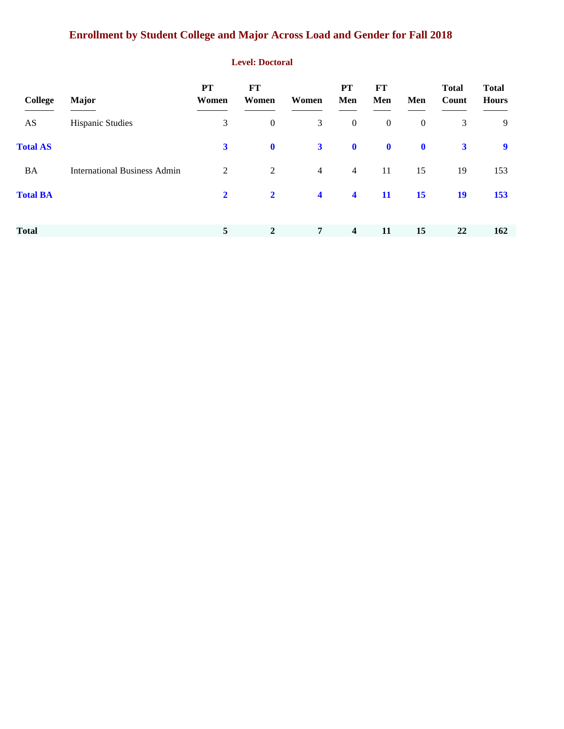# Enrollment by Student College and Major Across Load and Gender for Fall 2018

## Level: Doctoral

| College | Major | PT Women | FT Women | Women | PT Men | FT Men | Men | Total Count | Total Hours |
|---|---|---|---|---|---|---|---|---|---|
| AS | Hispanic Studies | 3 | 0 | 3 | 0 | 0 | 0 | 3 | 9 |
| **Total AS** | | **3** | **0** | **3** | **0** | **0** | **0** | **3** | **9** |
| BA | International Business Admin | 2 | 2 | 4 | 4 | 11 | 15 | 19 | 153 |
| **Total BA** | | **2** | **2** | **4** | **4** | **11** | **15** | **19** | **153** |
| **Total** | | **5** | **2** | **7** | **4** | **11** | **15** | **22** | **162** |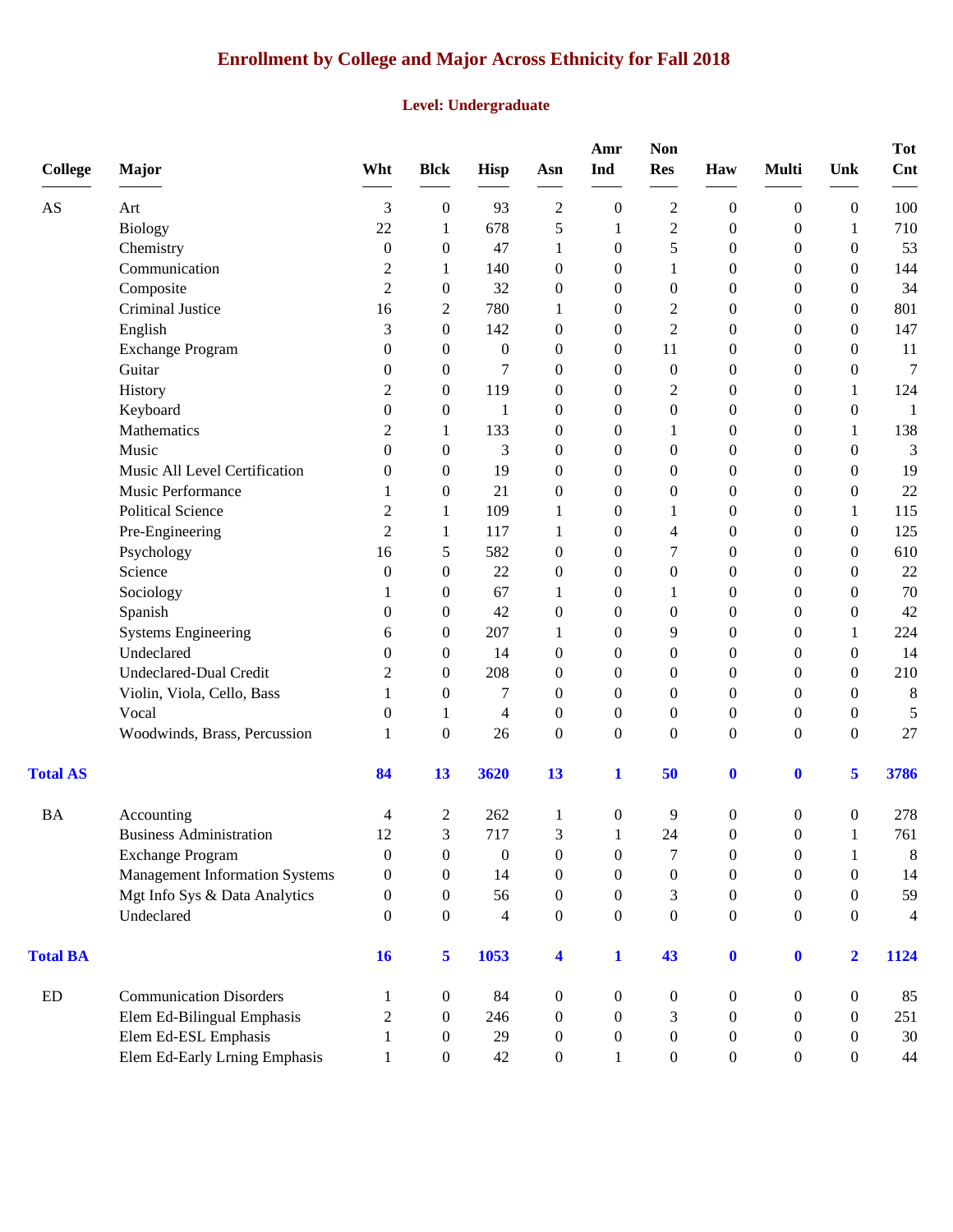# Enrollment by College and Major Across Ethnicity for Fall 2018

## Level: Undergraduate

| College | Major | Wht | Blck | Hisp | Asn | Amr Ind | Non Res | Haw | Multi | Unk | Tot Cnt |
|---|---|---|---|---|---|---|---|---|---|---|---|
| AS | Art | 3 | 0 | 93 | 2 | 0 | 2 | 0 | 0 | 0 | 100 |
| | Biology | 22 | 1 | 678 | 5 | 1 | 2 | 0 | 0 | 1 | 710 |
| | Chemistry | 0 | 0 | 47 | 1 | 0 | 5 | 0 | 0 | 0 | 53 |
| | Communication | 2 | 1 | 140 | 0 | 0 | 1 | 0 | 0 | 0 | 144 |
| | Composite | 2 | 0 | 32 | 0 | 0 | 0 | 0 | 0 | 0 | 34 |
| | Criminal Justice | 16 | 2 | 780 | 1 | 0 | 2 | 0 | 0 | 0 | 801 |
| | English | 3 | 0 | 142 | 0 | 0 | 2 | 0 | 0 | 0 | 147 |
| | Exchange Program | 0 | 0 | 0 | 0 | 0 | 11 | 0 | 0 | 0 | 11 |
| | Guitar | 0 | 0 | 7 | 0 | 0 | 0 | 0 | 0 | 0 | 7 |
| | History | 2 | 0 | 119 | 0 | 0 | 2 | 0 | 0 | 1 | 124 |
| | Keyboard | 0 | 0 | 1 | 0 | 0 | 0 | 0 | 0 | 0 | 1 |
| | Mathematics | 2 | 1 | 133 | 0 | 0 | 1 | 0 | 0 | 1 | 138 |
| | Music | 0 | 0 | 3 | 0 | 0 | 0 | 0 | 0 | 0 | 3 |
| | Music All Level Certification | 0 | 0 | 19 | 0 | 0 | 0 | 0 | 0 | 0 | 19 |
| | Music Performance | 1 | 0 | 21 | 0 | 0 | 0 | 0 | 0 | 0 | 22 |
| | Political Science | 2 | 1 | 109 | 1 | 0 | 1 | 0 | 0 | 1 | 115 |
| | Pre-Engineering | 2 | 1 | 117 | 1 | 0 | 4 | 0 | 0 | 0 | 125 |
| | Psychology | 16 | 5 | 582 | 0 | 0 | 7 | 0 | 0 | 0 | 610 |
| | Science | 0 | 0 | 22 | 0 | 0 | 0 | 0 | 0 | 0 | 22 |
| | Sociology | 1 | 0 | 67 | 1 | 0 | 1 | 0 | 0 | 0 | 70 |
| | Spanish | 0 | 0 | 42 | 0 | 0 | 0 | 0 | 0 | 0 | 42 |
| | Systems Engineering | 6 | 0 | 207 | 1 | 0 | 9 | 0 | 0 | 1 | 224 |
| | Undeclared | 0 | 0 | 14 | 0 | 0 | 0 | 0 | 0 | 0 | 14 |
| | Undeclared-Dual Credit | 2 | 0 | 208 | 0 | 0 | 0 | 0 | 0 | 0 | 210 |
| | Violin, Viola, Cello, Bass | 1 | 0 | 7 | 0 | 0 | 0 | 0 | 0 | 0 | 8 |
| | Vocal | 0 | 1 | 4 | 0 | 0 | 0 | 0 | 0 | 0 | 5 |
| | Woodwinds, Brass, Percussion | 1 | 0 | 26 | 0 | 0 | 0 | 0 | 0 | 0 | 27 |
| **Total AS** | | **84** | **13** | **3620** | **13** | **1** | **50** | **0** | **0** | **5** | **3786** |
| BA | Accounting | 4 | 2 | 262 | 1 | 0 | 9 | 0 | 0 | 0 | 278 |
| | Business Administration | 12 | 3 | 717 | 3 | 1 | 24 | 0 | 0 | 1 | 761 |
| | Exchange Program | 0 | 0 | 0 | 0 | 0 | 7 | 0 | 0 | 1 | 8 |
| | Management Information Systems | 0 | 0 | 14 | 0 | 0 | 0 | 0 | 0 | 0 | 14 |
| | Mgt Info Sys & Data Analytics | 0 | 0 | 56 | 0 | 0 | 3 | 0 | 0 | 0 | 59 |
| | Undeclared | 0 | 0 | 4 | 0 | 0 | 0 | 0 | 0 | 0 | 4 |
| **Total BA** | | **16** | **5** | **1053** | **4** | **1** | **43** | **0** | **0** | **2** | **1124** |
| ED | Communication Disorders | 1 | 0 | 84 | 0 | 0 | 0 | 0 | 0 | 0 | 85 |
| | Elem Ed-Bilingual Emphasis | 2 | 0 | 246 | 0 | 0 | 3 | 0 | 0 | 0 | 251 |
| | Elem Ed-ESL Emphasis | 1 | 0 | 29 | 0 | 0 | 0 | 0 | 0 | 0 | 30 |
| | Elem Ed-Early Lrning Emphasis | 1 | 0 | 42 | 0 | 1 | 0 | 0 | 0 | 0 | 44 |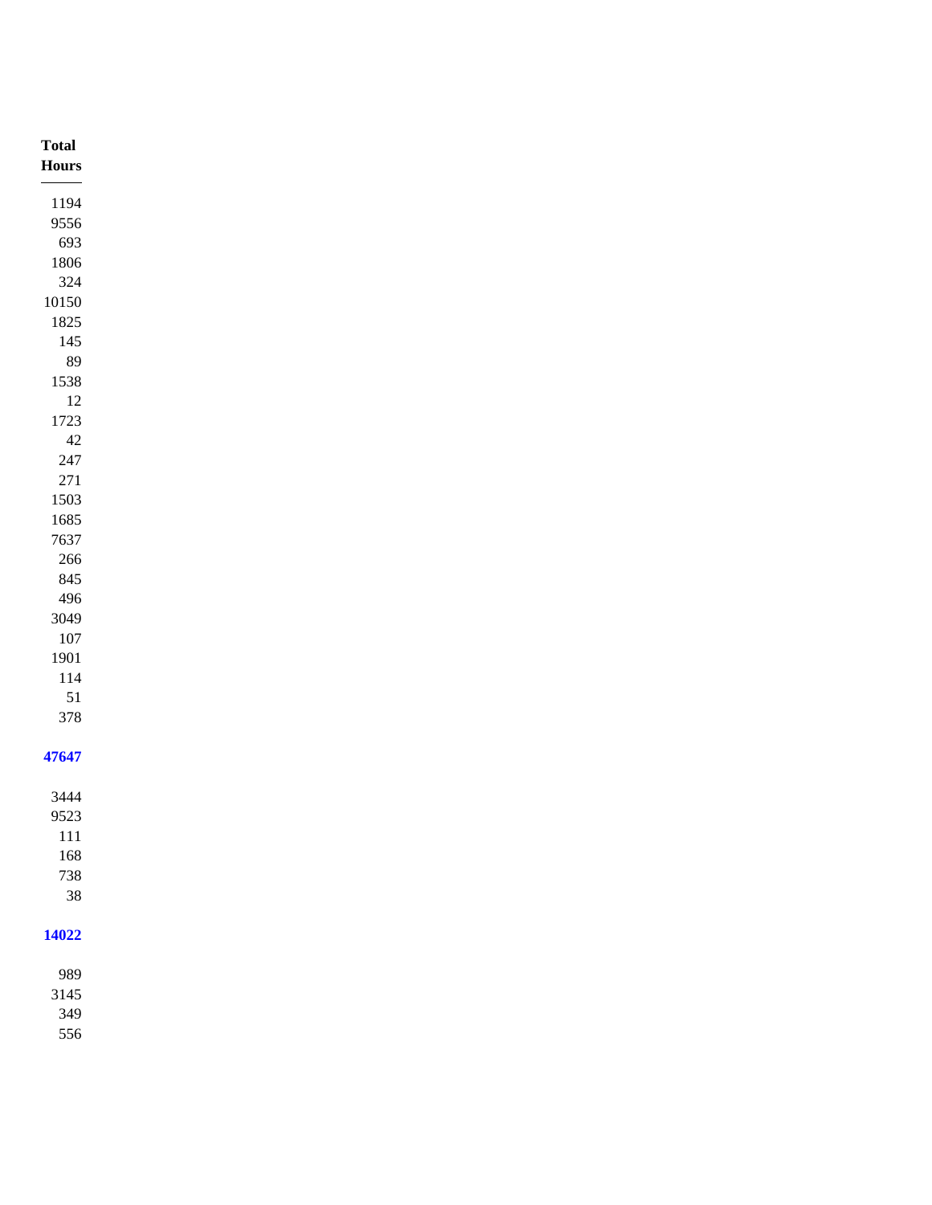| Total Hours |
|---:|
| 1194 |
| 9556 |
| 693 |
| 1806 |
| 324 |
| 10150 |
| 1825 |
| 145 |
| 89 |
| 1538 |
| 12 |
| 1723 |
| 42 |
| 247 |
| 271 |
| 1503 |
| 1685 |
| 7637 |
| 266 |
| 845 |
| 496 |
| 3049 |
| 107 |
| 1901 |
| 114 |
| 51 |
| 378 |
| **47647** |
| 3444 |
| 9523 |
| 111 |
| 168 |
| 738 |
| 38 |
| **14022** |
| 989 |
| 3145 |
| 349 |
| 556 |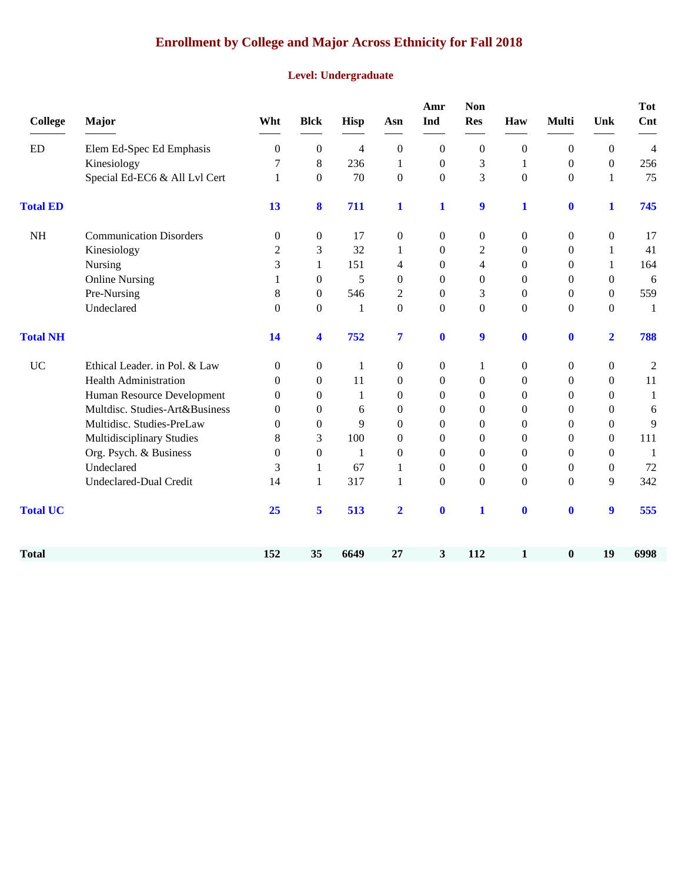# Enrollment by College and Major Across Ethnicity for Fall 2018

## Level: Undergraduate

| College | Major | Wht | Blck | Hisp | Asn | Amr Ind | Non Res | Haw | Multi | Unk | Tot Cnt |
|---|---|---|---|---|---|---|---|---|---|---|---|
| ED | Elem Ed-Spec Ed Emphasis | 0 | 0 | 4 | 0 | 0 | 0 | 0 | 0 | 0 | 4 |
| | Kinesiology | 7 | 8 | 236 | 1 | 0 | 3 | 1 | 0 | 0 | 256 |
| | Special Ed-EC6 & All Lvl Cert | 1 | 0 | 70 | 0 | 0 | 3 | 0 | 0 | 1 | 75 |
| **Total ED** | | **13** | **8** | **711** | **1** | **1** | **9** | **1** | **0** | **1** | **745** |
| NH | Communication Disorders | 0 | 0 | 17 | 0 | 0 | 0 | 0 | 0 | 0 | 17 |
| | Kinesiology | 2 | 3 | 32 | 1 | 0 | 2 | 0 | 0 | 1 | 41 |
| | Nursing | 3 | 1 | 151 | 4 | 0 | 4 | 0 | 0 | 1 | 164 |
| | Online Nursing | 1 | 0 | 5 | 0 | 0 | 0 | 0 | 0 | 0 | 6 |
| | Pre-Nursing | 8 | 0 | 546 | 2 | 0 | 3 | 0 | 0 | 0 | 559 |
| | Undeclared | 0 | 0 | 1 | 0 | 0 | 0 | 0 | 0 | 0 | 1 |
| **Total NH** | | **14** | **4** | **752** | **7** | **0** | **9** | **0** | **0** | **2** | **788** |
| UC | Ethical Leader. in Pol. & Law | 0 | 0 | 1 | 0 | 0 | 1 | 0 | 0 | 0 | 2 |
| | Health Administration | 0 | 0 | 11 | 0 | 0 | 0 | 0 | 0 | 0 | 11 |
| | Human Resource Development | 0 | 0 | 1 | 0 | 0 | 0 | 0 | 0 | 0 | 1 |
| | Multdisc. Studies-Art&Business | 0 | 0 | 6 | 0 | 0 | 0 | 0 | 0 | 0 | 6 |
| | Multidisc. Studies-PreLaw | 0 | 0 | 9 | 0 | 0 | 0 | 0 | 0 | 0 | 9 |
| | Multidisciplinary Studies | 8 | 3 | 100 | 0 | 0 | 0 | 0 | 0 | 0 | 111 |
| | Org. Psych. & Business | 0 | 0 | 1 | 0 | 0 | 0 | 0 | 0 | 0 | 1 |
| | Undeclared | 3 | 1 | 67 | 1 | 0 | 0 | 0 | 0 | 0 | 72 |
| | Undeclared-Dual Credit | 14 | 1 | 317 | 1 | 0 | 0 | 0 | 0 | 9 | 342 |
| **Total UC** | | **25** | **5** | **513** | **2** | **0** | **1** | **0** | **0** | **9** | **555** |
| **Total** | | **152** | **35** | **6649** | **27** | **3** | **112** | **1** | **0** | **19** | **6998** |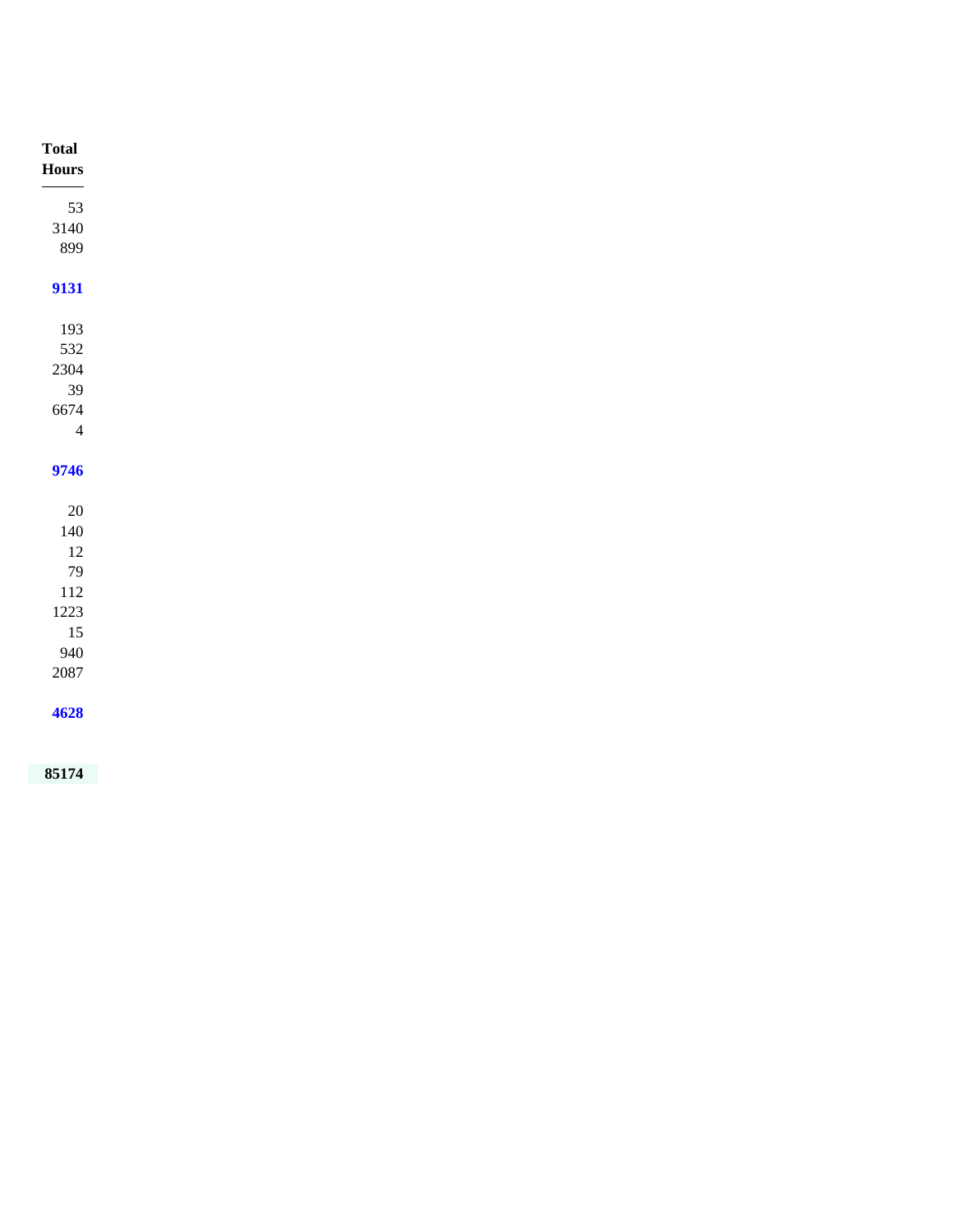| Total Hours |
|---|
| 53 |
| 3140 |
| 899 |
| **9131** |
| 193 |
| 532 |
| 2304 |
| 39 |
| 6674 |
| 4 |
| **9746** |
| 20 |
| 140 |
| 12 |
| 79 |
| 112 |
| 1223 |
| 15 |
| 940 |
| 2087 |
| **4628** |
| **85174** |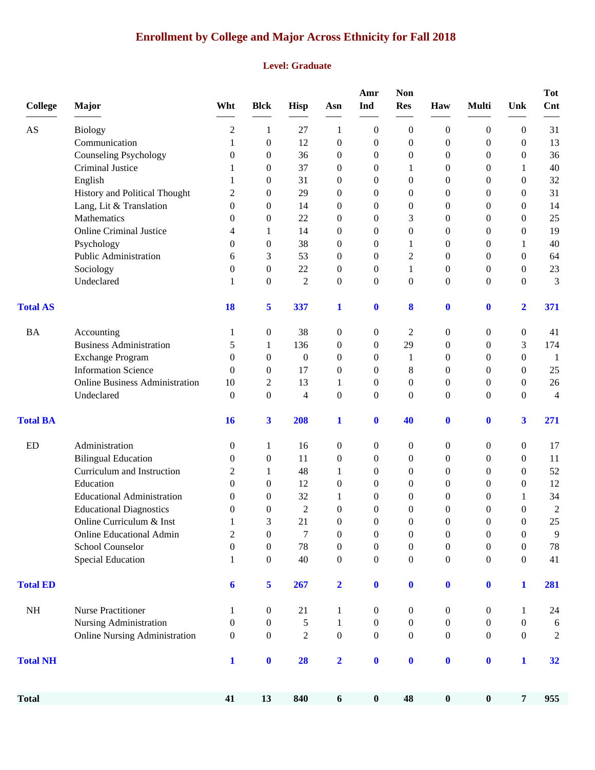# Enrollment by College and Major Across Ethnicity for Fall 2018

## Level: Graduate

| College | Major | Wht | Blck | Hisp | Asn | Amr Ind | Non Res | Haw | Multi | Unk | Tot Cnt |
|---|---|---|---|---|---|---|---|---|---|---|---|
| AS | Biology | 2 | 1 | 27 | 1 | 0 | 0 | 0 | 0 | 0 | 31 |
| | Communication | 1 | 0 | 12 | 0 | 0 | 0 | 0 | 0 | 0 | 13 |
| | Counseling Psychology | 0 | 0 | 36 | 0 | 0 | 0 | 0 | 0 | 0 | 36 |
| | Criminal Justice | 1 | 0 | 37 | 0 | 0 | 1 | 0 | 0 | 1 | 40 |
| | English | 1 | 0 | 31 | 0 | 0 | 0 | 0 | 0 | 0 | 32 |
| | History and Political Thought | 2 | 0 | 29 | 0 | 0 | 0 | 0 | 0 | 0 | 31 |
| | Lang, Lit & Translation | 0 | 0 | 14 | 0 | 0 | 0 | 0 | 0 | 0 | 14 |
| | Mathematics | 0 | 0 | 22 | 0 | 0 | 3 | 0 | 0 | 0 | 25 |
| | Online Criminal Justice | 4 | 1 | 14 | 0 | 0 | 0 | 0 | 0 | 0 | 19 |
| | Psychology | 0 | 0 | 38 | 0 | 0 | 1 | 0 | 0 | 1 | 40 |
| | Public Administration | 6 | 3 | 53 | 0 | 0 | 2 | 0 | 0 | 0 | 64 |
| | Sociology | 0 | 0 | 22 | 0 | 0 | 1 | 0 | 0 | 0 | 23 |
| | Undeclared | 1 | 0 | 2 | 0 | 0 | 0 | 0 | 0 | 0 | 3 |
| **Total AS** | | **18** | **5** | **337** | **1** | **0** | **8** | **0** | **0** | **2** | **371** |
| BA | Accounting | 1 | 0 | 38 | 0 | 0 | 2 | 0 | 0 | 0 | 41 |
| | Business Administration | 5 | 1 | 136 | 0 | 0 | 29 | 0 | 0 | 3 | 174 |
| | Exchange Program | 0 | 0 | 0 | 0 | 0 | 1 | 0 | 0 | 0 | 1 |
| | Information Science | 0 | 0 | 17 | 0 | 0 | 8 | 0 | 0 | 0 | 25 |
| | Online Business Administration | 10 | 2 | 13 | 1 | 0 | 0 | 0 | 0 | 0 | 26 |
| | Undeclared | 0 | 0 | 4 | 0 | 0 | 0 | 0 | 0 | 0 | 4 |
| **Total BA** | | **16** | **3** | **208** | **1** | **0** | **40** | **0** | **0** | **3** | **271** |
| ED | Administration | 0 | 1 | 16 | 0 | 0 | 0 | 0 | 0 | 0 | 17 |
| | Bilingual Education | 0 | 0 | 11 | 0 | 0 | 0 | 0 | 0 | 0 | 11 |
| | Curriculum and Instruction | 2 | 1 | 48 | 1 | 0 | 0 | 0 | 0 | 0 | 52 |
| | Education | 0 | 0 | 12 | 0 | 0 | 0 | 0 | 0 | 0 | 12 |
| | Educational Administration | 0 | 0 | 32 | 1 | 0 | 0 | 0 | 0 | 1 | 34 |
| | Educational Diagnostics | 0 | 0 | 2 | 0 | 0 | 0 | 0 | 0 | 0 | 2 |
| | Online Curriculum & Inst | 1 | 3 | 21 | 0 | 0 | 0 | 0 | 0 | 0 | 25 |
| | Online Educational Admin | 2 | 0 | 7 | 0 | 0 | 0 | 0 | 0 | 0 | 9 |
| | School Counselor | 0 | 0 | 78 | 0 | 0 | 0 | 0 | 0 | 0 | 78 |
| | Special Education | 1 | 0 | 40 | 0 | 0 | 0 | 0 | 0 | 0 | 41 |
| **Total ED** | | **6** | **5** | **267** | **2** | **0** | **0** | **0** | **0** | **1** | **281** |
| NH | Nurse Practitioner | 1 | 0 | 21 | 1 | 0 | 0 | 0 | 0 | 1 | 24 |
| | Nursing Administration | 0 | 0 | 5 | 1 | 0 | 0 | 0 | 0 | 0 | 6 |
| | Online Nursing Administration | 0 | 0 | 2 | 0 | 0 | 0 | 0 | 0 | 0 | 2 |
| **Total NH** | | **1** | **0** | **28** | **2** | **0** | **0** | **0** | **0** | **1** | **32** |
| **Total** | | **41** | **13** | **840** | **6** | **0** | **48** | **0** | **0** | **7** | **955** |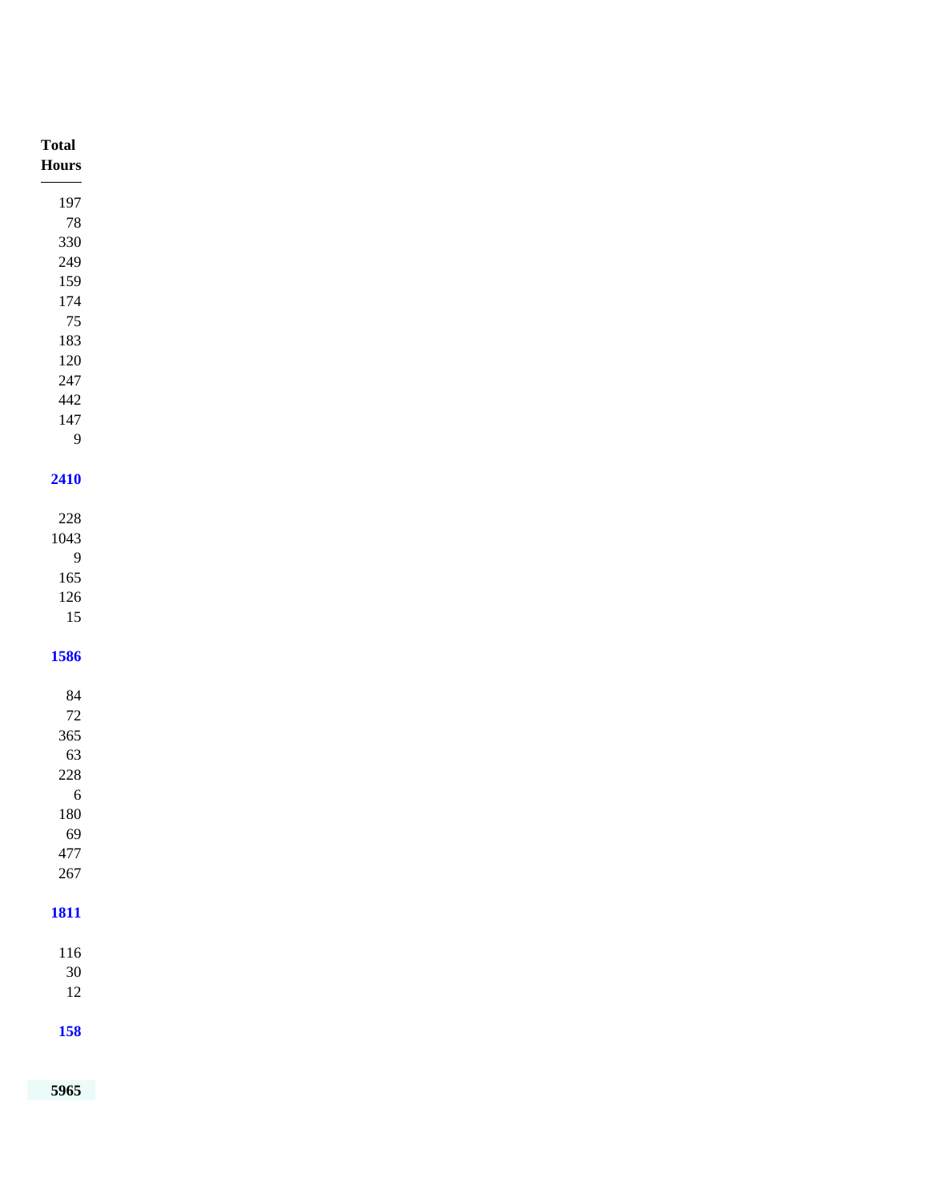| Total Hours |
|---|
| 197 |
| 78 |
| 330 |
| 249 |
| 159 |
| 174 |
| 75 |
| 183 |
| 120 |
| 247 |
| 442 |
| 147 |
| 9 |
| **2410** |
| 228 |
| 1043 |
| 9 |
| 165 |
| 126 |
| 15 |
| **1586** |
| 84 |
| 72 |
| 365 |
| 63 |
| 228 |
| 6 |
| 180 |
| 69 |
| 477 |
| 267 |
| **1811** |
| 116 |
| 30 |
| 12 |
| **158** |
| **5965** |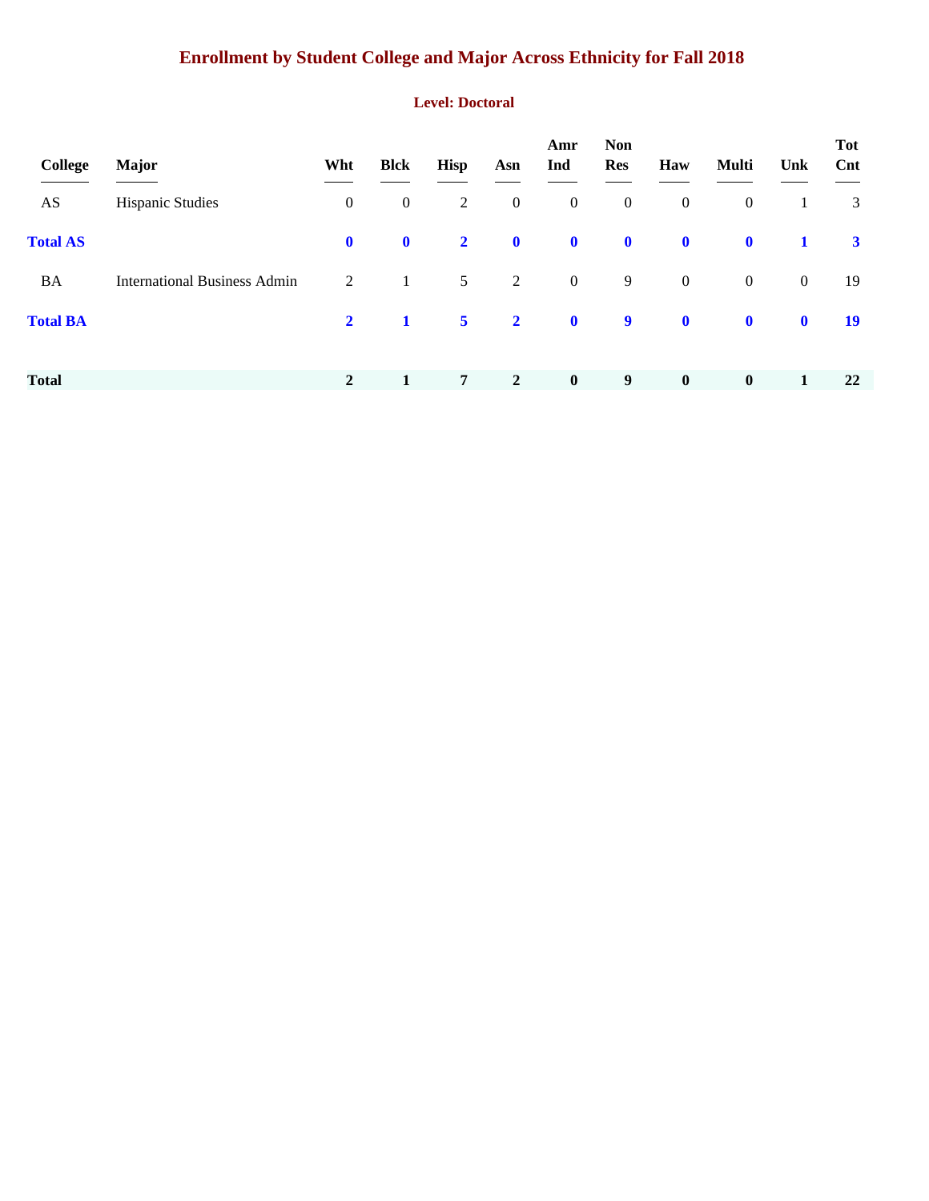# Enrollment by Student College and Major Across Ethnicity for Fall 2018

## Level: Doctoral

| College | Major | Wht | Blck | Hisp | Asn | Amr Ind | Non Res | Haw | Multi | Unk | Tot Cnt |
|---|---|---|---|---|---|---|---|---|---|---|---|
| AS | Hispanic Studies | 0 | 0 | 2 | 0 | 0 | 0 | 0 | 0 | 1 | 3 |
| **Total AS** | | **0** | **0** | **2** | **0** | **0** | **0** | **0** | **0** | **1** | **3** |
| BA | International Business Admin | 2 | 1 | 5 | 2 | 0 | 9 | 0 | 0 | 0 | 19 |
| **Total BA** | | **2** | **1** | **5** | **2** | **0** | **9** | **0** | **0** | **0** | **19** |
| **Total** | | **2** | **1** | **7** | **2** | **0** | **9** | **0** | **0** | **1** | **22** |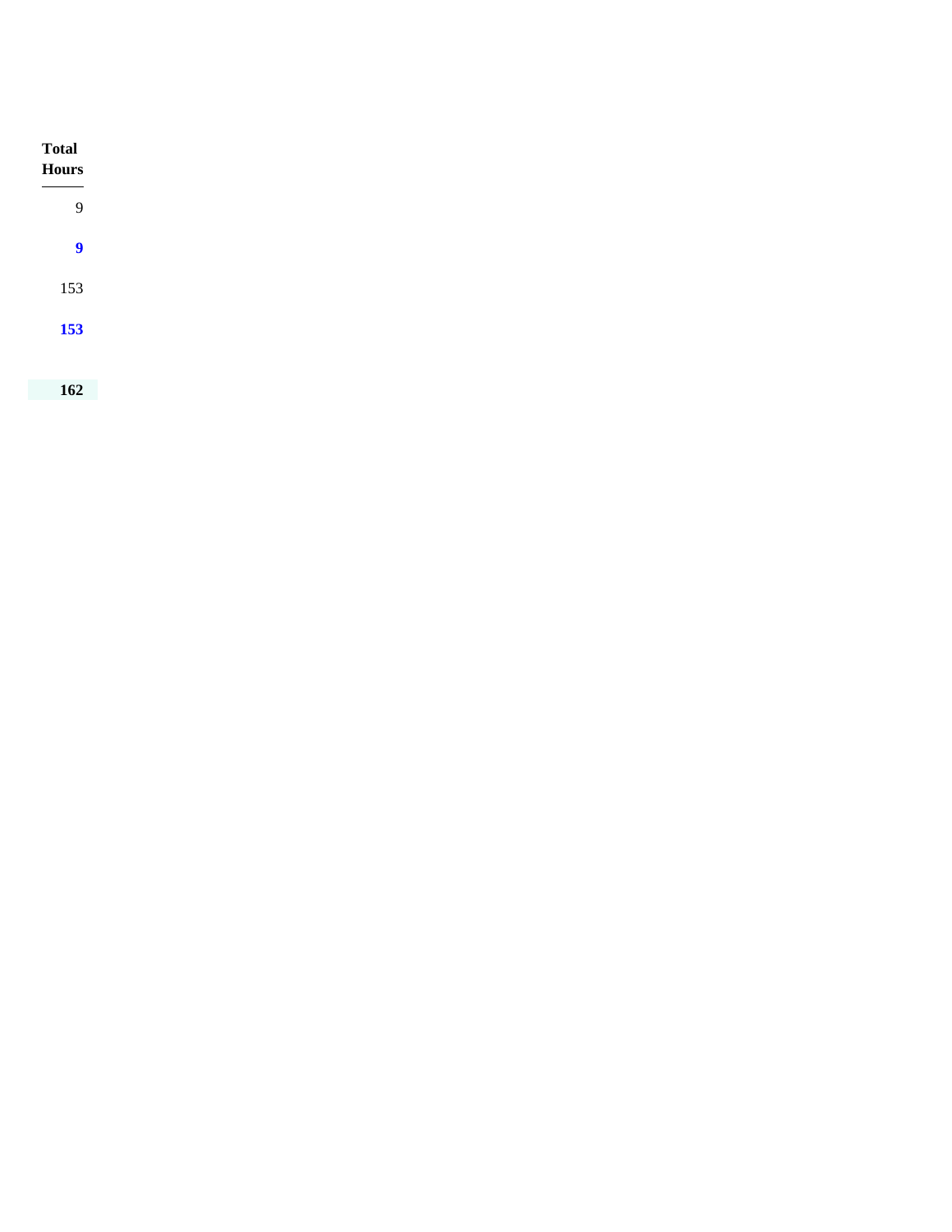| Total Hours |
| ---: |
| 9 |
| **9** |
| 153 |
| **153** |
| |
| **162** |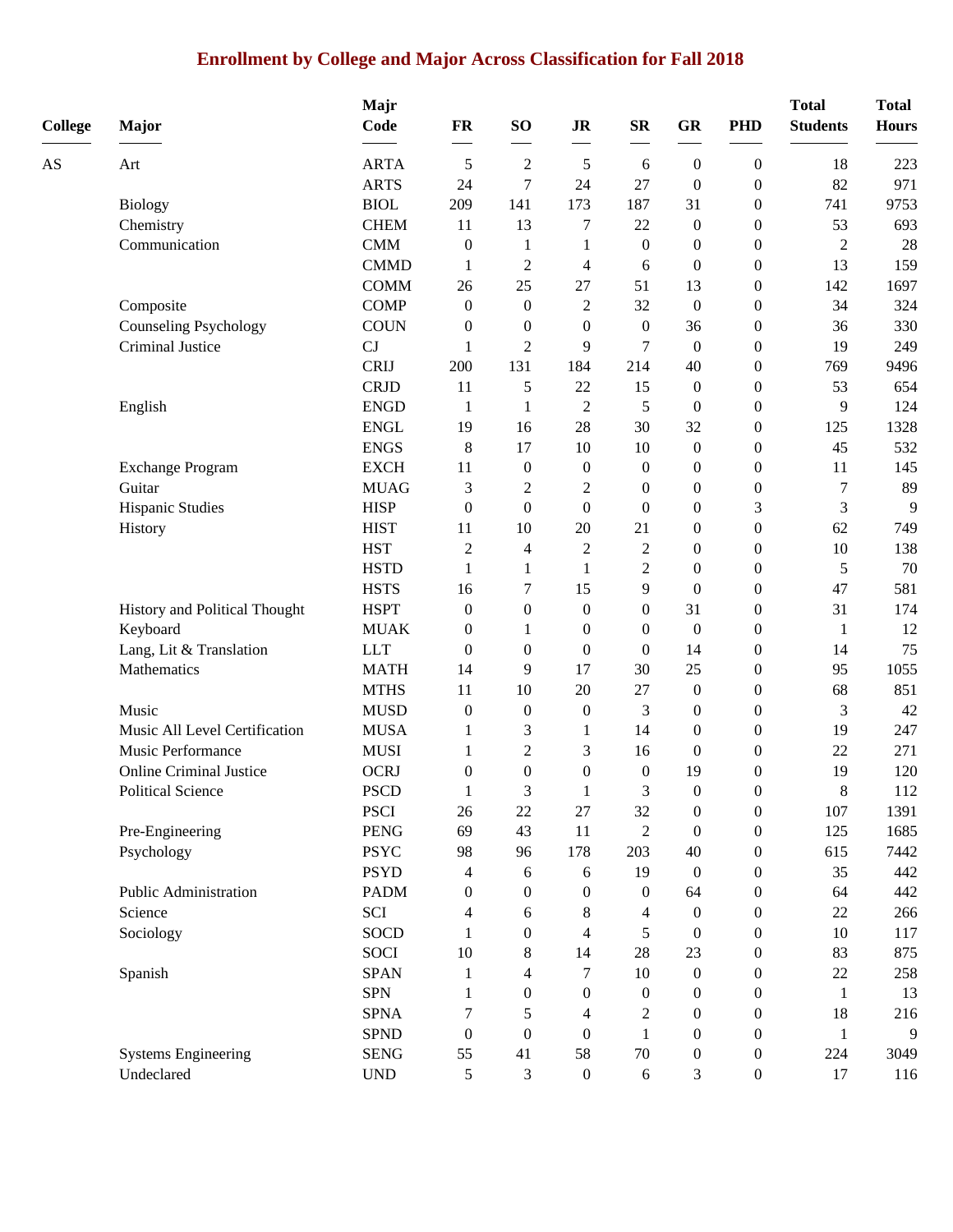# Enrollment by College and Major Across Classification for Fall 2018

| College | Major | Majr Code | FR | SO | JR | SR | GR | PHD | Total Students | Total Hours |
|---|---|---|---|---|---|---|---|---|---|---|
| AS | Art | ARTA | 5 | 2 | 5 | 6 | 0 | 0 | 18 | 223 |
| | | ARTS | 24 | 7 | 24 | 27 | 0 | 0 | 82 | 971 |
| | Biology | BIOL | 209 | 141 | 173 | 187 | 31 | 0 | 741 | 9753 |
| | Chemistry | CHEM | 11 | 13 | 7 | 22 | 0 | 0 | 53 | 693 |
| | Communication | CMM | 0 | 1 | 1 | 0 | 0 | 0 | 2 | 28 |
| | | CMMD | 1 | 2 | 4 | 6 | 0 | 0 | 13 | 159 |
| | | COMM | 26 | 25 | 27 | 51 | 13 | 0 | 142 | 1697 |
| | Composite | COMP | 0 | 0 | 2 | 32 | 0 | 0 | 34 | 324 |
| | Counseling Psychology | COUN | 0 | 0 | 0 | 0 | 36 | 0 | 36 | 330 |
| | Criminal Justice | CJ | 1 | 2 | 9 | 7 | 0 | 0 | 19 | 249 |
| | | CRIJ | 200 | 131 | 184 | 214 | 40 | 0 | 769 | 9496 |
| | | CRJD | 11 | 5 | 22 | 15 | 0 | 0 | 53 | 654 |
| | English | ENGD | 1 | 1 | 2 | 5 | 0 | 0 | 9 | 124 |
| | | ENGL | 19 | 16 | 28 | 30 | 32 | 0 | 125 | 1328 |
| | | ENGS | 8 | 17 | 10 | 10 | 0 | 0 | 45 | 532 |
| | Exchange Program | EXCH | 11 | 0 | 0 | 0 | 0 | 0 | 11 | 145 |
| | Guitar | MUAG | 3 | 2 | 2 | 0 | 0 | 0 | 7 | 89 |
| | Hispanic Studies | HISP | 0 | 0 | 0 | 0 | 0 | 3 | 3 | 9 |
| | History | HIST | 11 | 10 | 20 | 21 | 0 | 0 | 62 | 749 |
| | | HST | 2 | 4 | 2 | 2 | 0 | 0 | 10 | 138 |
| | | HSTD | 1 | 1 | 1 | 2 | 0 | 0 | 5 | 70 |
| | | HSTS | 16 | 7 | 15 | 9 | 0 | 0 | 47 | 581 |
| | History and Political Thought | HSPT | 0 | 0 | 0 | 0 | 31 | 0 | 31 | 174 |
| | Keyboard | MUAK | 0 | 1 | 0 | 0 | 0 | 0 | 1 | 12 |
| | Lang, Lit & Translation | LLT | 0 | 0 | 0 | 0 | 14 | 0 | 14 | 75 |
| | Mathematics | MATH | 14 | 9 | 17 | 30 | 25 | 0 | 95 | 1055 |
| | | MTHS | 11 | 10 | 20 | 27 | 0 | 0 | 68 | 851 |
| | Music | MUSD | 0 | 0 | 0 | 3 | 0 | 0 | 3 | 42 |
| | Music All Level Certification | MUSA | 1 | 3 | 1 | 14 | 0 | 0 | 19 | 247 |
| | Music Performance | MUSI | 1 | 2 | 3 | 16 | 0 | 0 | 22 | 271 |
| | Online Criminal Justice | OCRJ | 0 | 0 | 0 | 0 | 19 | 0 | 19 | 120 |
| | Political Science | PSCD | 1 | 3 | 1 | 3 | 0 | 0 | 8 | 112 |
| | | PSCI | 26 | 22 | 27 | 32 | 0 | 0 | 107 | 1391 |
| | Pre-Engineering | PENG | 69 | 43 | 11 | 2 | 0 | 0 | 125 | 1685 |
| | Psychology | PSYC | 98 | 96 | 178 | 203 | 40 | 0 | 615 | 7442 |
| | | PSYD | 4 | 6 | 6 | 19 | 0 | 0 | 35 | 442 |
| | Public Administration | PADM | 0 | 0 | 0 | 0 | 64 | 0 | 64 | 442 |
| | Science | SCI | 4 | 6 | 8 | 4 | 0 | 0 | 22 | 266 |
| | Sociology | SOCD | 1 | 0 | 4 | 5 | 0 | 0 | 10 | 117 |
| | | SOCI | 10 | 8 | 14 | 28 | 23 | 0 | 83 | 875 |
| | Spanish | SPAN | 1 | 4 | 7 | 10 | 0 | 0 | 22 | 258 |
| | | SPN | 1 | 0 | 0 | 0 | 0 | 0 | 1 | 13 |
| | | SPNA | 7 | 5 | 4 | 2 | 0 | 0 | 18 | 216 |
| | | SPND | 0 | 0 | 0 | 1 | 0 | 0 | 1 | 9 |
| | Systems Engineering | SENG | 55 | 41 | 58 | 70 | 0 | 0 | 224 | 3049 |
| | Undeclared | UND | 5 | 3 | 0 | 6 | 3 | 0 | 17 | 116 |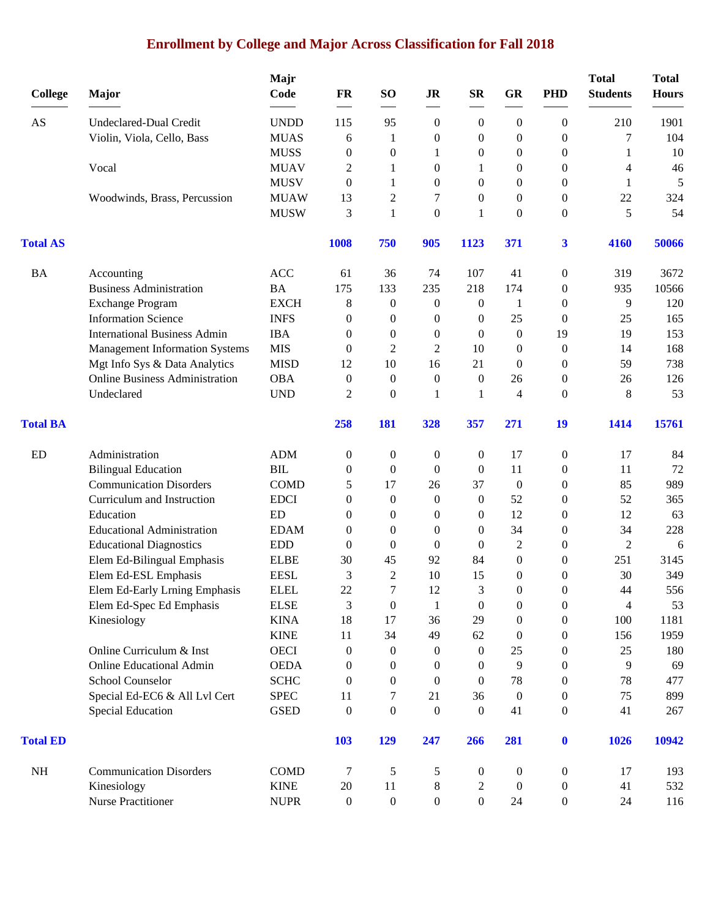# Enrollment by College and Major Across Classification for Fall 2018

| College | Major | Majr Code | FR | SO | JR | SR | GR | PHD | Total Students | Total Hours |
|---|---|---|---|---|---|---|---|---|---|---|
| AS | Undeclared-Dual Credit | UNDD | 115 | 95 | 0 | 0 | 0 | 0 | 210 | 1901 |
| | Violin, Viola, Cello, Bass | MUAS | 6 | 1 | 0 | 0 | 0 | 0 | 7 | 104 |
| | | MUSS | 0 | 0 | 1 | 0 | 0 | 0 | 1 | 10 |
| | Vocal | MUAV | 2 | 1 | 0 | 1 | 0 | 0 | 4 | 46 |
| | | MUSV | 0 | 1 | 0 | 0 | 0 | 0 | 1 | 5 |
| | Woodwinds, Brass, Percussion | MUAW | 13 | 2 | 7 | 0 | 0 | 0 | 22 | 324 |
| | | MUSW | 3 | 1 | 0 | 1 | 0 | 0 | 5 | 54 |
| **Total AS** | | | **1008** | **750** | **905** | **1123** | **371** | **3** | **4160** | **50066** |
| BA | Accounting | ACC | 61 | 36 | 74 | 107 | 41 | 0 | 319 | 3672 |
| | Business Administration | BA | 175 | 133 | 235 | 218 | 174 | 0 | 935 | 10566 |
| | Exchange Program | EXCH | 8 | 0 | 0 | 0 | 1 | 0 | 9 | 120 |
| | Information Science | INFS | 0 | 0 | 0 | 0 | 25 | 0 | 25 | 165 |
| | International Business Admin | IBA | 0 | 0 | 0 | 0 | 0 | 19 | 19 | 153 |
| | Management Information Systems | MIS | 0 | 2 | 2 | 10 | 0 | 0 | 14 | 168 |
| | Mgt Info Sys & Data Analytics | MISD | 12 | 10 | 16 | 21 | 0 | 0 | 59 | 738 |
| | Online Business Administration | OBA | 0 | 0 | 0 | 0 | 26 | 0 | 26 | 126 |
| | Undeclared | UND | 2 | 0 | 1 | 1 | 4 | 0 | 8 | 53 |
| **Total BA** | | | **258** | **181** | **328** | **357** | **271** | **19** | **1414** | **15761** |
| ED | Administration | ADM | 0 | 0 | 0 | 0 | 17 | 0 | 17 | 84 |
| | Bilingual Education | BIL | 0 | 0 | 0 | 0 | 11 | 0 | 11 | 72 |
| | Communication Disorders | COMD | 5 | 17 | 26 | 37 | 0 | 0 | 85 | 989 |
| | Curriculum and Instruction | EDCI | 0 | 0 | 0 | 0 | 52 | 0 | 52 | 365 |
| | Education | ED | 0 | 0 | 0 | 0 | 12 | 0 | 12 | 63 |
| | Educational Administration | EDAM | 0 | 0 | 0 | 0 | 34 | 0 | 34 | 228 |
| | Educational Diagnostics | EDD | 0 | 0 | 0 | 0 | 2 | 0 | 2 | 6 |
| | Elem Ed-Bilingual Emphasis | ELBE | 30 | 45 | 92 | 84 | 0 | 0 | 251 | 3145 |
| | Elem Ed-ESL Emphasis | EESL | 3 | 2 | 10 | 15 | 0 | 0 | 30 | 349 |
| | Elem Ed-Early Lrning Emphasis | ELEL | 22 | 7 | 12 | 3 | 0 | 0 | 44 | 556 |
| | Elem Ed-Spec Ed Emphasis | ELSE | 3 | 0 | 1 | 0 | 0 | 0 | 4 | 53 |
| | Kinesiology | KINA | 18 | 17 | 36 | 29 | 0 | 0 | 100 | 1181 |
| | | KINE | 11 | 34 | 49 | 62 | 0 | 0 | 156 | 1959 |
| | Online Curriculum & Inst | OECI | 0 | 0 | 0 | 0 | 25 | 0 | 25 | 180 |
| | Online Educational Admin | OEDA | 0 | 0 | 0 | 0 | 9 | 0 | 9 | 69 |
| | School Counselor | SCHC | 0 | 0 | 0 | 0 | 78 | 0 | 78 | 477 |
| | Special Ed-EC6 & All Lvl Cert | SPEC | 11 | 7 | 21 | 36 | 0 | 0 | 75 | 899 |
| | Special Education | GSED | 0 | 0 | 0 | 0 | 41 | 0 | 41 | 267 |
| **Total ED** | | | **103** | **129** | **247** | **266** | **281** | **0** | **1026** | **10942** |
| NH | Communication Disorders | COMD | 7 | 5 | 5 | 0 | 0 | 0 | 17 | 193 |
| | Kinesiology | KINE | 20 | 11 | 8 | 2 | 0 | 0 | 41 | 532 |
| | Nurse Practitioner | NUPR | 0 | 0 | 0 | 0 | 24 | 0 | 24 | 116 |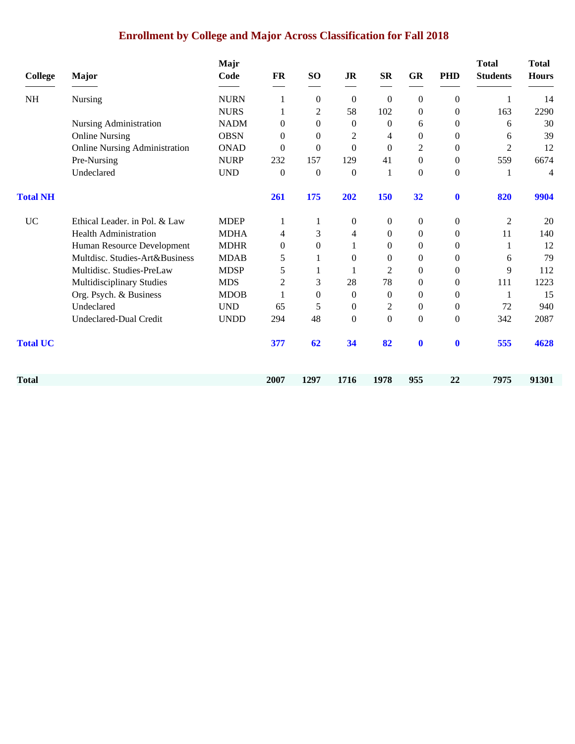## Enrollment by College and Major Across Classification for Fall 2018

| College | Major | Majr Code | FR | SO | JR | SR | GR | PHD | Total Students | Total Hours |
|---|---|---|---|---|---|---|---|---|---|---|
| NH | Nursing | NURN | 1 | 0 | 0 | 0 | 0 | 0 | 1 | 14 |
| | | NURS | 1 | 2 | 58 | 102 | 0 | 0 | 163 | 2290 |
| | Nursing Administration | NADM | 0 | 0 | 0 | 0 | 6 | 0 | 6 | 30 |
| | Online Nursing | OBSN | 0 | 0 | 2 | 4 | 0 | 0 | 6 | 39 |
| | Online Nursing Administration | ONAD | 0 | 0 | 0 | 0 | 2 | 0 | 2 | 12 |
| | Pre-Nursing | NURP | 232 | 157 | 129 | 41 | 0 | 0 | 559 | 6674 |
| | Undeclared | UND | 0 | 0 | 0 | 1 | 0 | 0 | 1 | 4 |
| **Total NH** | | | **261** | **175** | **202** | **150** | **32** | **0** | **820** | **9904** |
| UC | Ethical Leader. in Pol. & Law | MDEP | 1 | 1 | 0 | 0 | 0 | 0 | 2 | 20 |
| | Health Administration | MDHA | 4 | 3 | 4 | 0 | 0 | 0 | 11 | 140 |
| | Human Resource Development | MDHR | 0 | 0 | 1 | 0 | 0 | 0 | 1 | 12 |
| | Multdisc. Studies-Art&Business | MDAB | 5 | 1 | 0 | 0 | 0 | 0 | 6 | 79 |
| | Multidisc. Studies-PreLaw | MDSP | 5 | 1 | 1 | 2 | 0 | 0 | 9 | 112 |
| | Multidisciplinary Studies | MDS | 2 | 3 | 28 | 78 | 0 | 0 | 111 | 1223 |
| | Org. Psych. & Business | MDOB | 1 | 0 | 0 | 0 | 0 | 0 | 1 | 15 |
| | Undeclared | UND | 65 | 5 | 0 | 2 | 0 | 0 | 72 | 940 |
| | Undeclared-Dual Credit | UNDD | 294 | 48 | 0 | 0 | 0 | 0 | 342 | 2087 |
| **Total UC** | | | **377** | **62** | **34** | **82** | **0** | **0** | **555** | **4628** |
| **Total** | | | **2007** | **1297** | **1716** | **1978** | **955** | **22** | **7975** | **91301** |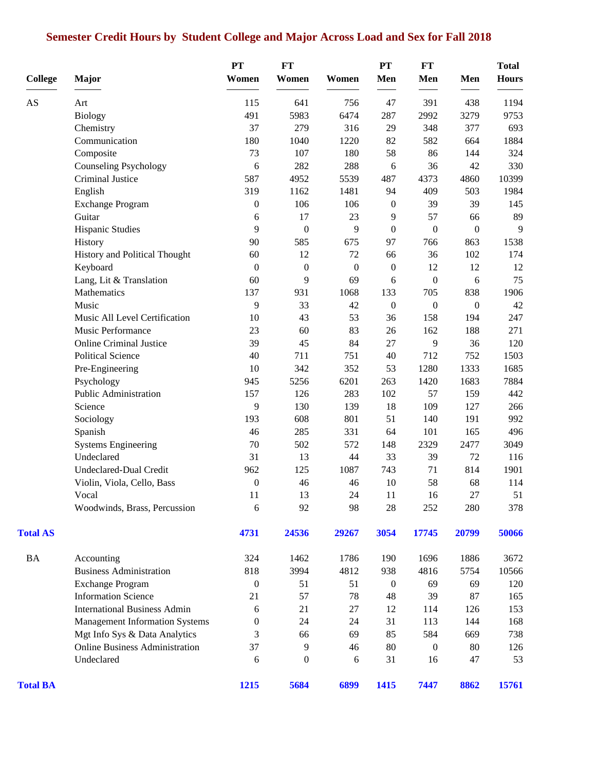## Semester Credit Hours by Student College and Major Across Load and Sex for Fall 2018

| College | Major | PT Women | FT Women | Women | PT Men | FT Men | Men | Total Hours |
|---|---|---|---|---|---|---|---|---|
| AS | Art | 115 | 641 | 756 | 47 | 391 | 438 | 1194 |
| | Biology | 491 | 5983 | 6474 | 287 | 2992 | 3279 | 9753 |
| | Chemistry | 37 | 279 | 316 | 29 | 348 | 377 | 693 |
| | Communication | 180 | 1040 | 1220 | 82 | 582 | 664 | 1884 |
| | Composite | 73 | 107 | 180 | 58 | 86 | 144 | 324 |
| | Counseling Psychology | 6 | 282 | 288 | 6 | 36 | 42 | 330 |
| | Criminal Justice | 587 | 4952 | 5539 | 487 | 4373 | 4860 | 10399 |
| | English | 319 | 1162 | 1481 | 94 | 409 | 503 | 1984 |
| | Exchange Program | 0 | 106 | 106 | 0 | 39 | 39 | 145 |
| | Guitar | 6 | 17 | 23 | 9 | 57 | 66 | 89 |
| | Hispanic Studies | 9 | 0 | 9 | 0 | 0 | 0 | 9 |
| | History | 90 | 585 | 675 | 97 | 766 | 863 | 1538 |
| | History and Political Thought | 60 | 12 | 72 | 66 | 36 | 102 | 174 |
| | Keyboard | 0 | 0 | 0 | 0 | 12 | 12 | 12 |
| | Lang, Lit & Translation | 60 | 9 | 69 | 6 | 0 | 6 | 75 |
| | Mathematics | 137 | 931 | 1068 | 133 | 705 | 838 | 1906 |
| | Music | 9 | 33 | 42 | 0 | 0 | 0 | 42 |
| | Music All Level Certification | 10 | 43 | 53 | 36 | 158 | 194 | 247 |
| | Music Performance | 23 | 60 | 83 | 26 | 162 | 188 | 271 |
| | Online Criminal Justice | 39 | 45 | 84 | 27 | 9 | 36 | 120 |
| | Political Science | 40 | 711 | 751 | 40 | 712 | 752 | 1503 |
| | Pre-Engineering | 10 | 342 | 352 | 53 | 1280 | 1333 | 1685 |
| | Psychology | 945 | 5256 | 6201 | 263 | 1420 | 1683 | 7884 |
| | Public Administration | 157 | 126 | 283 | 102 | 57 | 159 | 442 |
| | Science | 9 | 130 | 139 | 18 | 109 | 127 | 266 |
| | Sociology | 193 | 608 | 801 | 51 | 140 | 191 | 992 |
| | Spanish | 46 | 285 | 331 | 64 | 101 | 165 | 496 |
| | Systems Engineering | 70 | 502 | 572 | 148 | 2329 | 2477 | 3049 |
| | Undeclared | 31 | 13 | 44 | 33 | 39 | 72 | 116 |
| | Undeclared-Dual Credit | 962 | 125 | 1087 | 743 | 71 | 814 | 1901 |
| | Violin, Viola, Cello, Bass | 0 | 46 | 46 | 10 | 58 | 68 | 114 |
| | Vocal | 11 | 13 | 24 | 11 | 16 | 27 | 51 |
| | Woodwinds, Brass, Percussion | 6 | 92 | 98 | 28 | 252 | 280 | 378 |
| **Total AS** | | **4731** | **24536** | **29267** | **3054** | **17745** | **20799** | **50066** |
| BA | Accounting | 324 | 1462 | 1786 | 190 | 1696 | 1886 | 3672 |
| | Business Administration | 818 | 3994 | 4812 | 938 | 4816 | 5754 | 10566 |
| | Exchange Program | 0 | 51 | 51 | 0 | 69 | 69 | 120 |
| | Information Science | 21 | 57 | 78 | 48 | 39 | 87 | 165 |
| | International Business Admin | 6 | 21 | 27 | 12 | 114 | 126 | 153 |
| | Management Information Systems | 0 | 24 | 24 | 31 | 113 | 144 | 168 |
| | Mgt Info Sys & Data Analytics | 3 | 66 | 69 | 85 | 584 | 669 | 738 |
| | Online Business Administration | 37 | 9 | 46 | 80 | 0 | 80 | 126 |
| | Undeclared | 6 | 0 | 6 | 31 | 16 | 47 | 53 |
| **Total BA** | | **1215** | **5684** | **6899** | **1415** | **7447** | **8862** | **15761** |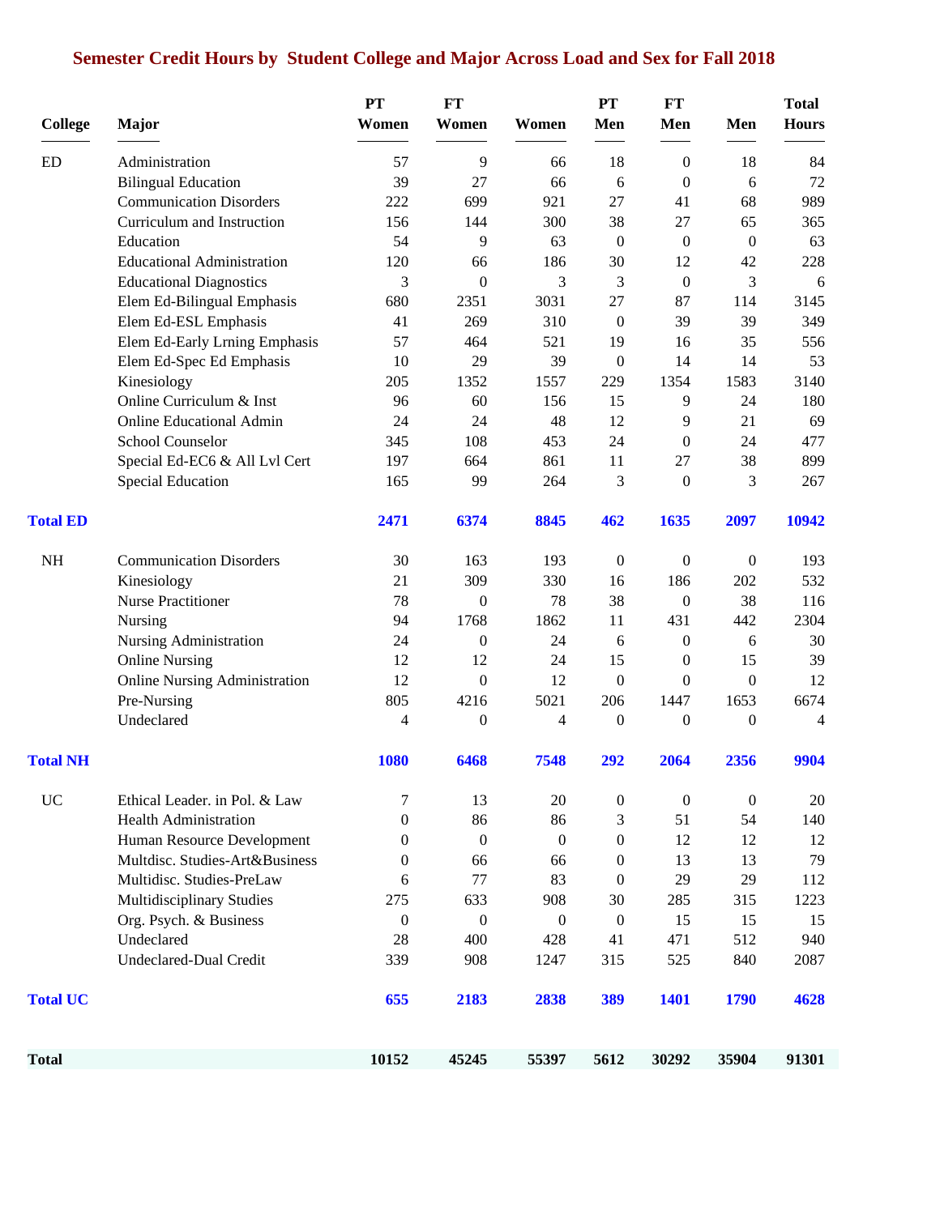# Semester Credit Hours by Student College and Major Across Load and Sex for Fall 2018

| College | Major | PT Women | FT Women | Women | PT Men | FT Men | Men | Total Hours |
|---|---|---|---|---|---|---|---|---|
| ED | Administration | 57 | 9 | 66 | 18 | 0 | 18 | 84 |
| | Bilingual Education | 39 | 27 | 66 | 6 | 0 | 6 | 72 |
| | Communication Disorders | 222 | 699 | 921 | 27 | 41 | 68 | 989 |
| | Curriculum and Instruction | 156 | 144 | 300 | 38 | 27 | 65 | 365 |
| | Education | 54 | 9 | 63 | 0 | 0 | 0 | 63 |
| | Educational Administration | 120 | 66 | 186 | 30 | 12 | 42 | 228 |
| | Educational Diagnostics | 3 | 0 | 3 | 3 | 0 | 3 | 6 |
| | Elem Ed-Bilingual Emphasis | 680 | 2351 | 3031 | 27 | 87 | 114 | 3145 |
| | Elem Ed-ESL Emphasis | 41 | 269 | 310 | 0 | 39 | 39 | 349 |
| | Elem Ed-Early Lrning Emphasis | 57 | 464 | 521 | 19 | 16 | 35 | 556 |
| | Elem Ed-Spec Ed Emphasis | 10 | 29 | 39 | 0 | 14 | 14 | 53 |
| | Kinesiology | 205 | 1352 | 1557 | 229 | 1354 | 1583 | 3140 |
| | Online Curriculum & Inst | 96 | 60 | 156 | 15 | 9 | 24 | 180 |
| | Online Educational Admin | 24 | 24 | 48 | 12 | 9 | 21 | 69 |
| | School Counselor | 345 | 108 | 453 | 24 | 0 | 24 | 477 |
| | Special Ed-EC6 & All Lvl Cert | 197 | 664 | 861 | 11 | 27 | 38 | 899 |
| | Special Education | 165 | 99 | 264 | 3 | 0 | 3 | 267 |
| **Total ED** | | **2471** | **6374** | **8845** | **462** | **1635** | **2097** | **10942** |
| NH | Communication Disorders | 30 | 163 | 193 | 0 | 0 | 0 | 193 |
| | Kinesiology | 21 | 309 | 330 | 16 | 186 | 202 | 532 |
| | Nurse Practitioner | 78 | 0 | 78 | 38 | 0 | 38 | 116 |
| | Nursing | 94 | 1768 | 1862 | 11 | 431 | 442 | 2304 |
| | Nursing Administration | 24 | 0 | 24 | 6 | 0 | 6 | 30 |
| | Online Nursing | 12 | 12 | 24 | 15 | 0 | 15 | 39 |
| | Online Nursing Administration | 12 | 0 | 12 | 0 | 0 | 0 | 12 |
| | Pre-Nursing | 805 | 4216 | 5021 | 206 | 1447 | 1653 | 6674 |
| | Undeclared | 4 | 0 | 4 | 0 | 0 | 0 | 4 |
| **Total NH** | | **1080** | **6468** | **7548** | **292** | **2064** | **2356** | **9904** |
| UC | Ethical Leader. in Pol. & Law | 7 | 13 | 20 | 0 | 0 | 0 | 20 |
| | Health Administration | 0 | 86 | 86 | 3 | 51 | 54 | 140 |
| | Human Resource Development | 0 | 0 | 0 | 0 | 12 | 12 | 12 |
| | Multdisc. Studies-Art&Business | 0 | 66 | 66 | 0 | 13 | 13 | 79 |
| | Multidisc. Studies-PreLaw | 6 | 77 | 83 | 0 | 29 | 29 | 112 |
| | Multidisciplinary Studies | 275 | 633 | 908 | 30 | 285 | 315 | 1223 |
| | Org. Psych. & Business | 0 | 0 | 0 | 0 | 15 | 15 | 15 |
| | Undeclared | 28 | 400 | 428 | 41 | 471 | 512 | 940 |
| | Undeclared-Dual Credit | 339 | 908 | 1247 | 315 | 525 | 840 | 2087 |
| **Total UC** | | **655** | **2183** | **2838** | **389** | **1401** | **1790** | **4628** |
| **Total** | | **10152** | **45245** | **55397** | **5612** | **30292** | **35904** | **91301** |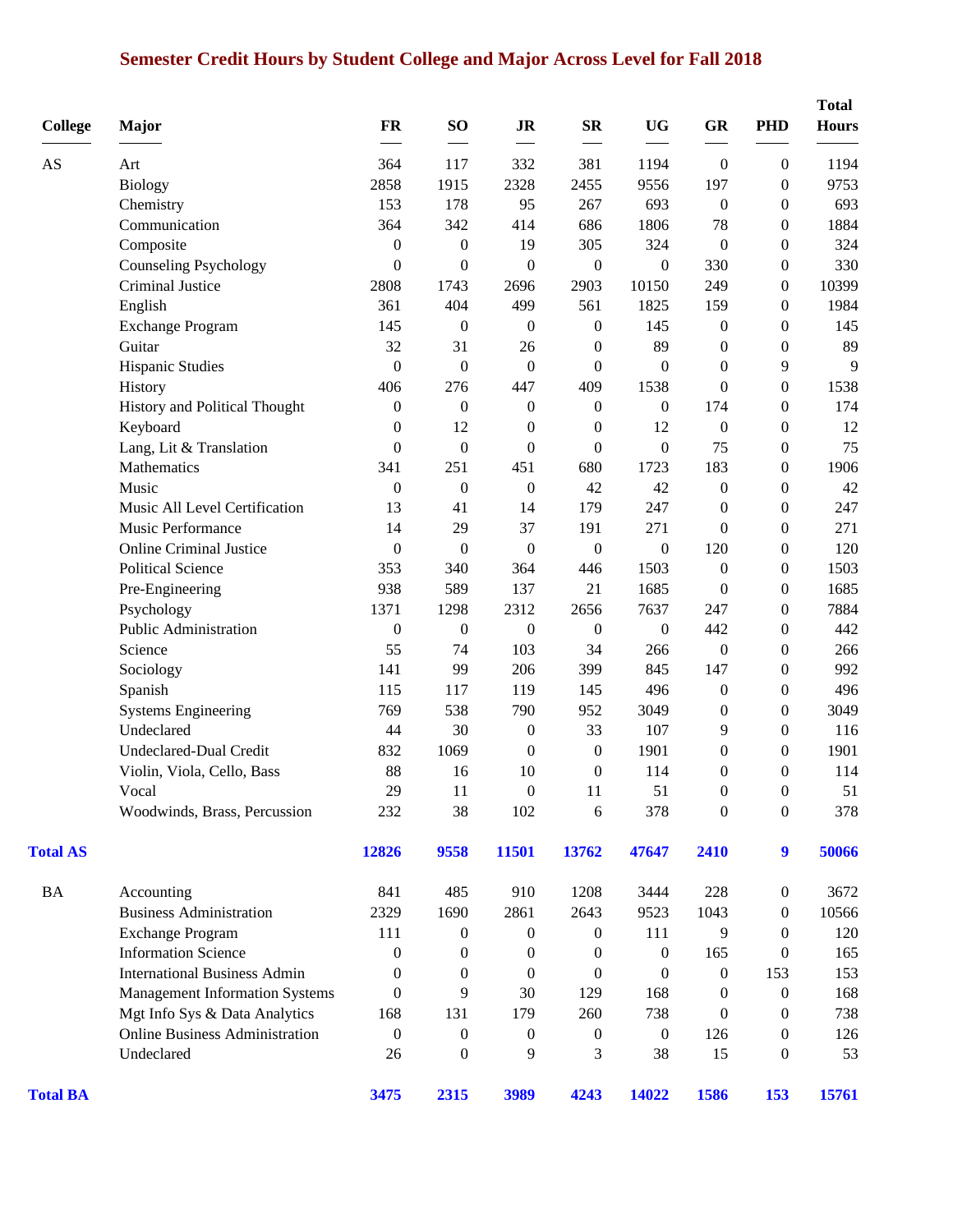# Semester Credit Hours by Student College and Major Across Level for Fall 2018

| College | Major | FR | SO | JR | SR | UG | GR | PHD | Total Hours |
|---|---|---|---|---|---|---|---|---|---|
| AS | Art | 364 | 117 | 332 | 381 | 1194 | 0 | 0 | 1194 |
| | Biology | 2858 | 1915 | 2328 | 2455 | 9556 | 197 | 0 | 9753 |
| | Chemistry | 153 | 178 | 95 | 267 | 693 | 0 | 0 | 693 |
| | Communication | 364 | 342 | 414 | 686 | 1806 | 78 | 0 | 1884 |
| | Composite | 0 | 0 | 19 | 305 | 324 | 0 | 0 | 324 |
| | Counseling Psychology | 0 | 0 | 0 | 0 | 0 | 330 | 0 | 330 |
| | Criminal Justice | 2808 | 1743 | 2696 | 2903 | 10150 | 249 | 0 | 10399 |
| | English | 361 | 404 | 499 | 561 | 1825 | 159 | 0 | 1984 |
| | Exchange Program | 145 | 0 | 0 | 0 | 145 | 0 | 0 | 145 |
| | Guitar | 32 | 31 | 26 | 0 | 89 | 0 | 0 | 89 |
| | Hispanic Studies | 0 | 0 | 0 | 0 | 0 | 0 | 9 | 9 |
| | History | 406 | 276 | 447 | 409 | 1538 | 0 | 0 | 1538 |
| | History and Political Thought | 0 | 0 | 0 | 0 | 0 | 174 | 0 | 174 |
| | Keyboard | 0 | 12 | 0 | 0 | 12 | 0 | 0 | 12 |
| | Lang, Lit & Translation | 0 | 0 | 0 | 0 | 0 | 75 | 0 | 75 |
| | Mathematics | 341 | 251 | 451 | 680 | 1723 | 183 | 0 | 1906 |
| | Music | 0 | 0 | 0 | 42 | 42 | 0 | 0 | 42 |
| | Music All Level Certification | 13 | 41 | 14 | 179 | 247 | 0 | 0 | 247 |
| | Music Performance | 14 | 29 | 37 | 191 | 271 | 0 | 0 | 271 |
| | Online Criminal Justice | 0 | 0 | 0 | 0 | 0 | 120 | 0 | 120 |
| | Political Science | 353 | 340 | 364 | 446 | 1503 | 0 | 0 | 1503 |
| | Pre-Engineering | 938 | 589 | 137 | 21 | 1685 | 0 | 0 | 1685 |
| | Psychology | 1371 | 1298 | 2312 | 2656 | 7637 | 247 | 0 | 7884 |
| | Public Administration | 0 | 0 | 0 | 0 | 0 | 442 | 0 | 442 |
| | Science | 55 | 74 | 103 | 34 | 266 | 0 | 0 | 266 |
| | Sociology | 141 | 99 | 206 | 399 | 845 | 147 | 0 | 992 |
| | Spanish | 115 | 117 | 119 | 145 | 496 | 0 | 0 | 496 |
| | Systems Engineering | 769 | 538 | 790 | 952 | 3049 | 0 | 0 | 3049 |
| | Undeclared | 44 | 30 | 0 | 33 | 107 | 9 | 0 | 116 |
| | Undeclared-Dual Credit | 832 | 1069 | 0 | 0 | 1901 | 0 | 0 | 1901 |
| | Violin, Viola, Cello, Bass | 88 | 16 | 10 | 0 | 114 | 0 | 0 | 114 |
| | Vocal | 29 | 11 | 0 | 11 | 51 | 0 | 0 | 51 |
| | Woodwinds, Brass, Percussion | 232 | 38 | 102 | 6 | 378 | 0 | 0 | 378 |
| **Total AS** | | **12826** | **9558** | **11501** | **13762** | **47647** | **2410** | **9** | **50066** |
| BA | Accounting | 841 | 485 | 910 | 1208 | 3444 | 228 | 0 | 3672 |
| | Business Administration | 2329 | 1690 | 2861 | 2643 | 9523 | 1043 | 0 | 10566 |
| | Exchange Program | 111 | 0 | 0 | 0 | 111 | 9 | 0 | 120 |
| | Information Science | 0 | 0 | 0 | 0 | 0 | 165 | 0 | 165 |
| | International Business Admin | 0 | 0 | 0 | 0 | 0 | 0 | 153 | 153 |
| | Management Information Systems | 0 | 9 | 30 | 129 | 168 | 0 | 0 | 168 |
| | Mgt Info Sys & Data Analytics | 168 | 131 | 179 | 260 | 738 | 0 | 0 | 738 |
| | Online Business Administration | 0 | 0 | 0 | 0 | 0 | 126 | 0 | 126 |
| | Undeclared | 26 | 0 | 9 | 3 | 38 | 15 | 0 | 53 |
| **Total BA** | | **3475** | **2315** | **3989** | **4243** | **14022** | **1586** | **153** | **15761** |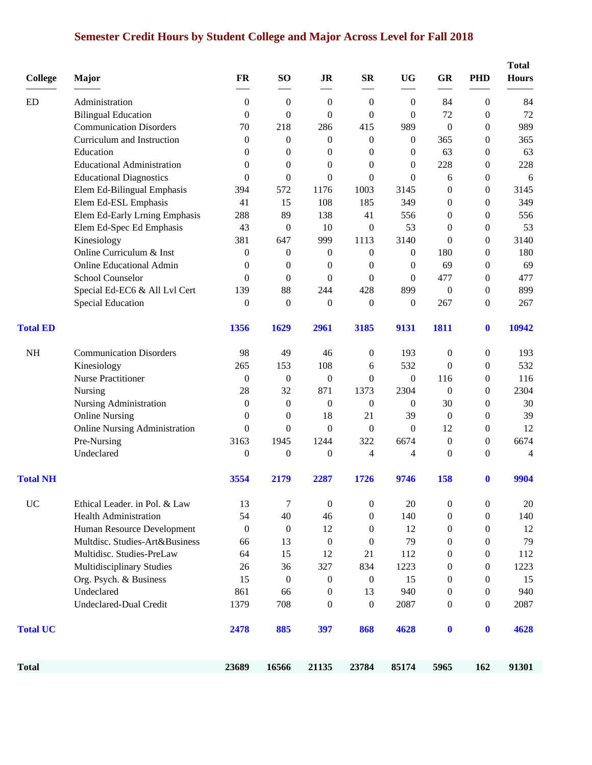# Semester Credit Hours by Student College and Major Across Level for Fall 2018

| College | Major | FR | SO | JR | SR | UG | GR | PHD | Total Hours |
|---|---|---|---|---|---|---|---|---|---|
| ED | Administration | 0 | 0 | 0 | 0 | 0 | 84 | 0 | 84 |
| | Bilingual Education | 0 | 0 | 0 | 0 | 0 | 72 | 0 | 72 |
| | Communication Disorders | 70 | 218 | 286 | 415 | 989 | 0 | 0 | 989 |
| | Curriculum and Instruction | 0 | 0 | 0 | 0 | 0 | 365 | 0 | 365 |
| | Education | 0 | 0 | 0 | 0 | 0 | 63 | 0 | 63 |
| | Educational Administration | 0 | 0 | 0 | 0 | 0 | 228 | 0 | 228 |
| | Educational Diagnostics | 0 | 0 | 0 | 0 | 0 | 6 | 0 | 6 |
| | Elem Ed-Bilingual Emphasis | 394 | 572 | 1176 | 1003 | 3145 | 0 | 0 | 3145 |
| | Elem Ed-ESL Emphasis | 41 | 15 | 108 | 185 | 349 | 0 | 0 | 349 |
| | Elem Ed-Early Lrning Emphasis | 288 | 89 | 138 | 41 | 556 | 0 | 0 | 556 |
| | Elem Ed-Spec Ed Emphasis | 43 | 0 | 10 | 0 | 53 | 0 | 0 | 53 |
| | Kinesiology | 381 | 647 | 999 | 1113 | 3140 | 0 | 0 | 3140 |
| | Online Curriculum & Inst | 0 | 0 | 0 | 0 | 0 | 180 | 0 | 180 |
| | Online Educational Admin | 0 | 0 | 0 | 0 | 0 | 69 | 0 | 69 |
| | School Counselor | 0 | 0 | 0 | 0 | 0 | 477 | 0 | 477 |
| | Special Ed-EC6 & All Lvl Cert | 139 | 88 | 244 | 428 | 899 | 0 | 0 | 899 |
| | Special Education | 0 | 0 | 0 | 0 | 0 | 267 | 0 | 267 |
| **Total ED** | | **1356** | **1629** | **2961** | **3185** | **9131** | **1811** | **0** | **10942** |
| NH | Communication Disorders | 98 | 49 | 46 | 0 | 193 | 0 | 0 | 193 |
| | Kinesiology | 265 | 153 | 108 | 6 | 532 | 0 | 0 | 532 |
| | Nurse Practitioner | 0 | 0 | 0 | 0 | 0 | 116 | 0 | 116 |
| | Nursing | 28 | 32 | 871 | 1373 | 2304 | 0 | 0 | 2304 |
| | Nursing Administration | 0 | 0 | 0 | 0 | 0 | 30 | 0 | 30 |
| | Online Nursing | 0 | 0 | 18 | 21 | 39 | 0 | 0 | 39 |
| | Online Nursing Administration | 0 | 0 | 0 | 0 | 0 | 12 | 0 | 12 |
| | Pre-Nursing | 3163 | 1945 | 1244 | 322 | 6674 | 0 | 0 | 6674 |
| | Undeclared | 0 | 0 | 0 | 4 | 4 | 0 | 0 | 4 |
| **Total NH** | | **3554** | **2179** | **2287** | **1726** | **9746** | **158** | **0** | **9904** |
| UC | Ethical Leader. in Pol. & Law | 13 | 7 | 0 | 0 | 20 | 0 | 0 | 20 |
| | Health Administration | 54 | 40 | 46 | 0 | 140 | 0 | 0 | 140 |
| | Human Resource Development | 0 | 0 | 12 | 0 | 12 | 0 | 0 | 12 |
| | Multdisc. Studies-Art&Business | 66 | 13 | 0 | 0 | 79 | 0 | 0 | 79 |
| | Multidisc. Studies-PreLaw | 64 | 15 | 12 | 21 | 112 | 0 | 0 | 112 |
| | Multidisciplinary Studies | 26 | 36 | 327 | 834 | 1223 | 0 | 0 | 1223 |
| | Org. Psych. & Business | 15 | 0 | 0 | 0 | 15 | 0 | 0 | 15 |
| | Undeclared | 861 | 66 | 0 | 13 | 940 | 0 | 0 | 940 |
| | Undeclared-Dual Credit | 1379 | 708 | 0 | 0 | 2087 | 0 | 0 | 2087 |
| **Total UC** | | **2478** | **885** | **397** | **868** | **4628** | **0** | **0** | **4628** |
| **Total** | | **23689** | **16566** | **21135** | **23784** | **85174** | **5965** | **162** | **91301** |